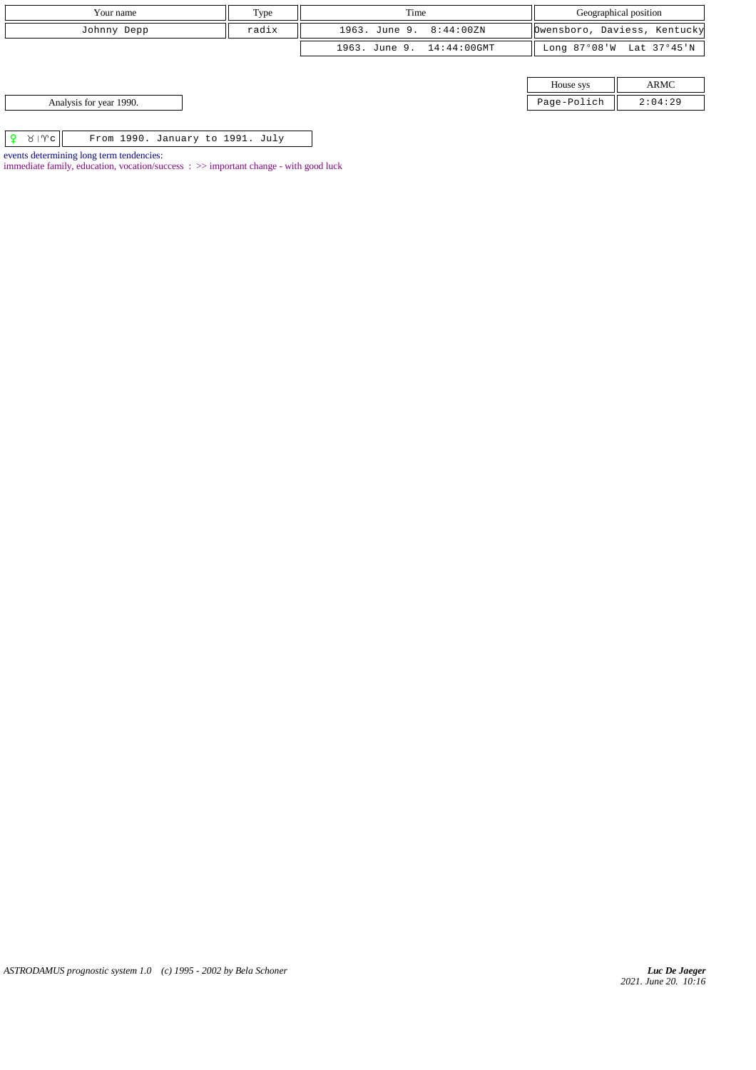| Your name | Type | Time | Geographical position |
|---|---|---|---|
| Johnny Depp | radix | 1963. June 9. 8:44:00ZN | Owensboro, Daviess, Kentucky |
| | | 1963. June 9. 14:44:00GMT | Long 87°08'W Lat 37°45'N |

| House sys | ARMC |
|---|---|
| Page-Polich | 2:04:29 |

Analysis for year 1990.

| ♀ ♉ \| ♈ c | From 1990. January to 1991. July |
|---|---|

events determining long term tendencies:

immediate family, education, vocation/success : >> important change - with good luck

*ASTRODAMUS prognostic system 1.0 (c) 1995 - 2002 by Bela Schoner*

*Luc De Jaeger*
*2021. June 20. 10:16*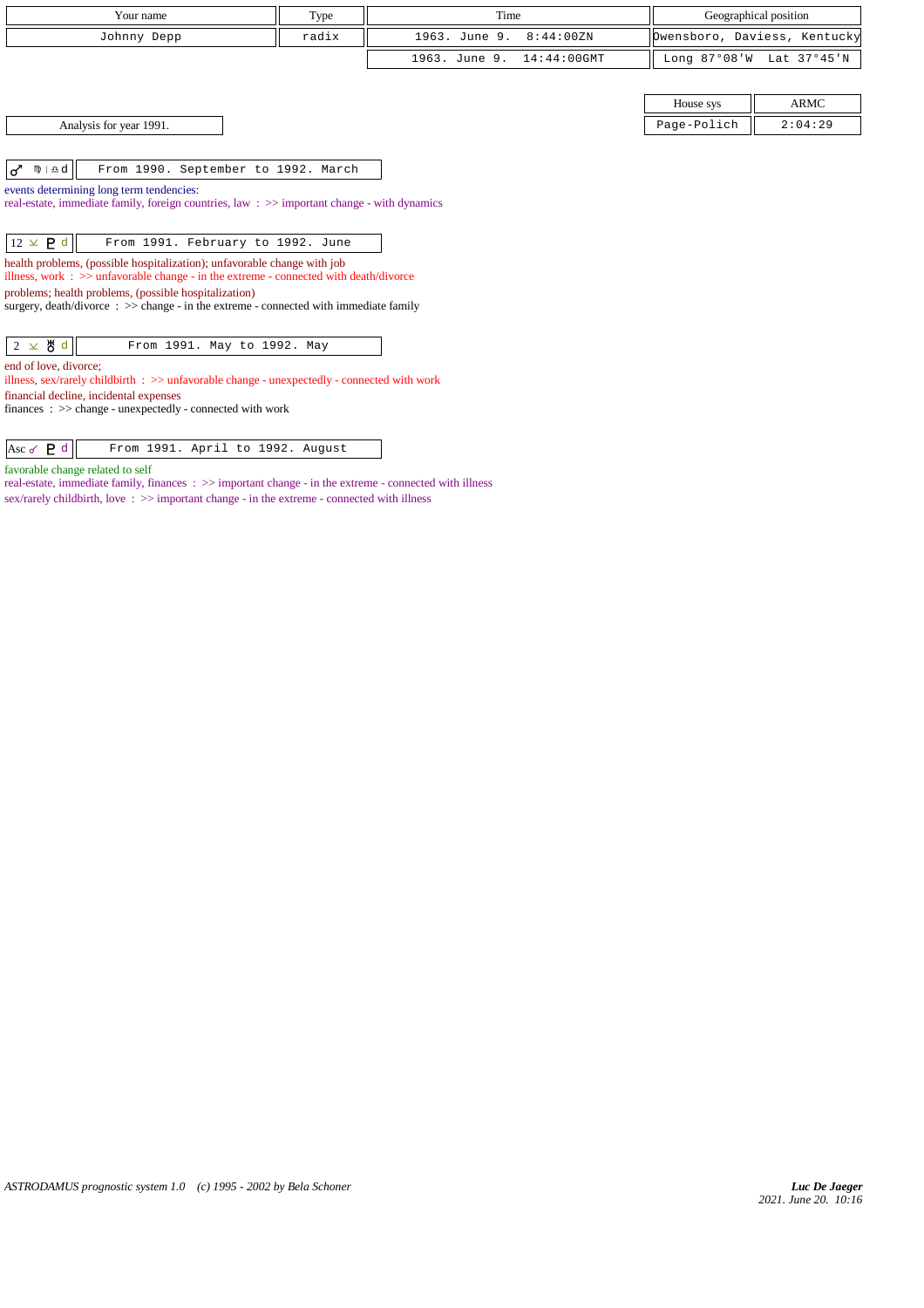| Your name | Type | Time | Geographical position |
|---|---|---|---|
| Johnny Depp | radix | 1963. June 9. 8:44:00ZN | Owensboro, Daviess, Kentucky |
| | | 1963. June 9. 14:44:00GMT | Long 87°08'W Lat 37°45'N |

| House sys | ARMC |
|---|---|
| Page-Polich | 2:04:29 |

Analysis for year 1991.

| ♂ ♍ \| ♎ d | From 1990. September to 1992. March |
|---|---|

events determining long term tendencies:
real-estate, immediate family, foreign countries, law : >> important change - with dynamics

| 12 ⊻ ♇ d | From 1991. February to 1992. June |
|---|---|

health problems, (possible hospitalization); unfavorable change with job
illness, work : >> unfavorable change - in the extreme - connected with death/divorce
problems; health problems, (possible hospitalization)
surgery, death/divorce : >> change - in the extreme - connected with immediate family

| 2 ⊻ ♅ d | From 1991. May to 1992. May |
|---|---|

end of love, divorce;
illness, sex/rarely childbirth : >> unfavorable change - unexpectedly - connected with work
financial decline, incidental expenses
finances : >> change - unexpectedly - connected with work

| Asc ☌ ♇ d | From 1991. April to 1992. August |
|---|---|

favorable change related to self
real-estate, immediate family, finances : >> important change - in the extreme - connected with illness
sex/rarely childbirth, love : >> important change - in the extreme - connected with illness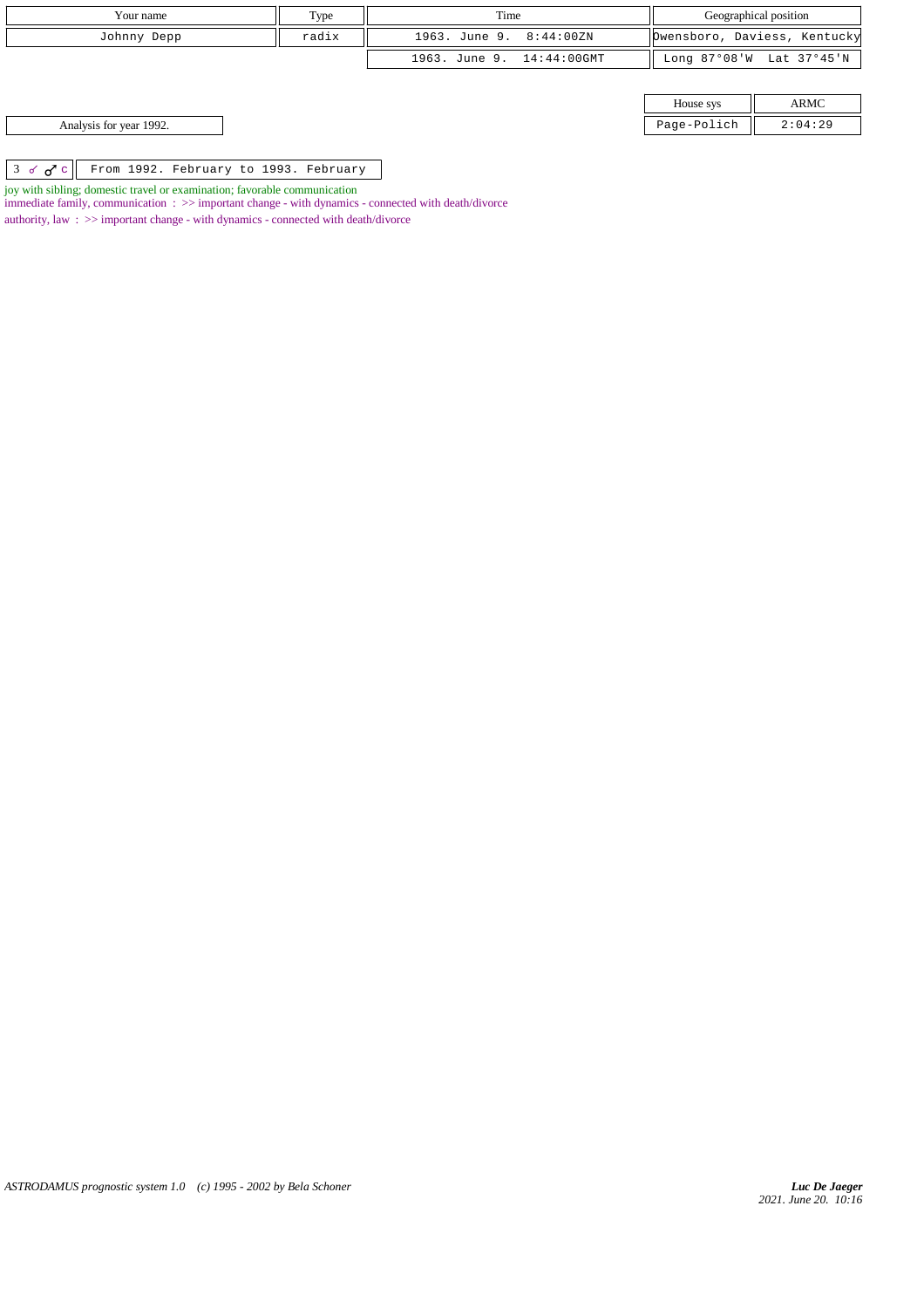| Your name | Type | Time | Geographical position |
|---|---|---|---|
| Johnny Depp | radix | 1963. June 9. 8:44:00ZN | Owensboro, Daviess, Kentucky |
| | | 1963. June 9. 14:44:00GMT | Long 87°08'W Lat 37°45'N |

| House sys | ARMC |
|---|---|
| Page-Polich | 2:04:29 |

Analysis for year 1992.

| 3 ☌ ♂ c | From 1992. February to 1993. February |
|---|---|

joy with sibling; domestic travel or examination; favorable communication

immediate family, communication : >> important change - with dynamics - connected with death/divorce

authority, law : >> important change - with dynamics - connected with death/divorce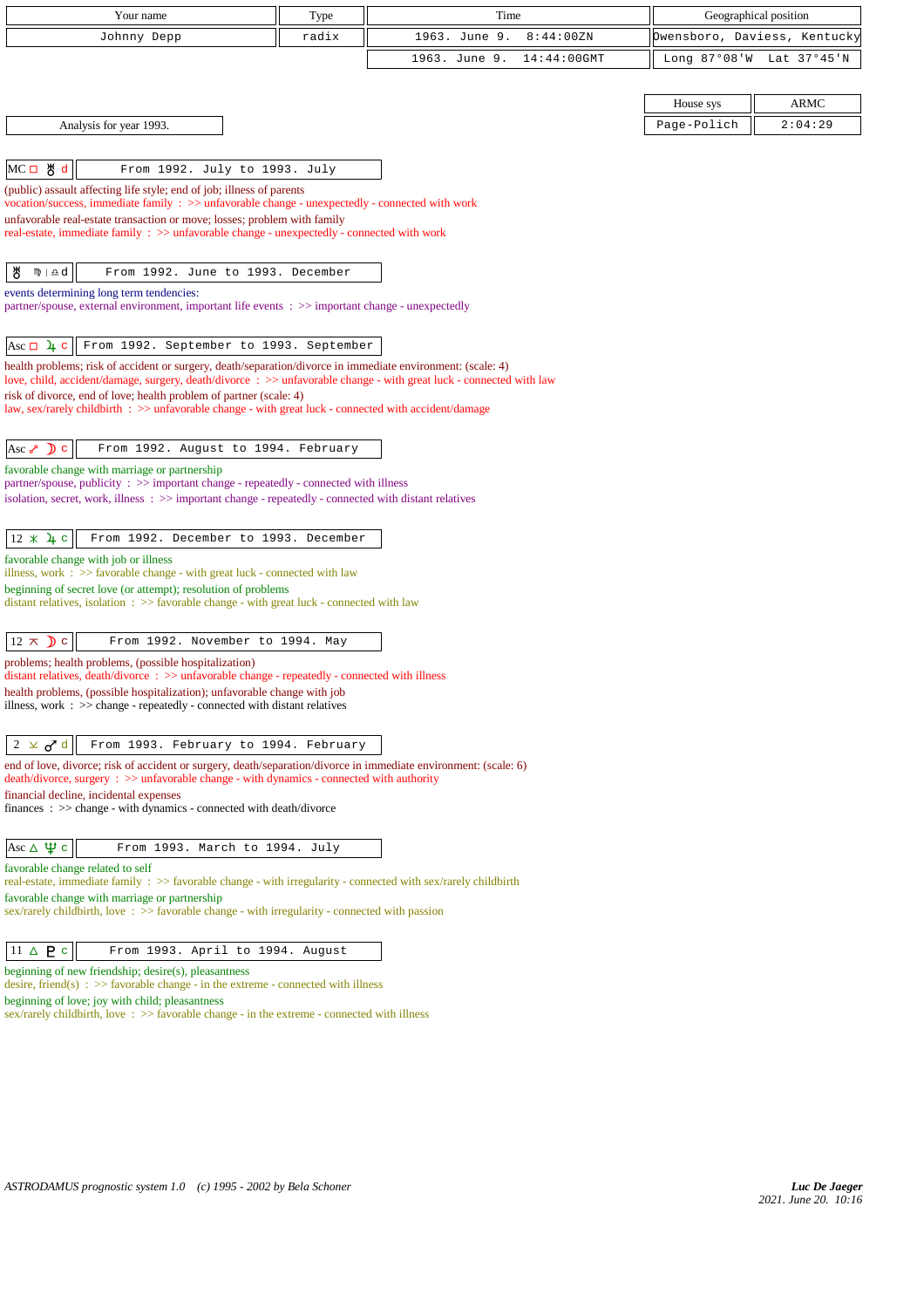| Your name | Type | Time | Geographical position |
|---|---|---|---|
| Johnny Depp | radix | 1963. June 9. 8:44:00ZN | Owensboro, Daviess, Kentucky |
| | | 1963. June 9. 14:44:00GMT | Long 87°08'W Lat 37°45'N |

| House sys | ARMC |
|---|---|
| Page-Polich | 2:04:29 |

Analysis for year 1993.

**MC □ ♅ d** — From 1992. July to 1993. July

(public) assault affecting life style; end of job; illness of parents
vocation/success, immediate family : >> unfavorable change - unexpectedly - connected with work
unfavorable real-estate transaction or move; losses; problem with family
real-estate, immediate family : >> unfavorable change - unexpectedly - connected with work

**♅ ♍ | ♎ d** — From 1992. June to 1993. December

events determining long term tendencies:
partner/spouse, external environment, important life events : >> important change - unexpectedly

**Asc □ ♃ c** — From 1992. September to 1993. September

health problems; risk of accident or surgery, death/separation/divorce in immediate environment: (scale: 4)
love, child, accident/damage, surgery, death/divorce : >> unfavorable change - with great luck - connected with law
risk of divorce, end of love; health problem of partner (scale: 4)
law, sex/rarely childbirth : >> unfavorable change - with great luck - connected with accident/damage

**Asc ☍ ☽ c** — From 1992. August to 1994. February

favorable change with marriage or partnership
partner/spouse, publicity : >> important change - repeatedly - connected with illness
isolation, secret, work, illness : >> important change - repeatedly - connected with distant relatives

**12 ⚹ ♃ c** — From 1992. December to 1993. December

favorable change with job or illness
illness, work : >> favorable change - with great luck - connected with law
beginning of secret love (or attempt); resolution of problems
distant relatives, isolation : >> favorable change - with great luck - connected with law

**12 ⚻ ☽ c** — From 1992. November to 1994. May

problems; health problems, (possible hospitalization)
distant relatives, death/divorce : >> unfavorable change - repeatedly - connected with illness
health problems, (possible hospitalization); unfavorable change with job
illness, work : >> change - repeatedly - connected with distant relatives

**2 ⚺ ♂ d** — From 1993. February to 1994. February

end of love, divorce; risk of accident or surgery, death/separation/divorce in immediate environment: (scale: 6)
death/divorce, surgery : >> unfavorable change - with dynamics - connected with authority
financial decline, incidental expenses
finances : >> change - with dynamics - connected with death/divorce

**Asc △ ♆ c** — From 1993. March to 1994. July

favorable change related to self
real-estate, immediate family : >> favorable change - with irregularity - connected with sex/rarely childbirth
favorable change with marriage or partnership
sex/rarely childbirth, love : >> favorable change - with irregularity - connected with passion

**11 △ ♇ c** — From 1993. April to 1994. August

beginning of new friendship; desire(s), pleasantness
desire, friend(s) : >> favorable change - in the extreme - connected with illness
beginning of love; joy with child; pleasantness
sex/rarely childbirth, love : >> favorable change - in the extreme - connected with illness

*ASTRODAMUS prognostic system 1.0 (c) 1995 - 2002 by Bela Schoner*

*Luc De Jaeger*
*2021. June 20. 10:16*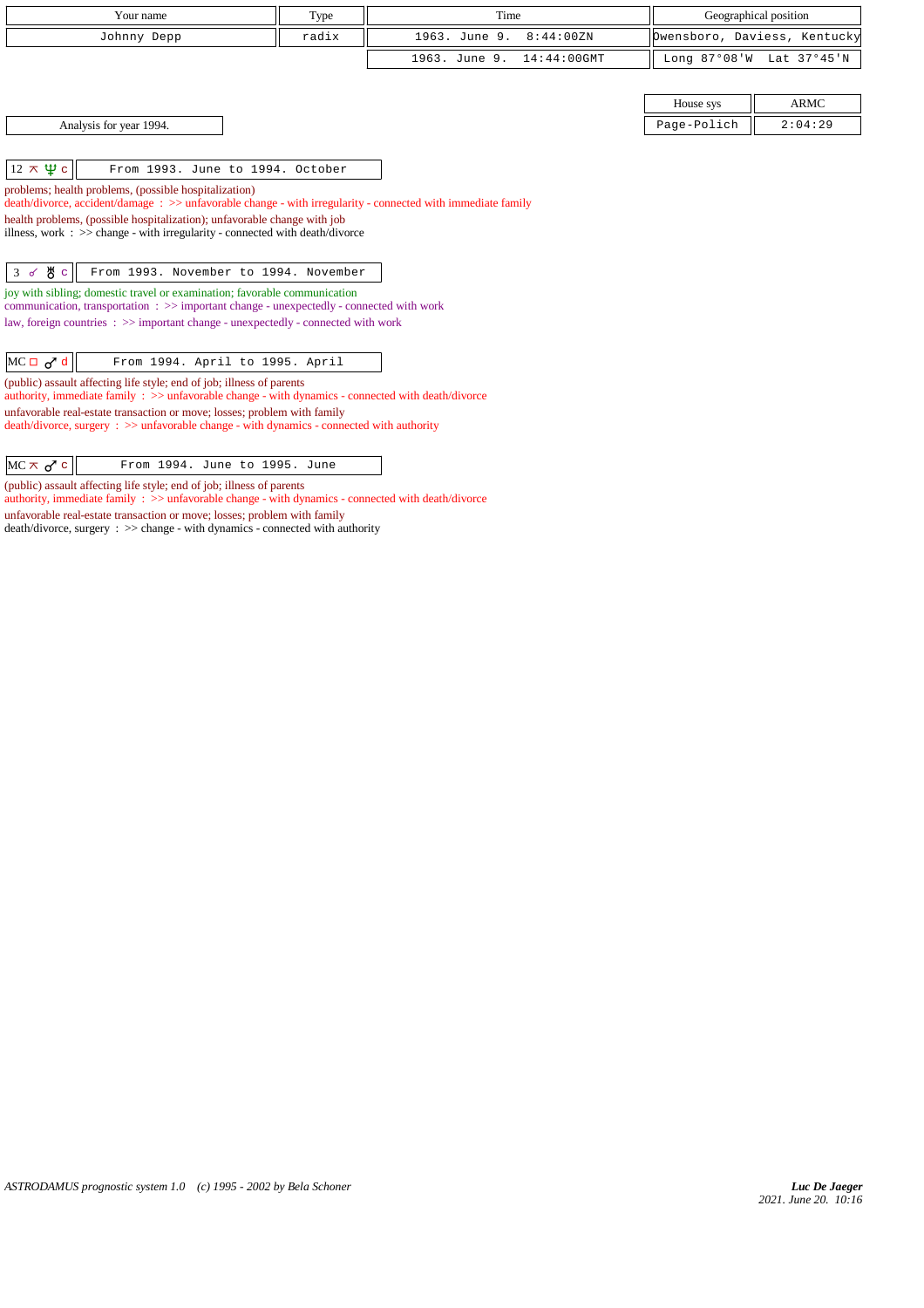| Your name | Type | Time | Geographical position |
|---|---|---|---|
| Johnny Depp | radix | 1963. June 9. 8:44:00ZN | Owensboro, Daviess, Kentucky |
| | | 1963. June 9. 14:44:00GMT | Long 87°08'W Lat 37°45'N |

| House sys | ARMC |
|---|---|
| Page-Polich | 2:04:29 |

Analysis for year 1994.

**12 ⚻ ♆ c** — From 1993. June to 1994. October

problems; health problems, (possible hospitalization)
death/divorce, accident/damage : >> unfavorable change - with irregularity - connected with immediate family

health problems, (possible hospitalization); unfavorable change with job
illness, work : >> change - with irregularity - connected with death/divorce

**3 ☍ ♅ c** — From 1993. November to 1994. November

joy with sibling; domestic travel or examination; favorable communication
communication, transportation : >> important change - unexpectedly - connected with work

law, foreign countries : >> important change - unexpectedly - connected with work

**MC □ ♂ d** — From 1994. April to 1995. April

(public) assault affecting life style; end of job; illness of parents
authority, immediate family : >> unfavorable change - with dynamics - connected with death/divorce

unfavorable real-estate transaction or move; losses; problem with family
death/divorce, surgery : >> unfavorable change - with dynamics - connected with authority

**MC ⚻ ♂ c** — From 1994. June to 1995. June

(public) assault affecting life style; end of job; illness of parents
authority, immediate family : >> unfavorable change - with dynamics - connected with death/divorce

unfavorable real-estate transaction or move; losses; problem with family
death/divorce, surgery : >> change - with dynamics - connected with authority

*ASTRODAMUS prognostic system 1.0 (c) 1995 - 2002 by Bela Schoner*

***Luc De Jaeger***
*2021. June 20. 10:16*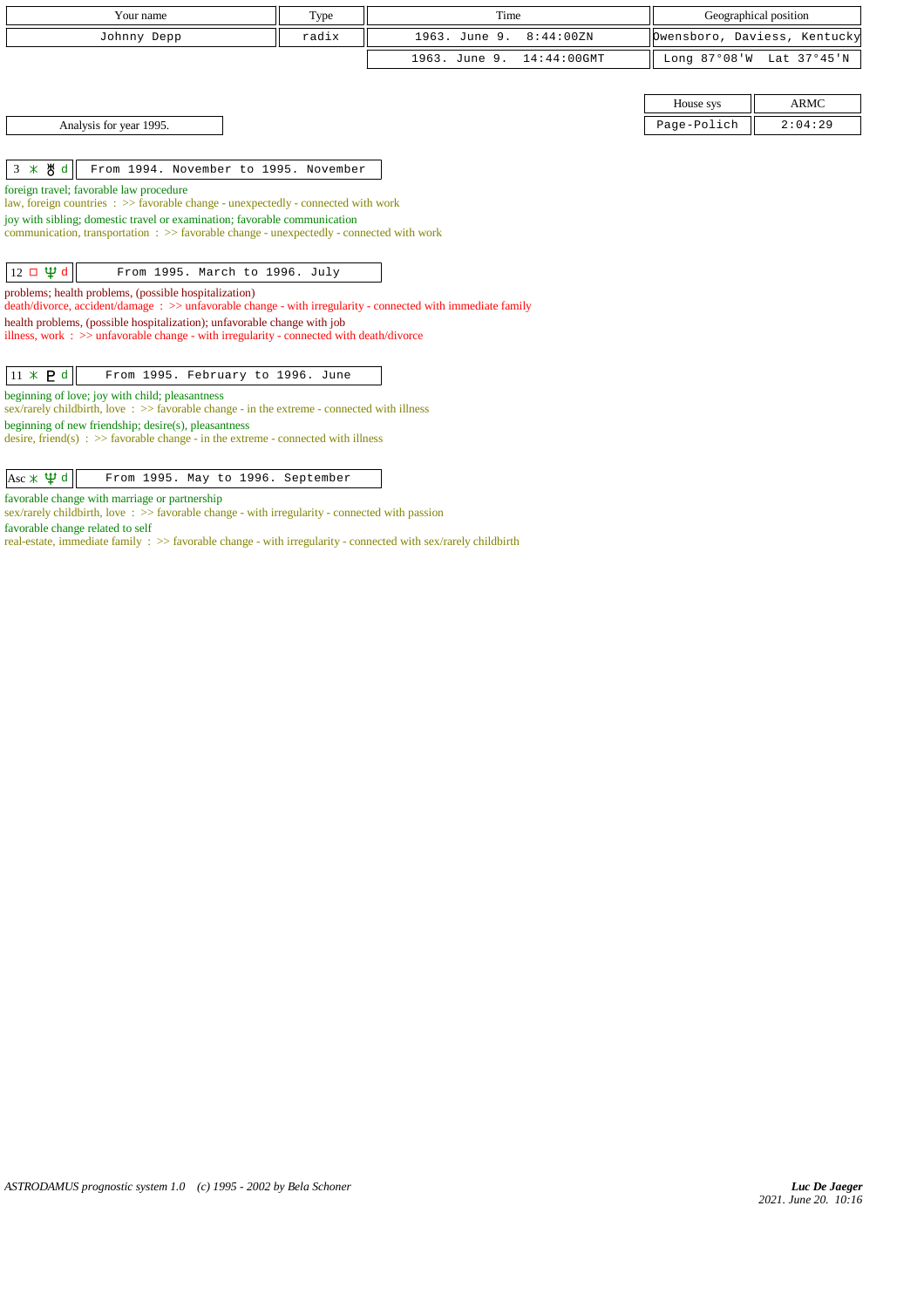| Your name | Type | Time | Geographical position |
|---|---|---|---|
| Johnny Depp | radix | 1963. June 9. 8:44:00ZN | Owensboro, Daviess, Kentucky |
| | | 1963. June 9. 14:44:00GMT | Long 87°08'W Lat 37°45'N |

| House sys | ARMC |
|---|---|
| Page-Polich | 2:04:29 |

Analysis for year 1995.

**3 ⚹ ♅ d** — From 1994. November to 1995. November

foreign travel; favorable law procedure
law, foreign countries : >> favorable change - unexpectedly - connected with work
joy with sibling; domestic travel or examination; favorable communication
communication, transportation : >> favorable change - unexpectedly - connected with work

**12 □ ♆ d** — From 1995. March to 1996. July

problems; health problems, (possible hospitalization)
death/divorce, accident/damage : >> unfavorable change - with irregularity - connected with immediate family
health problems, (possible hospitalization); unfavorable change with job
illness, work : >> unfavorable change - with irregularity - connected with death/divorce

**11 ⚹ ♇ d** — From 1995. February to 1996. June

beginning of love; joy with child; pleasantness
sex/rarely childbirth, love : >> favorable change - in the extreme - connected with illness
beginning of new friendship; desire(s), pleasantness
desire, friend(s) : >> favorable change - in the extreme - connected with illness

**Asc ⚹ ♆ d** — From 1995. May to 1996. September

favorable change with marriage or partnership
sex/rarely childbirth, love : >> favorable change - with irregularity - connected with passion
favorable change related to self
real-estate, immediate family : >> favorable change - with irregularity - connected with sex/rarely childbirth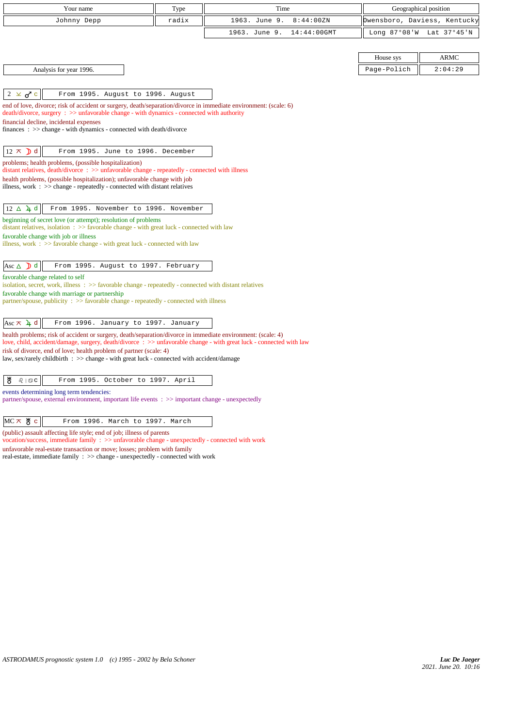| Your name | Type | Time | Geographical position |
|---|---|---|---|
| Johnny Depp | radix | 1963. June 9. 8:44:00ZN | Owensboro, Daviess, Kentucky |
| | | 1963. June 9. 14:44:00GMT | Long 87°08'W Lat 37°45'N |

| House sys | ARMC |
|---|---|
| Page-Polich | 2:04:29 |

Analysis for year 1996.

**2 ⚺ ♂ c** — From 1995. August to 1996. August

end of love, divorce; risk of accident or surgery, death/separation/divorce in immediate environment: (scale: 6)
death/divorce, surgery : >> unfavorable change - with dynamics - connected with authority
financial decline, incidental expenses
finances : >> change - with dynamics - connected with death/divorce

**12 ⚻ ☽ d** — From 1995. June to 1996. December

problems; health problems, (possible hospitalization)
distant relatives, death/divorce : >> unfavorable change - repeatedly - connected with illness
health problems, (possible hospitalization); unfavorable change with job
illness, work : >> change - repeatedly - connected with distant relatives

**12 △ ♃ d** — From 1995. November to 1996. November

beginning of secret love (or attempt); resolution of problems
distant relatives, isolation : >> favorable change - with great luck - connected with law
favorable change with job or illness
illness, work : >> favorable change - with great luck - connected with law

**Asc △ ☽ d** — From 1995. August to 1997. February

favorable change related to self
isolation, secret, work, illness : >> favorable change - repeatedly - connected with distant relatives
favorable change with marriage or partnership
partner/spouse, publicity : >> favorable change - repeatedly - connected with illness

**Asc ⚻ ♃ d** — From 1996. January to 1997. January

health problems; risk of accident or surgery, death/separation/divorce in immediate environment: (scale: 4)
love, child, accident/damage, surgery, death/divorce : >> unfavorable change - with great luck - connected with law
risk of divorce, end of love; health problem of partner (scale: 4)
law, sex/rarely childbirth : >> change - with great luck - connected with accident/damage

**♅ ♌ | ♋ c** — From 1995. October to 1997. April

events determining long term tendencies:
partner/spouse, external environment, important life events : >> important change - unexpectedly

**MC ⚻ ♅ c** — From 1996. March to 1997. March

(public) assault affecting life style; end of job; illness of parents
vocation/success, immediate family : >> unfavorable change - unexpectedly - connected with work
unfavorable real-estate transaction or move; losses; problem with family
real-estate, immediate family : >> change - unexpectedly - connected with work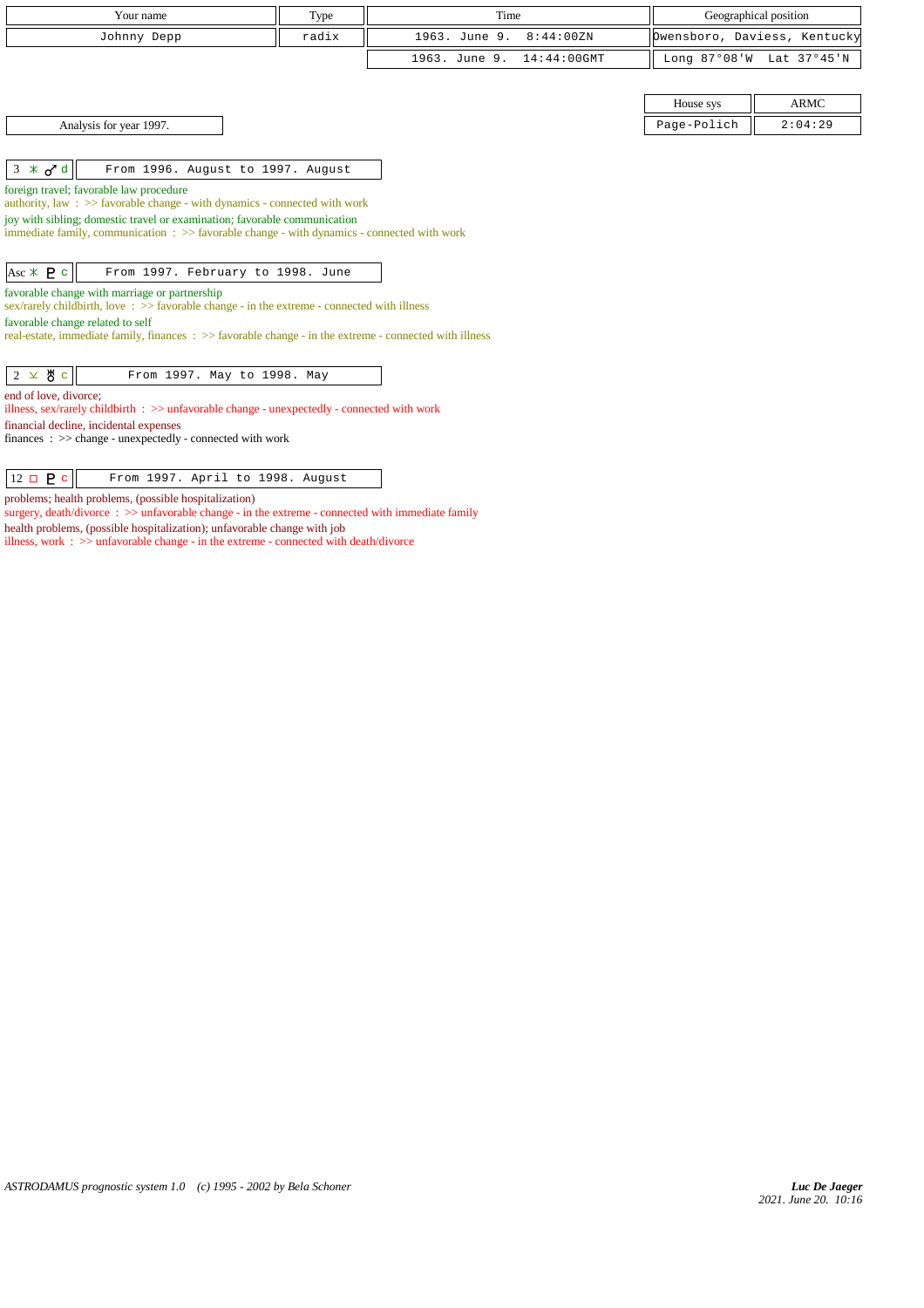| Your name | Type | Time | Geographical position |
|---|---|---|---|
| Johnny Depp | radix | 1963. June 9. 8:44:00ZN | Owensboro, Daviess, Kentucky |
| | | 1963. June 9. 14:44:00GMT | Long 87°08'W Lat 37°45'N |

| House sys | ARMC |
|---|---|
| Page-Polich | 2:04:29 |

Analysis for year 1997.

| 3 ⚹ ♂ d | From 1996. August to 1997. August |
|---|---|

foreign travel; favorable law procedure
authority, law : >> favorable change - with dynamics - connected with work
joy with sibling; domestic travel or examination; favorable communication
immediate family, communication : >> favorable change - with dynamics - connected with work

| Asc ⚹ ♇ c | From 1997. February to 1998. June |
|---|---|

favorable change with marriage or partnership
sex/rarely childbirth, love : >> favorable change - in the extreme - connected with illness
favorable change related to self
real-estate, immediate family, finances : >> favorable change - in the extreme - connected with illness

| 2 ⚺ ♅ c | From 1997. May to 1998. May |
|---|---|

end of love, divorce;
illness, sex/rarely childbirth : >> unfavorable change - unexpectedly - connected with work
financial decline, incidental expenses
finances : >> change - unexpectedly - connected with work

| 12 □ ♇ c | From 1997. April to 1998. August |
|---|---|

problems; health problems, (possible hospitalization)
surgery, death/divorce : >> unfavorable change - in the extreme - connected with immediate family
health problems, (possible hospitalization); unfavorable change with job
illness, work : >> unfavorable change - in the extreme - connected with death/divorce

ASTRODAMUS prognostic system 1.0 (c) 1995 - 2002 by Bela Schoner

*Luc De Jaeger*
2021. June 20. 10:16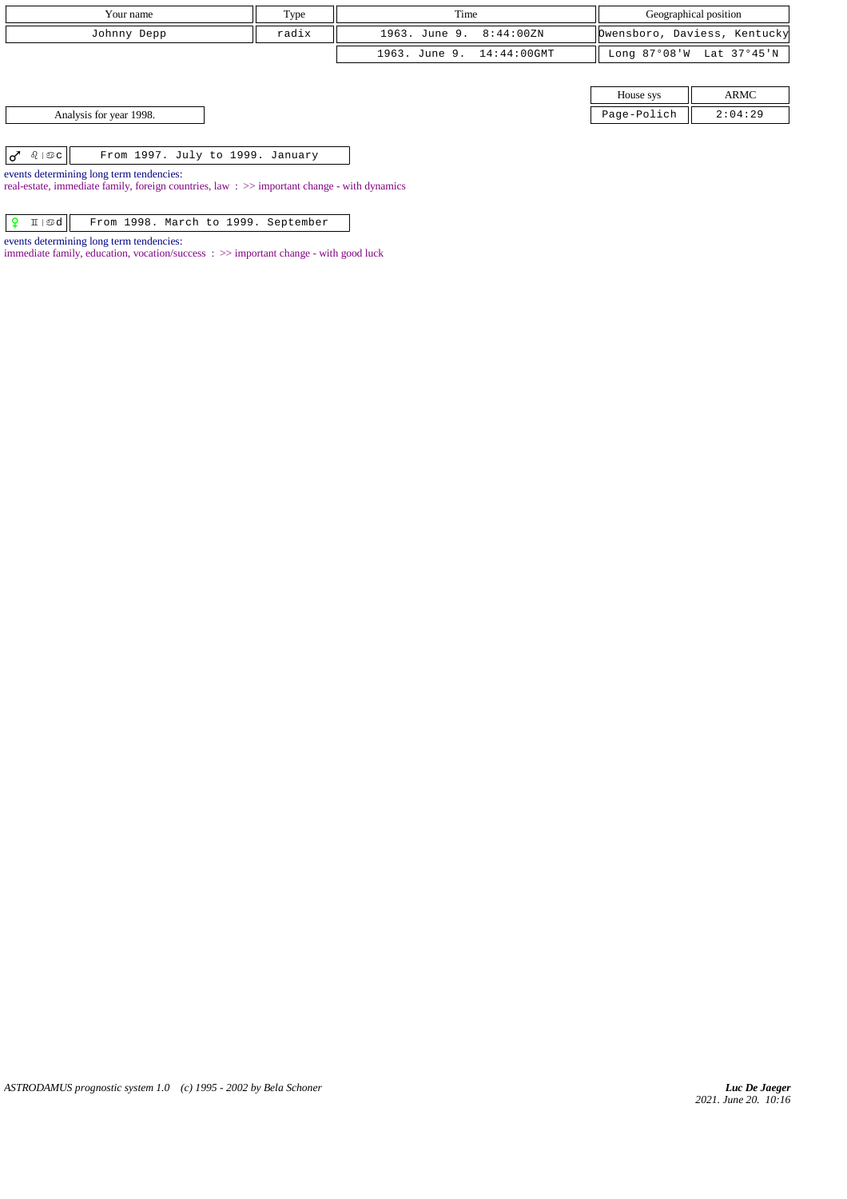| Your name | Type | Time | Geographical position |
|---|---|---|---|
| Johnny Depp | radix | 1963. June 9. 8:44:00ZN | Owensboro, Daviess, Kentucky |
| | | 1963. June 9. 14:44:00GMT | Long 87°08'W Lat 37°45'N |

| House sys | ARMC |
|---|---|
| Page-Polich | 2:04:29 |

Analysis for year 1998.

| ♂ ♌ \| ♋c | From 1997. July to 1999. January |
|---|---|

events determining long term tendencies:
real-estate, immediate family, foreign countries, law : >> important change - with dynamics

| ♀ ♊ \| ♋d | From 1998. March to 1999. September |
|---|---|

events determining long term tendencies:
immediate family, education, vocation/success : >> important change - with good luck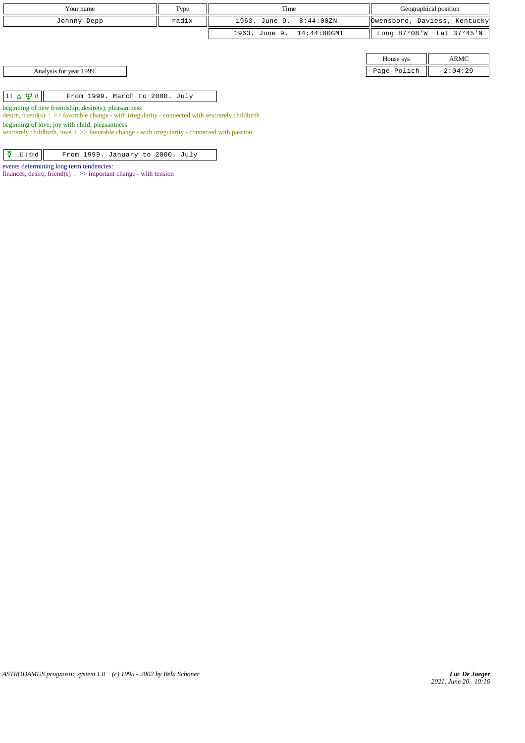| Your name | Type | Time | Geographical position |
| --- | --- | --- | --- |
| Johnny Depp | radix | 1963. June 9. 8:44:00ZN | Owensboro, Daviess, Kentucky |
| | | 1963. June 9. 14:44:00GMT | Long 87°08'W Lat 37°45'N |

| House sys | ARMC |
| --- | --- |
| Page-Polich | 2:04:29 |

Analysis for year 1999.

| 11 △ ♆ d | From 1999. March to 2000. July |
| --- | --- |

beginning of new friendship; desire(s), pleasantness
desire, friend(s) : >> favorable change - with irregularity - connected with sex/rarely childbirth
beginning of love; joy with child; pleasantness
sex/rarely childbirth, love : >> favorable change - with irregularity - connected with passion

| ☿ ♊ | ♋ d | From 1999. January to 2000. July |
| --- | --- |

events determining long term tendencies:
finances, desire, friend(s) : >> important change - with tension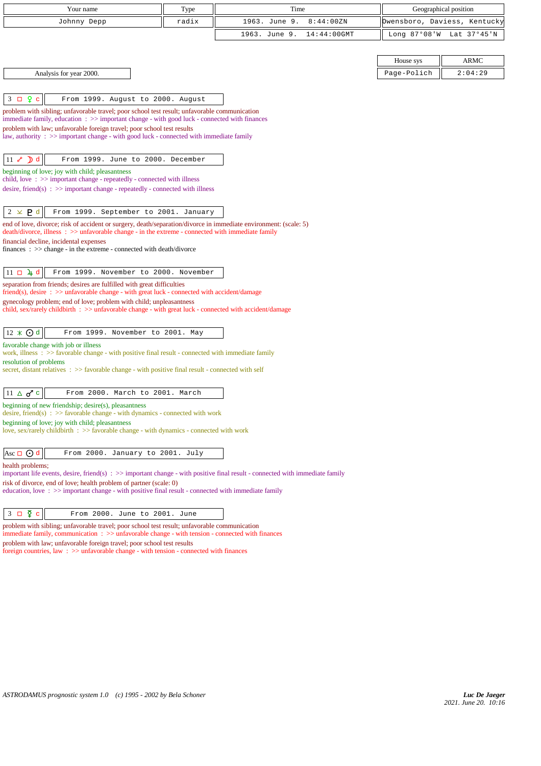| Your name | Type | Time | Geographical position |
|---|---|---|---|
| Johnny Depp | radix | 1963. June 9.  8:44:00ZN | Owensboro, Daviess, Kentucky |
| | | 1963. June 9.  14:44:00GMT | Long 87°08'W  Lat 37°45'N |

| House sys | ARMC |
|---|---|
| Page-Polich | 2:04:29 |

Analysis for year 2000.

**3 □ ♀ c** — From 1999. August to 2000. August

problem with sibling; unfavorable travel; poor school test result; unfavorable communication
immediate family, education : >> important change - with good luck - connected with finances
problem with law; unfavorable foreign travel; poor school test results
law, authority : >> important change - with good luck - connected with immediate family

**11 ☍ ☽ d** — From 1999. June to 2000. December

beginning of love; joy with child; pleasantness
child, love : >> important change - repeatedly - connected with illness
desire, friend(s) : >> important change - repeatedly - connected with illness

**2 ⚻ ♇ d** — From 1999. September to 2001. January

end of love, divorce; risk of accident or surgery, death/separation/divorce in immediate environment: (scale: 5)
death/divorce, illness : >> unfavorable change - in the extreme - connected with immediate family
financial decline, incidental expenses
finances : >> change - in the extreme - connected with death/divorce

**11 □ ♃ d** — From 1999. November to 2000. November

separation from friends; desires are fulfilled with great difficulties
friend(s), desire : >> unfavorable change - with great luck - connected with accident/damage
gynecology problem; end of love; problem with child; unpleasantness
child, sex/rarely childbirth : >> unfavorable change - with great luck - connected with accident/damage

**12 ⚹ ☉ d** — From 1999. November to 2001. May

favorable change with job or illness
work, illness : >> favorable change - with positive final result - connected with immediate family
resolution of problems
secret, distant relatives : >> favorable change - with positive final result - connected with self

**11 △ ♂ c** — From 2000. March to 2001. March

beginning of new friendship; desire(s), pleasantness
desire, friend(s) : >> favorable change - with dynamics - connected with work
beginning of love; joy with child; pleasantness
love, sex/rarely childbirth : >> favorable change - with dynamics - connected with work

**Asc □ ☉ d** — From 2000. January to 2001. July

health problems;
important life events, desire, friend(s) : >> important change - with positive final result - connected with immediate family
risk of divorce, end of love; health problem of partner (scale: 0)
education, love : >> important change - with positive final result - connected with immediate family

**3 □ ☿ c** — From 2000. June to 2001. June

problem with sibling; unfavorable travel; poor school test result; unfavorable communication
immediate family, communication : >> unfavorable change - with tension - connected with finances
problem with law; unfavorable foreign travel; poor school test results
foreign countries, law : >> unfavorable change - with tension - connected with finances

*ASTRODAMUS prognostic system 1.0 (c) 1995 - 2002 by Bela Schoner*

*Luc De Jaeger*
2021. June 20. 10:16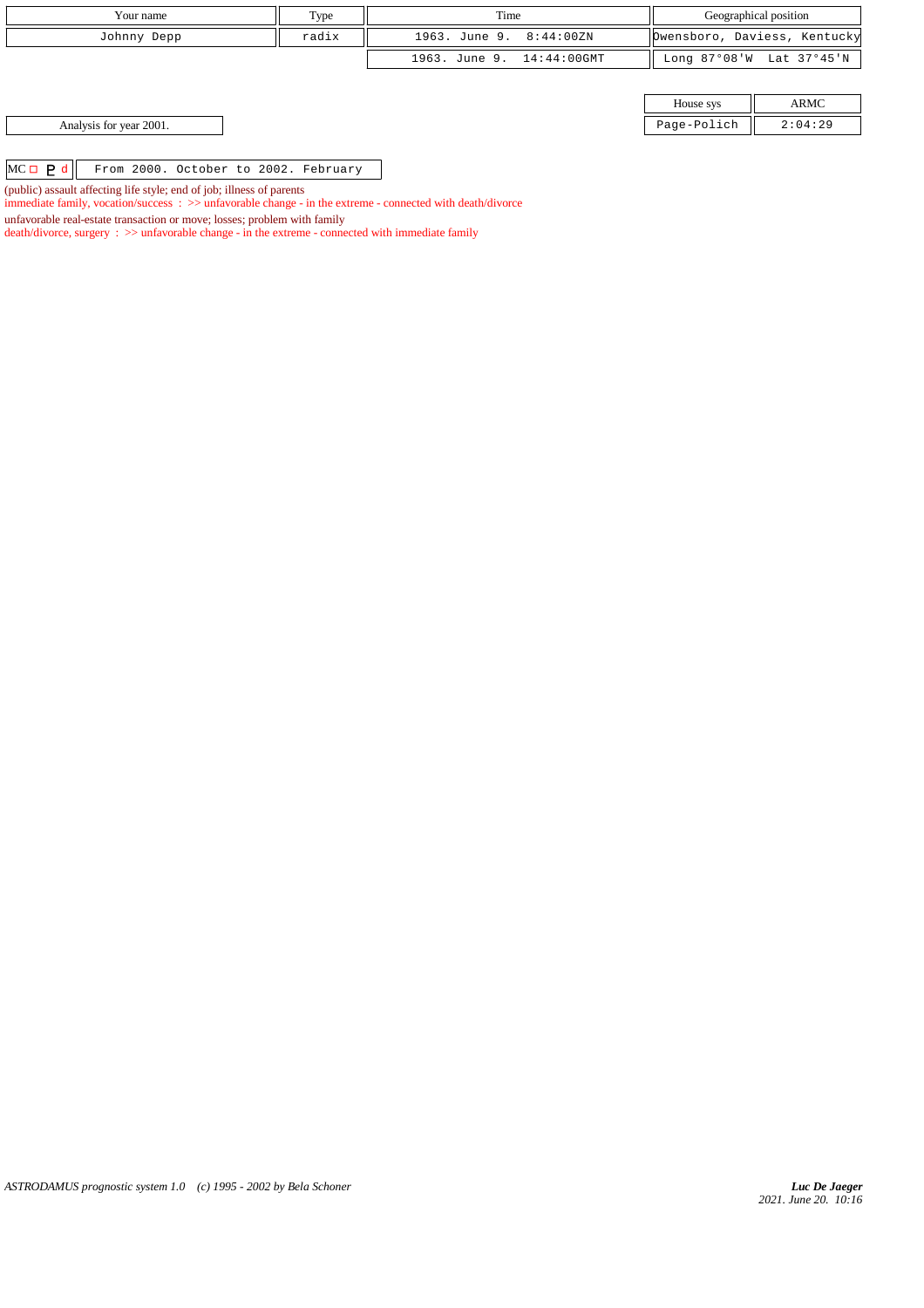| Your name | Type | Time | Geographical position |
|---|---|---|---|
| Johnny Depp | radix | 1963. June 9. 8:44:00ZN | Owensboro, Daviess, Kentucky |
| | | 1963. June 9. 14:44:00GMT | Long 87°08'W Lat 37°45'N |

| House sys | ARMC |
|---|---|
| Page-Polich | 2:04:29 |

Analysis for year 2001.

MC □ ♇ d — From 2000. October to 2002. February

(public) assault affecting life style; end of job; illness of parents
immediate family, vocation/success : >> unfavorable change - in the extreme - connected with death/divorce
unfavorable real-estate transaction or move; losses; problem with family
death/divorce, surgery : >> unfavorable change - in the extreme - connected with immediate family

*Luc De Jaeger*
*2021. June 20. 10:16*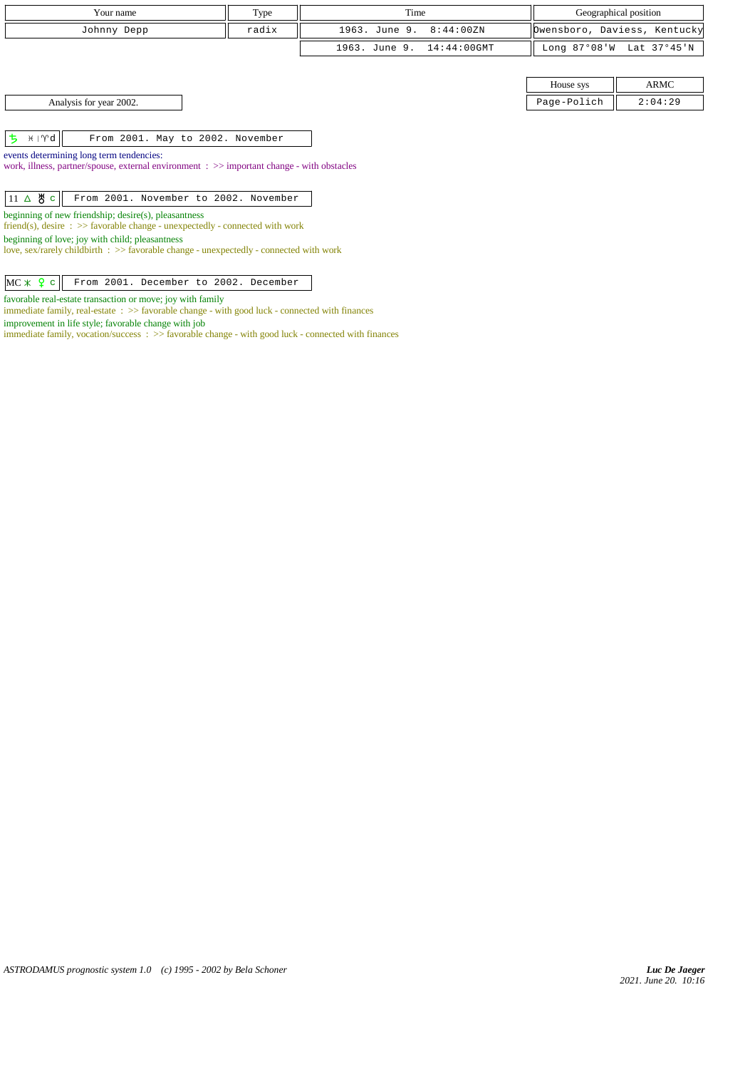| Your name | Type | Time | Geographical position |
|---|---|---|---|
| Johnny Depp | radix | 1963. June 9. 8:44:00ZN | Owensboro, Daviess, Kentucky |
| | | 1963. June 9. 14:44:00GMT | Long 87°08'W Lat 37°45'N |

| House sys | ARMC |
|---|---|
| Page-Polich | 2:04:29 |

Analysis for year 2002.

♄ ♓|♈d — From 2001. May to 2002. November

events determining long term tendencies:
work, illness, partner/spouse, external environment : >> important change - with obstacles

11 △ ♅ c — From 2001. November to 2002. November

beginning of new friendship; desire(s), pleasantness
friend(s), desire : >> favorable change - unexpectedly - connected with work

beginning of love; joy with child; pleasantness
love, sex/rarely childbirth : >> favorable change - unexpectedly - connected with work

MC ⚹ ♀ c — From 2001. December to 2002. December

favorable real-estate transaction or move; joy with family
immediate family, real-estate : >> favorable change - with good luck - connected with finances

improvement in life style; favorable change with job
immediate family, vocation/success : >> favorable change - with good luck - connected with finances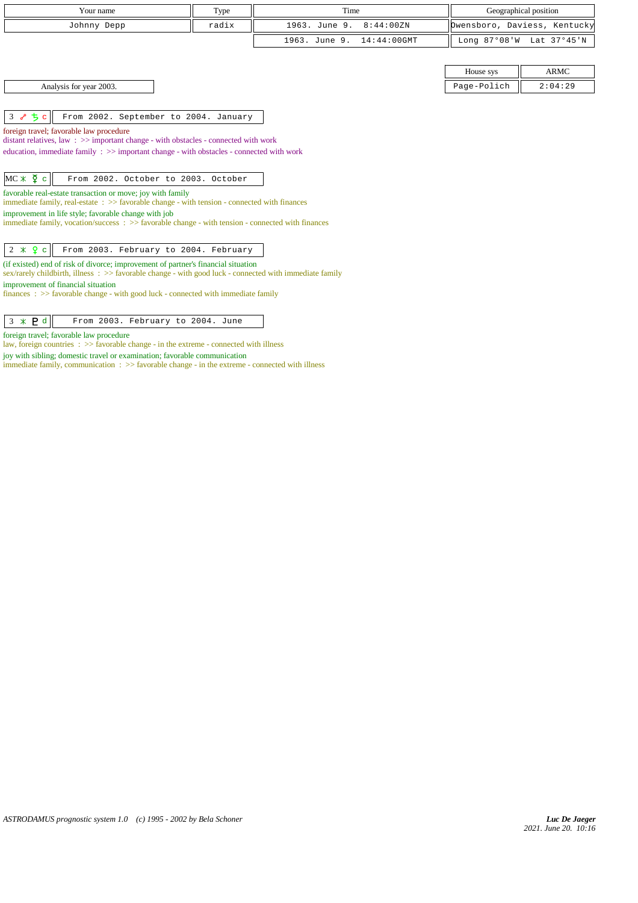| Your name | Type | Time | Geographical position |
| --- | --- | --- | --- |
| Johnny Depp | radix | 1963. June 9. 8:44:00ZN | Owensboro, Daviess, Kentucky |
| | | 1963. June 9. 14:44:00GMT | Long 87°08'W Lat 37°45'N |

| House sys | ARMC |
| --- | --- |
| Page-Polich | 2:04:29 |

Analysis for year 2003.

| 3 ☍ ♄ c | From 2002. September to 2004. January |
| --- | --- |

foreign travel; favorable law procedure
distant relatives, law : >> important change - with obstacles - connected with work
education, immediate family : >> important change - with obstacles - connected with work

| MC ⚹ ☿ c | From 2002. October to 2003. October |
| --- | --- |

favorable real-estate transaction or move; joy with family
immediate family, real-estate : >> favorable change - with tension - connected with finances
improvement in life style; favorable change with job
immediate family, vocation/success : >> favorable change - with tension - connected with finances

| 2 ⚹ ♀ c | From 2003. February to 2004. February |
| --- | --- |

(if existed) end of risk of divorce; improvement of partner's financial situation
sex/rarely childbirth, illness : >> favorable change - with good luck - connected with immediate family
improvement of financial situation
finances : >> favorable change - with good luck - connected with immediate family

| 3 ⚹ ♇ d | From 2003. February to 2004. June |
| --- | --- |

foreign travel; favorable law procedure
law, foreign countries : >> favorable change - in the extreme - connected with illness
joy with sibling; domestic travel or examination; favorable communication
immediate family, communication : >> favorable change - in the extreme - connected with illness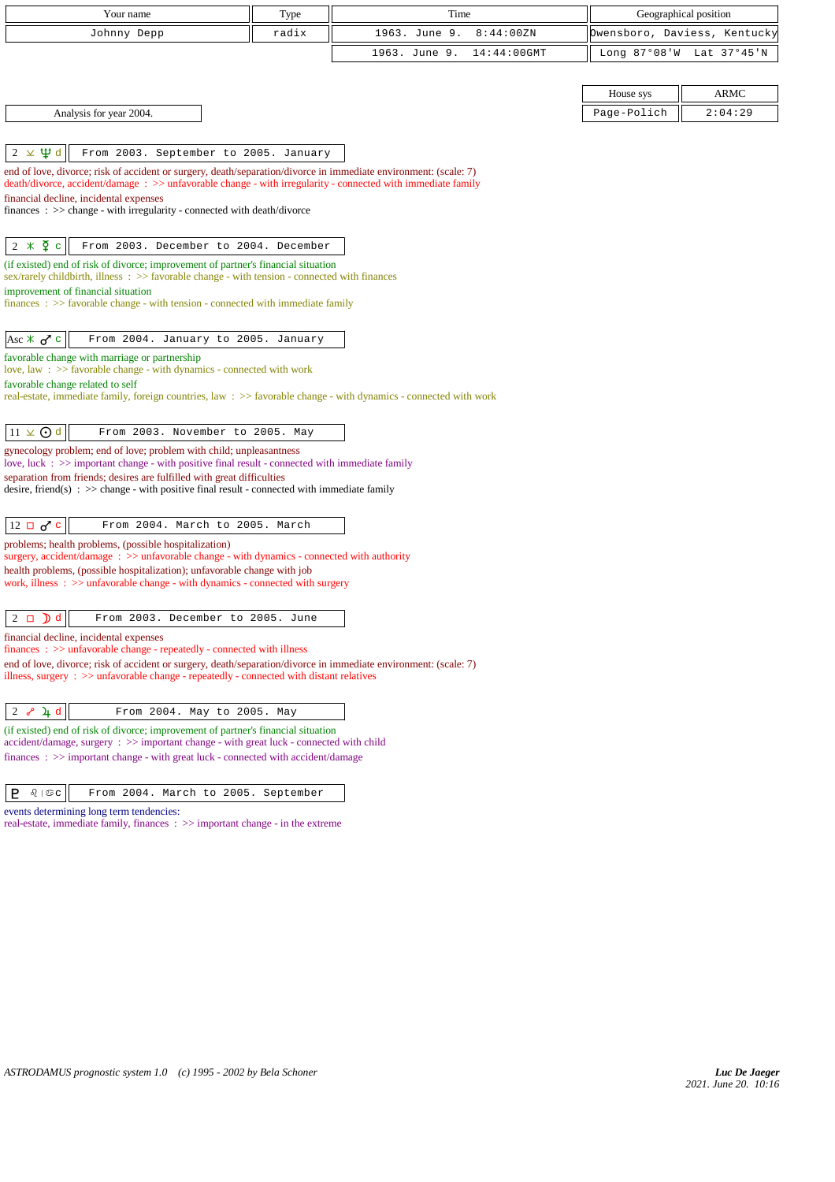| Your name | Type | Time | Geographical position |
|---|---|---|---|
| Johnny Depp | radix | 1963. June 9. 8:44:00ZN | Owensboro, Daviess, Kentucky |
| | | 1963. June 9. 14:44:00GMT | Long 87°08'W Lat 37°45'N |

| House sys | ARMC |
|---|---|
| Page-Polich | 2:04:29 |

Analysis for year 2004.

**2 ⚺ ♆ d** — From 2003. September to 2005. January

end of love, divorce; risk of accident or surgery, death/separation/divorce in immediate environment: (scale: 7)
death/divorce, accident/damage : >> unfavorable change - with irregularity - connected with immediate family

financial decline, incidental expenses
finances : >> change - with irregularity - connected with death/divorce

**2 ⚹ ☿ c** — From 2003. December to 2004. December

(if existed) end of risk of divorce; improvement of partner's financial situation
sex/rarely childbirth, illness : >> favorable change - with tension - connected with finances

improvement of financial situation
finances : >> favorable change - with tension - connected with immediate family

**Asc ⚹ ♂ c** — From 2004. January to 2005. January

favorable change with marriage or partnership
love, law : >> favorable change - with dynamics - connected with work

favorable change related to self
real-estate, immediate family, foreign countries, law : >> favorable change - with dynamics - connected with work

**11 ⚺ ☉ d** — From 2003. November to 2005. May

gynecology problem; end of love; problem with child; unpleasantness
love, luck : >> important change - with positive final result - connected with immediate family

separation from friends; desires are fulfilled with great difficulties
desire, friend(s) : >> change - with positive final result - connected with immediate family

**12 □ ♂ c** — From 2004. March to 2005. March

problems; health problems, (possible hospitalization)
surgery, accident/damage : >> unfavorable change - with dynamics - connected with authority

health problems, (possible hospitalization); unfavorable change with job
work, illness : >> unfavorable change - with dynamics - connected with surgery

**2 □ ☽ d** — From 2003. December to 2005. June

financial decline, incidental expenses
finances : >> unfavorable change - repeatedly - connected with illness

end of love, divorce; risk of accident or surgery, death/separation/divorce in immediate environment: (scale: 7)
illness, surgery : >> unfavorable change - repeatedly - connected with distant relatives

**2 ☍ ♃ d** — From 2004. May to 2005. May

(if existed) end of risk of divorce; improvement of partner's financial situation
accident/damage, surgery : >> important change - with great luck - connected with child

finances : >> important change - with great luck - connected with accident/damage

**♇ ♌ | ♋ c** — From 2004. March to 2005. September

events determining long term tendencies:
real-estate, immediate family, finances : >> important change - in the extreme

ASTRODAMUS prognostic system 1.0 (c) 1995 - 2002 by Bela Schoner

*Luc De Jaeger*
*2021. June 20. 10:16*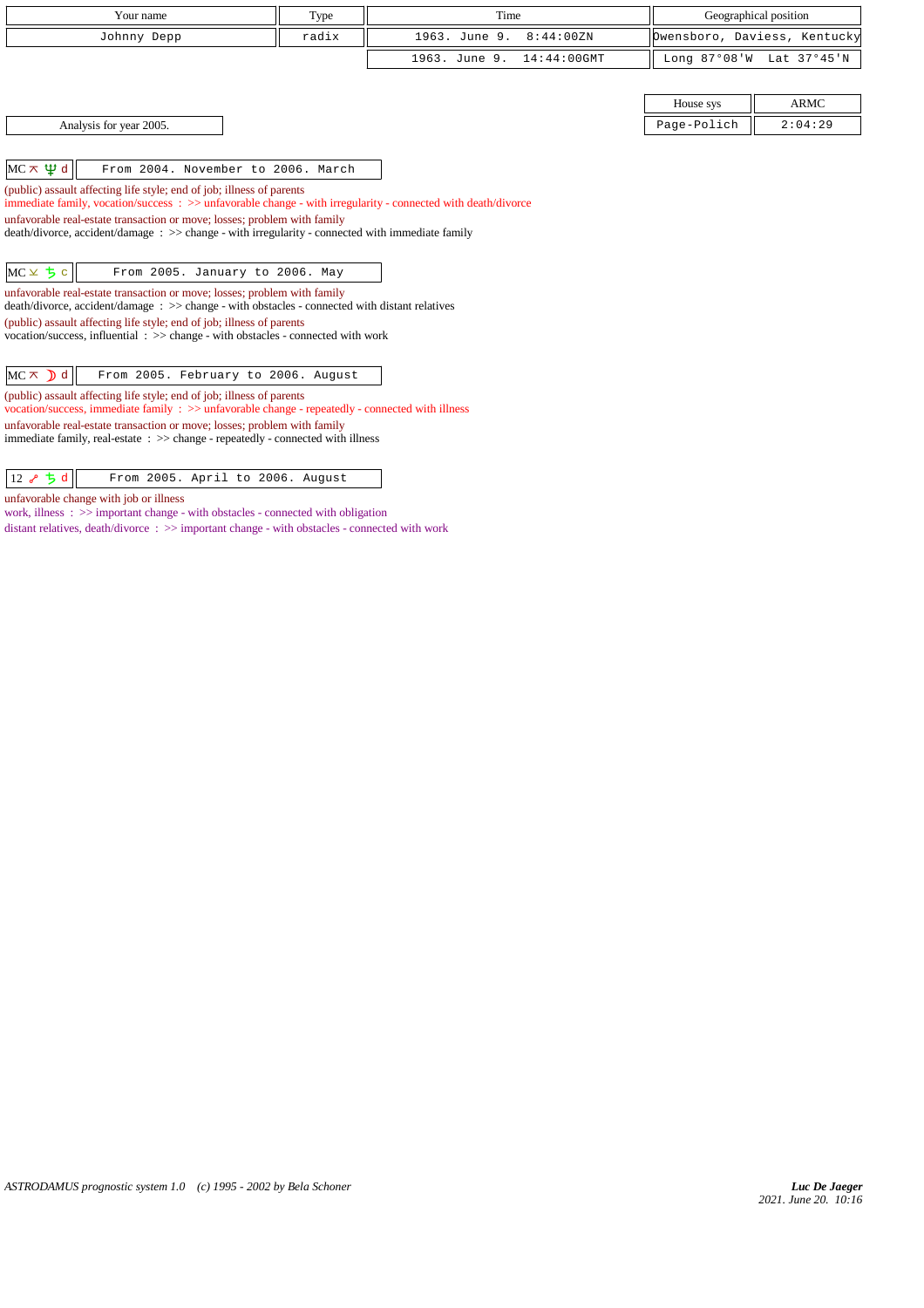| Your name | Type | Time | Geographical position |
| --- | --- | --- | --- |
| Johnny Depp | radix | 1963. June 9. 8:44:00ZN | Owensboro, Daviess, Kentucky |
| | | 1963. June 9. 14:44:00GMT | Long 87°08'W Lat 37°45'N |

| House sys | ARMC |
| --- | --- |
| Page-Polich | 2:04:29 |

Analysis for year 2005.

| MC ⚻ ♆ d | From 2004. November to 2006. March |
| --- | --- |

(public) assault affecting life style; end of job; illness of parents
immediate family, vocation/success : >> unfavorable change - with irregularity - connected with death/divorce
unfavorable real-estate transaction or move; losses; problem with family
death/divorce, accident/damage : >> change - with irregularity - connected with immediate family

| MC ⚺ ♄ c | From 2005. January to 2006. May |
| --- | --- |

unfavorable real-estate transaction or move; losses; problem with family
death/divorce, accident/damage : >> change - with obstacles - connected with distant relatives
(public) assault affecting life style; end of job; illness of parents
vocation/success, influential : >> change - with obstacles - connected with work

| MC ⚻ ☽ d | From 2005. February to 2006. August |
| --- | --- |

(public) assault affecting life style; end of job; illness of parents
vocation/success, immediate family : >> unfavorable change - repeatedly - connected with illness
unfavorable real-estate transaction or move; losses; problem with family
immediate family, real-estate : >> change - repeatedly - connected with illness

| 12 ☍ ♄ d | From 2005. April to 2006. August |
| --- | --- |

unfavorable change with job or illness
work, illness : >> important change - with obstacles - connected with obligation
distant relatives, death/divorce : >> important change - with obstacles - connected with work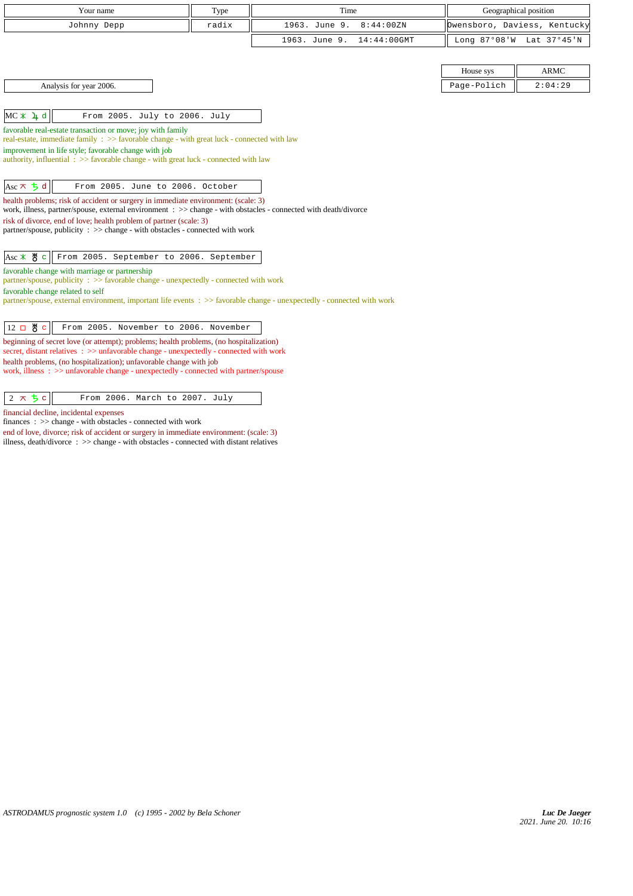| Your name | Type | Time | Geographical position |
|---|---|---|---|
| Johnny Depp | radix | 1963. June 9. 8:44:00ZN | Owensboro, Daviess, Kentucky |
| | | 1963. June 9. 14:44:00GMT | Long 87°08'W Lat 37°45'N |

| House sys | ARMC |
|---|---|
| Page-Polich | 2:04:29 |

Analysis for year 2006.

**MC ⚹ ♃ d** — From 2005. July to 2006. July

favorable real-estate transaction or move; joy with family
real-estate, immediate family : >> favorable change - with great luck - connected with law
improvement in life style; favorable change with job
authority, influential : >> favorable change - with great luck - connected with law

**Asc ⚻ ♄ d** — From 2005. June to 2006. October

health problems; risk of accident or surgery in immediate environment: (scale: 3)
work, illness, partner/spouse, external environment : >> change - with obstacles - connected with death/divorce
risk of divorce, end of love; health problem of partner (scale: 3)
partner/spouse, publicity : >> change - with obstacles - connected with work

**Asc ⚹ ♅ c** — From 2005. September to 2006. September

favorable change with marriage or partnership
partner/spouse, publicity : >> favorable change - unexpectedly - connected with work
favorable change related to self
partner/spouse, external environment, important life events : >> favorable change - unexpectedly - connected with work

**12 □ ♅ c** — From 2005. November to 2006. November

beginning of secret love (or attempt); problems; health problems, (no hospitalization)
secret, distant relatives : >> unfavorable change - unexpectedly - connected with work
health problems, (no hospitalization); unfavorable change with job
work, illness : >> unfavorable change - unexpectedly - connected with partner/spouse

**2 ⚻ ♄ c** — From 2006. March to 2007. July

financial decline, incidental expenses
finances : >> change - with obstacles - connected with work
end of love, divorce; risk of accident or surgery in immediate environment: (scale: 3)
illness, death/divorce : >> change - with obstacles - connected with distant relatives

ASTRODAMUS prognostic system 1.0 (c) 1995 - 2002 by Bela Schoner

*Luc De Jaeger*
*2021. June 20. 10:16*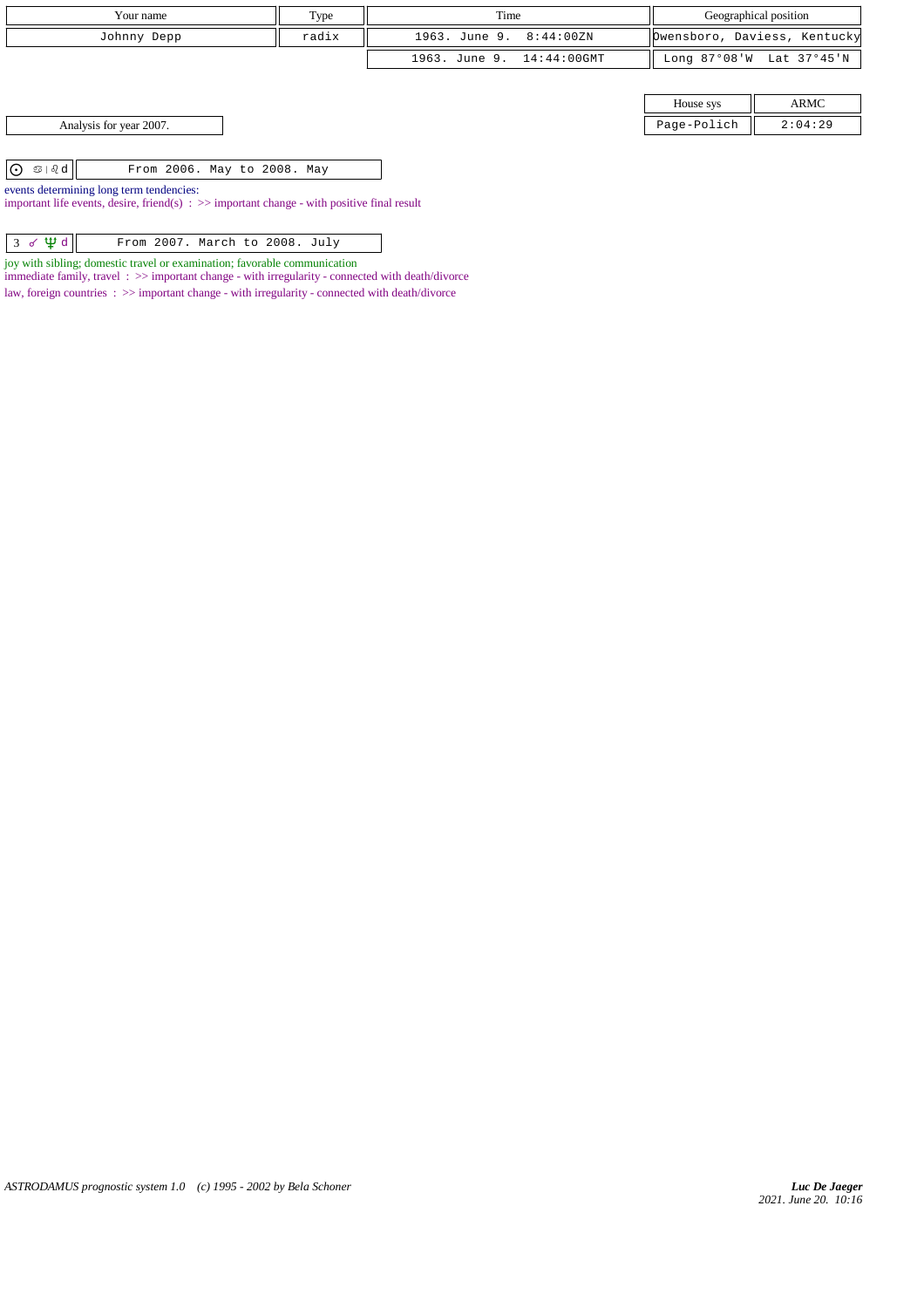| Your name | Type | Time | Geographical position |
|---|---|---|---|
| Johnny Depp | radix | 1963. June 9. 8:44:00ZN | Owensboro, Daviess, Kentucky |
| | | 1963. June 9. 14:44:00GMT | Long 87°08'W Lat 37°45'N |

| House sys | ARMC |
|---|---|
| Page-Polich | 2:04:29 |

Analysis for year 2007.

| ☉ ♋ \| ♌ d | From 2006. May to 2008. May |
|---|---|

events determining long term tendencies:
important life events, desire, friend(s) : >> important change - with positive final result

| 3 ☍ ♆ d | From 2007. March to 2008. July |
|---|---|

joy with sibling; domestic travel or examination; favorable communication
immediate family, travel : >> important change - with irregularity - connected with death/divorce
law, foreign countries : >> important change - with irregularity - connected with death/divorce

*ASTRODAMUS prognostic system 1.0 (c) 1995 - 2002 by Bela Schoner*

*Luc De Jaeger*
*2021. June 20. 10:16*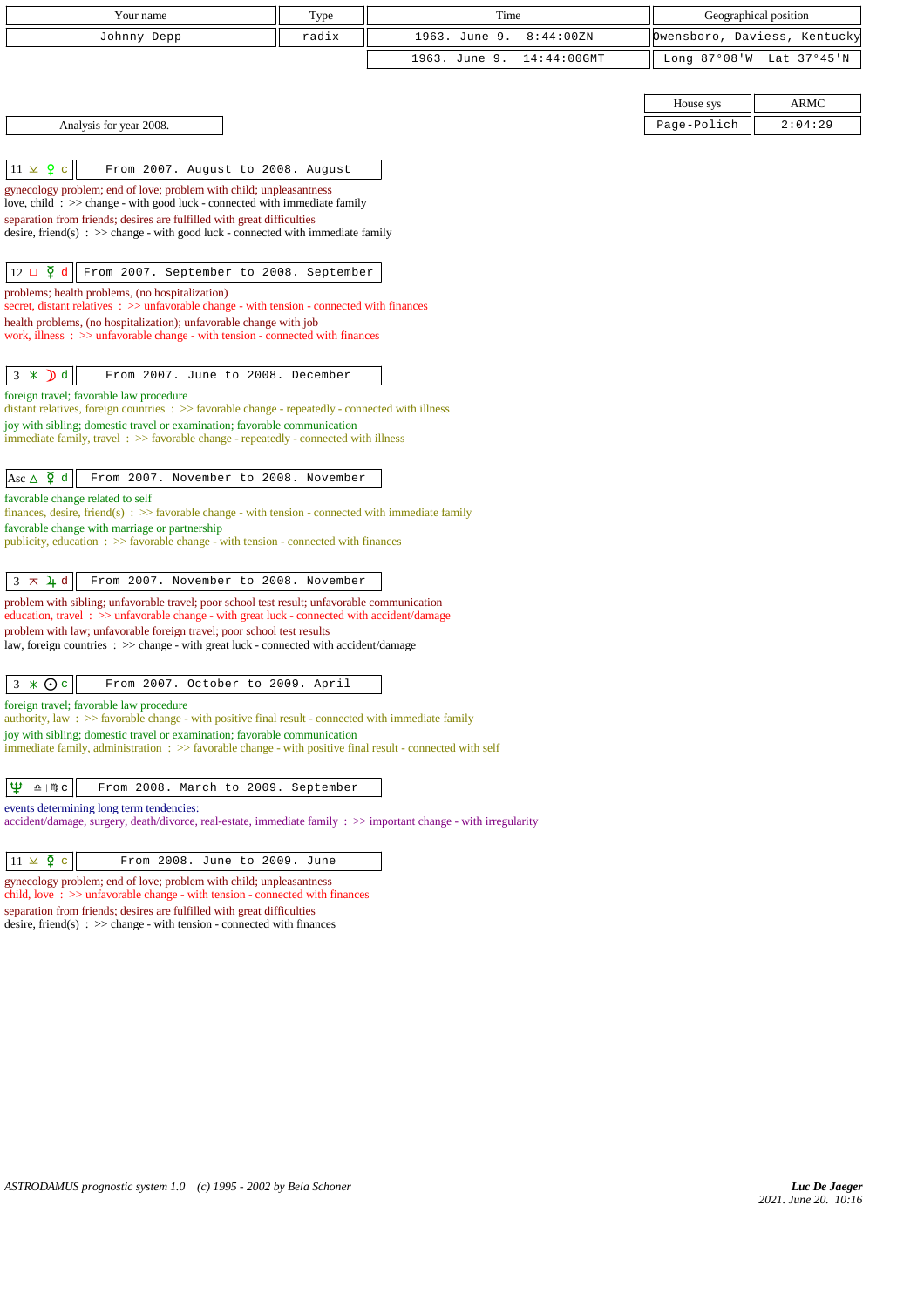| Your name | Type | Time | Geographical position |
|---|---|---|---|
| Johnny Depp | radix | 1963. June 9. 8:44:00ZN | Owensboro, Daviess, Kentucky |
| | | 1963. June 9. 14:44:00GMT | Long 87°08'W Lat 37°45'N |

| House sys | ARMC |
|---|---|
| Page-Polich | 2:04:29 |

Analysis for year 2008.

**11 ⚺ ♀ c** — From 2007. August to 2008. August

gynecology problem; end of love; problem with child; unpleasantness
love, child : >> change - with good luck - connected with immediate family
separation from friends; desires are fulfilled with great difficulties
desire, friend(s) : >> change - with good luck - connected with immediate family

**12 □ ☿ d** — From 2007. September to 2008. September

problems; health problems, (no hospitalization)
secret, distant relatives : >> unfavorable change - with tension - connected with finances
health problems, (no hospitalization); unfavorable change with job
work, illness : >> unfavorable change - with tension - connected with finances

**3 ⚹ ☽ d** — From 2007. June to 2008. December

foreign travel; favorable law procedure
distant relatives, foreign countries : >> favorable change - repeatedly - connected with illness
joy with sibling; domestic travel or examination; favorable communication
immediate family, travel : >> favorable change - repeatedly - connected with illness

**Asc △ ☿ d** — From 2007. November to 2008. November

favorable change related to self
finances, desire, friend(s) : >> favorable change - with tension - connected with immediate family
favorable change with marriage or partnership
publicity, education : >> favorable change - with tension - connected with finances

**3 ⚻ ♃ d** — From 2007. November to 2008. November

problem with sibling; unfavorable travel; poor school test result; unfavorable communication
education, travel : >> unfavorable change - with great luck - connected with accident/damage
problem with law; unfavorable foreign travel; poor school test results
law, foreign countries : >> change - with great luck - connected with accident/damage

**3 ⚹ ☉ c** — From 2007. October to 2009. April

foreign travel; favorable law procedure
authority, law : >> favorable change - with positive final result - connected with immediate family
joy with sibling; domestic travel or examination; favorable communication
immediate family, administration : >> favorable change - with positive final result - connected with self

**♆ ♎ | ♍ c** — From 2008. March to 2009. September

events determining long term tendencies:
accident/damage, surgery, death/divorce, real-estate, immediate family : >> important change - with irregularity

**11 ⚺ ☿ c** — From 2008. June to 2009. June

gynecology problem; end of love; problem with child; unpleasantness
child, love : >> unfavorable change - with tension - connected with finances
separation from friends; desires are fulfilled with great difficulties
desire, friend(s) : >> change - with tension - connected with finances

*ASTRODAMUS prognostic system 1.0 (c) 1995 - 2002 by Bela Schoner*

*Luc De Jaeger*
2021. June 20. 10:16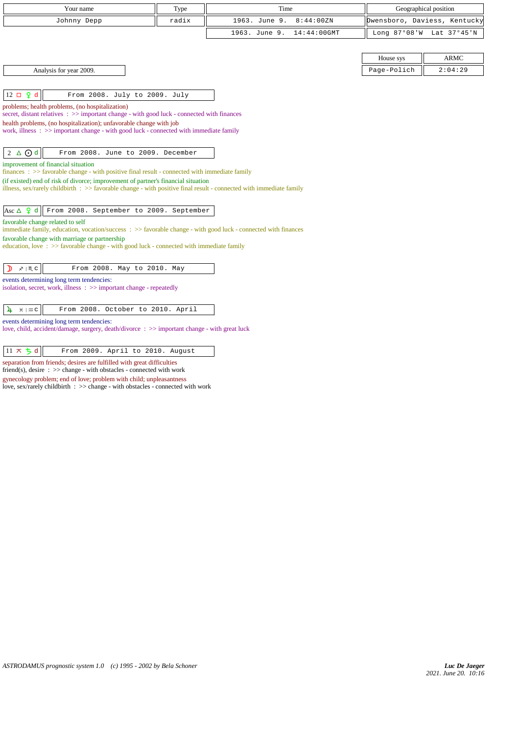| Your name | Type | Time | Geographical position |
|---|---|---|---|
| Johnny Depp | radix | 1963. June 9. 8:44:00ZN | Owensboro, Daviess, Kentucky |
| | | 1963. June 9. 14:44:00GMT | Long 87°08'W Lat 37°45'N |

| House sys | ARMC |
|---|---|
| Page-Polich | 2:04:29 |

Analysis for year 2009.

**12 □ ♀ d** — From 2008. July to 2009. July

problems; health problems, (no hospitalization)
secret, distant relatives : >> important change - with good luck - connected with finances
health problems, (no hospitalization); unfavorable change with job
work, illness : >> important change - with good luck - connected with immediate family

**2 △ ☉ d** — From 2008. June to 2009. December

improvement of financial situation
finances : >> favorable change - with positive final result - connected with immediate family
(if existed) end of risk of divorce; improvement of partner's financial situation
illness, sex/rarely childbirth : >> favorable change - with positive final result - connected with immediate family

**Asc △ ♀ d** — From 2008. September to 2009. September

favorable change related to self
immediate family, education, vocation/success : >> favorable change - with good luck - connected with finances
favorable change with marriage or partnership
education, love : >> favorable change - with good luck - connected with immediate family

**☽ ♐ | ♏ c** — From 2008. May to 2010. May

events determining long term tendencies:
isolation, secret, work, illness : >> important change - repeatedly

**♃ ♓ | ♒ c** — From 2008. October to 2010. April

events determining long term tendencies:
love, child, accident/damage, surgery, death/divorce : >> important change - with great luck

**11 ⚻ ♄ d** — From 2009. April to 2010. August

separation from friends; desires are fulfilled with great difficulties
friend(s), desire : >> change - with obstacles - connected with work
gynecology problem; end of love; problem with child; unpleasantness
love, sex/rarely childbirth : >> change - with obstacles - connected with work

ASTRODAMUS prognostic system 1.0 (c) 1995 - 2002 by Bela Schoner

*Luc De Jaeger*
*2021. June 20. 10:16*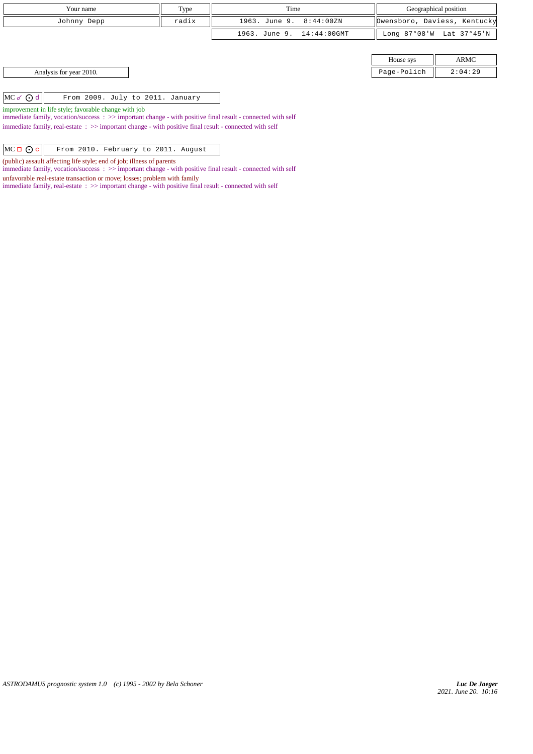| Your name | Type | Time | Geographical position |
| --- | --- | --- | --- |
| Johnny Depp | radix | 1963. June 9. 8:44:00ZN | Owensboro, Daviess, Kentucky |
| | | 1963. June 9. 14:44:00GMT | Long 87°08'W Lat 37°45'N |

| House sys | ARMC |
| --- | --- |
| Page-Polich | 2:04:29 |

Analysis for year 2010.

| MC ☌ ⊙ d | From 2009. July to 2011. January |
| --- | --- |

improvement in life style; favorable change with job

immediate family, vocation/success : >> important change - with positive final result - connected with self

immediate family, real-estate : >> important change - with positive final result - connected with self

| MC □ ⊙ c | From 2010. February to 2011. August |
| --- | --- |

(public) assault affecting life style; end of job; illness of parents

immediate family, vocation/success : >> important change - with positive final result - connected with self

unfavorable real-estate transaction or move; losses; problem with family

immediate family, real-estate : >> important change - with positive final result - connected with self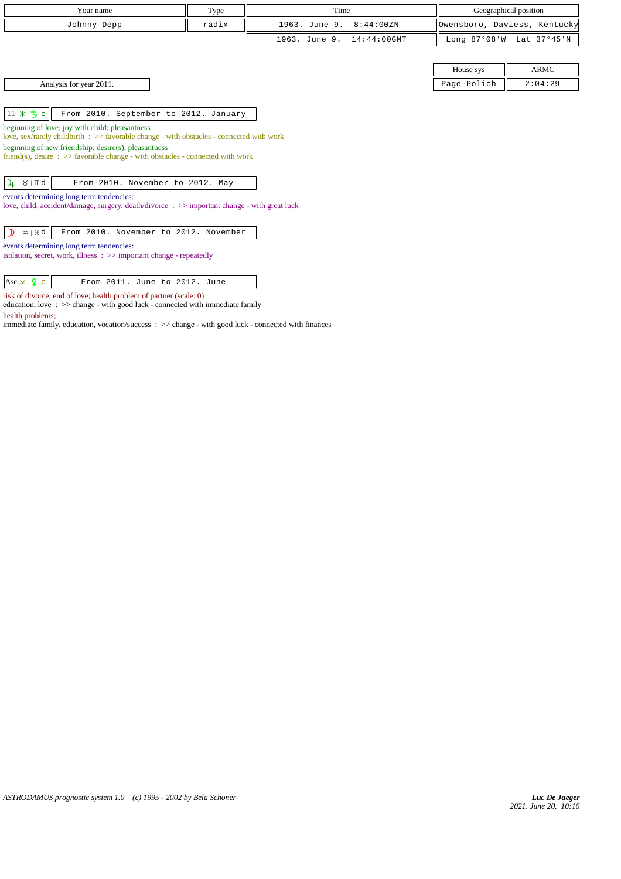| Your name | Type | Time | Geographical position |
|---|---|---|---|
| Johnny Depp | radix | 1963. June 9. 8:44:00ZN | Owensboro, Daviess, Kentucky |
| | | 1963. June 9. 14:44:00GMT | Long 87°08'W Lat 37°45'N |

| House sys | ARMC |
|---|---|
| Page-Polich | 2:04:29 |

Analysis for year 2011.

| 11 ⚹ ♄ c | From 2010. September to 2012. January |
|---|---|

beginning of love; joy with child; pleasantness
love, sex/rarely childbirth : >> favorable change - with obstacles - connected with work
beginning of new friendship; desire(s), pleasantness
friend(s), desire : >> favorable change - with obstacles - connected with work

| ♃ ♉ \| ♊ d | From 2010. November to 2012. May |
|---|---|

events determining long term tendencies:
love, child, accident/damage, surgery, death/divorce : >> important change - with great luck

| ☽ ♒ \| ♓ d | From 2010. November to 2012. November |
|---|---|

events determining long term tendencies:
isolation, secret, work, illness : >> important change - repeatedly

| Asc ⚺ ♀ c | From 2011. June to 2012. June |
|---|---|

risk of divorce, end of love; health problem of partner (scale: 0)
education, love : >> change - with good luck - connected with immediate family
health problems;
immediate family, education, vocation/success : >> change - with good luck - connected with finances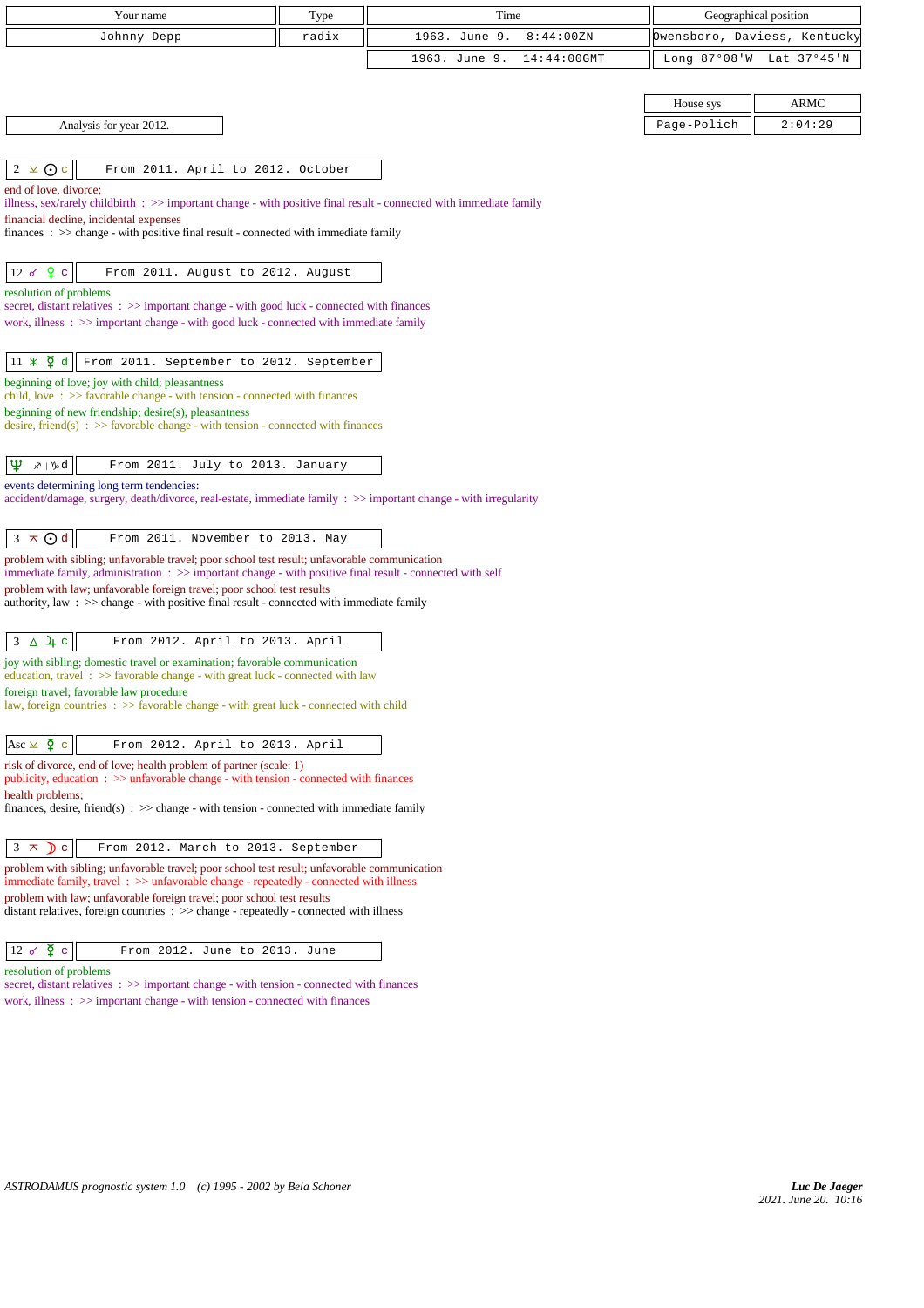| Your name | Type | Time | Geographical position |
|---|---|---|---|
| Johnny Depp | radix | 1963. June 9. 8:44:00ZN | Owensboro, Daviess, Kentucky |
| | | 1963. June 9. 14:44:00GMT | Long 87°08'W Lat 37°45'N |

| House sys | ARMC |
|---|---|
| Page-Polich | 2:04:29 |

Analysis for year 2012.

**2 ⚺ ☉ c** — From 2011. April to 2012. October

end of love, divorce;
illness, sex/rarely childbirth : >> important change - with positive final result - connected with immediate family
financial decline, incidental expenses
finances : >> change - with positive final result - connected with immediate family

**12 ☍ ♀ c** — From 2011. August to 2012. August

resolution of problems
secret, distant relatives : >> important change - with good luck - connected with finances
work, illness : >> important change - with good luck - connected with immediate family

**11 ⚹ ☿ d** — From 2011. September to 2012. September

beginning of love; joy with child; pleasantness
child, love : >> favorable change - with tension - connected with finances
beginning of new friendship; desire(s), pleasantness
desire, friend(s) : >> favorable change - with tension - connected with finances

**♆ ♐ | ♑ d** — From 2011. July to 2013. January

events determining long term tendencies:
accident/damage, surgery, death/divorce, real-estate, immediate family : >> important change - with irregularity

**3 ⚻ ☉ d** — From 2011. November to 2013. May

problem with sibling; unfavorable travel; poor school test result; unfavorable communication
immediate family, administration : >> important change - with positive final result - connected with self
problem with law; unfavorable foreign travel; poor school test results
authority, law : >> change - with positive final result - connected with immediate family

**3 △ ♃ c** — From 2012. April to 2013. April

joy with sibling; domestic travel or examination; favorable communication
education, travel : >> favorable change - with great luck - connected with law
foreign travel; favorable law procedure
law, foreign countries : >> favorable change - with great luck - connected with child

**Asc ⚺ ☿ c** — From 2012. April to 2013. April

risk of divorce, end of love; health problem of partner (scale: 1)
publicity, education : >> unfavorable change - with tension - connected with finances
health problems;
finances, desire, friend(s) : >> change - with tension - connected with immediate family

**3 ⚻ ☽ c** — From 2012. March to 2013. September

problem with sibling; unfavorable travel; poor school test result; unfavorable communication
immediate family, travel : >> unfavorable change - repeatedly - connected with illness
problem with law; unfavorable foreign travel; poor school test results
distant relatives, foreign countries : >> change - repeatedly - connected with illness

**12 ☍ ☿ c** — From 2012. June to 2013. June

resolution of problems
secret, distant relatives : >> important change - with tension - connected with finances
work, illness : >> important change - with tension - connected with finances

*ASTRODAMUS prognostic system 1.0 (c) 1995 - 2002 by Bela Schoner*

*Luc De Jaeger*
*2021. June 20. 10:16*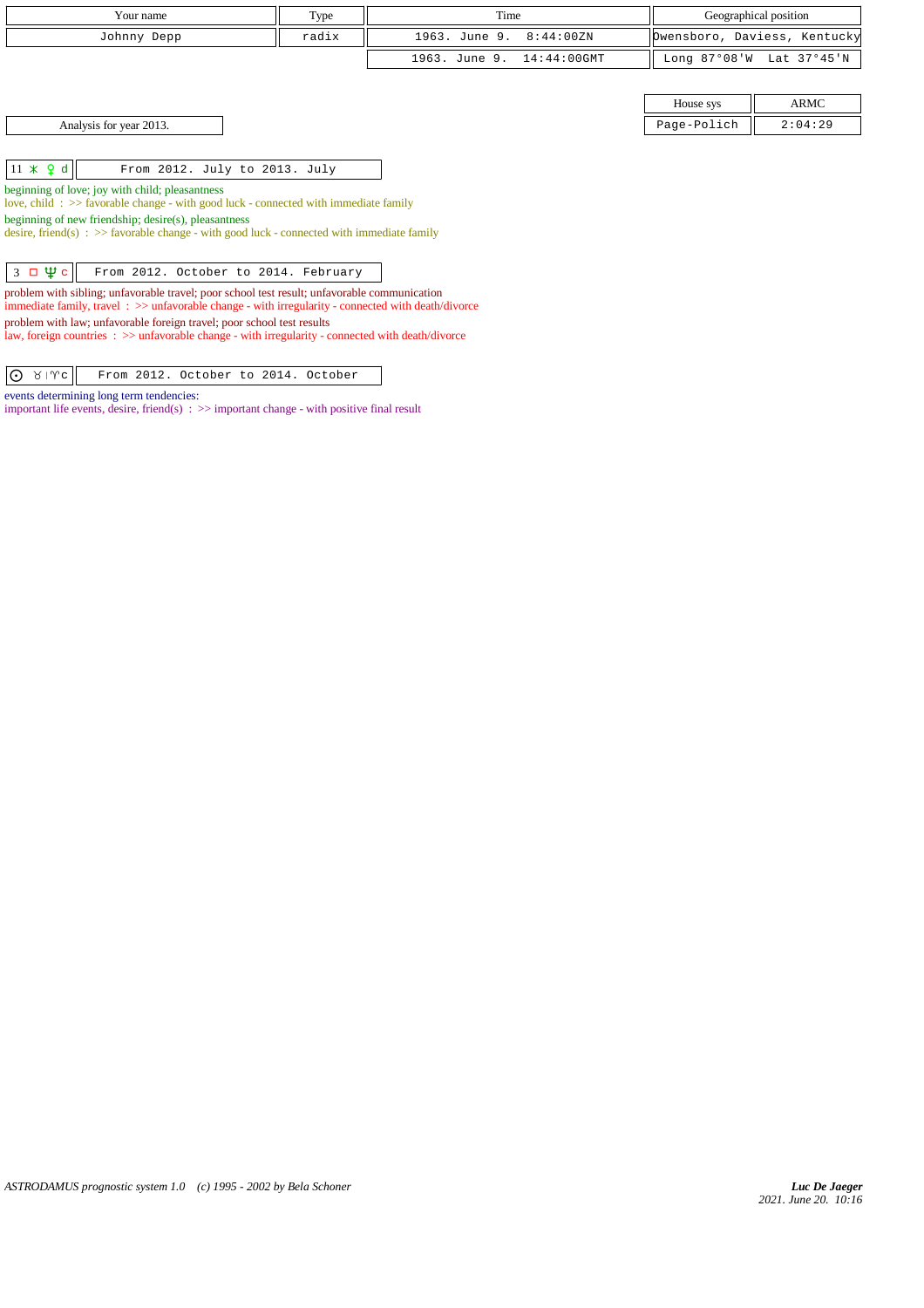| Your name | Type | Time | Geographical position |
|---|---|---|---|
| Johnny Depp | radix | 1963. June 9. 8:44:00ZN | Owensboro, Daviess, Kentucky |
| | | 1963. June 9. 14:44:00GMT | Long 87°08'W Lat 37°45'N |

| House sys | ARMC |
|---|---|
| Page-Polich | 2:04:29 |

Analysis for year 2013.

| 11 ⚹ ♀ d | From 2012. July to 2013. July |
|---|---|

beginning of love; joy with child; pleasantness
love, child : >> favorable change - with good luck - connected with immediate family
beginning of new friendship; desire(s), pleasantness
desire, friend(s) : >> favorable change - with good luck - connected with immediate family

| 3 □ ♆ c | From 2012. October to 2014. February |
|---|---|

problem with sibling; unfavorable travel; poor school test result; unfavorable communication
immediate family, travel : >> unfavorable change - with irregularity - connected with death/divorce
problem with law; unfavorable foreign travel; poor school test results
law, foreign countries : >> unfavorable change - with irregularity - connected with death/divorce

| ☉ ♉ \| ♈ c | From 2012. October to 2014. October |
|---|---|

events determining long term tendencies:
important life events, desire, friend(s) : >> important change - with positive final result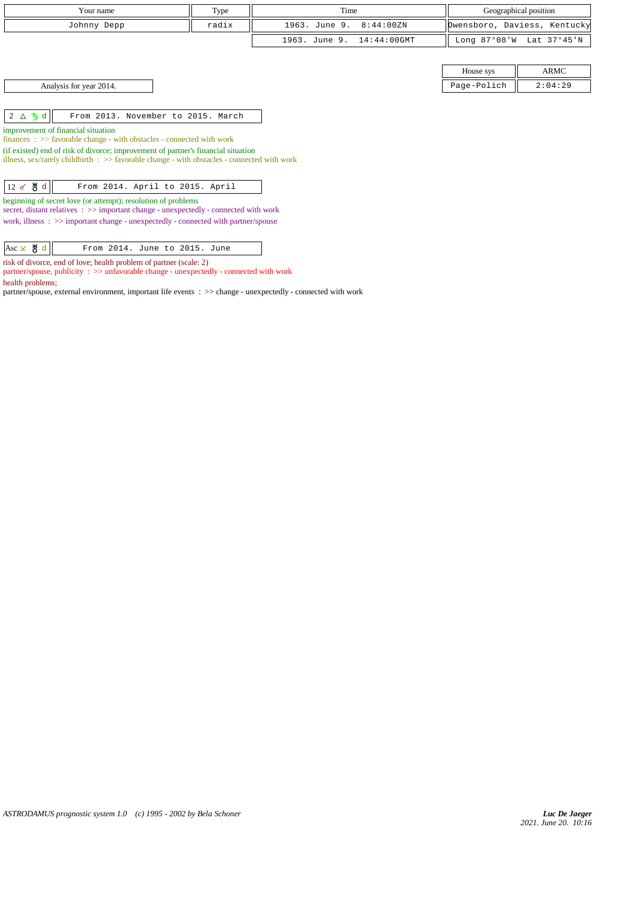| Your name | Type | Time | Geographical position |
| --- | --- | --- | --- |
| Johnny Depp | radix | 1963. June 9. 8:44:00ZN | Owensboro, Daviess, Kentucky |
| | | 1963. June 9. 14:44:00GMT | Long 87°08'W Lat 37°45'N |

| House sys | ARMC |
| --- | --- |
| Page-Polich | 2:04:29 |

Analysis for year 2014.

| 2 △ ♄ d | From 2013. November to 2015. March |
| --- | --- |

improvement of financial situation
finances : >> favorable change - with obstacles - connected with work
(if existed) end of risk of divorce; improvement of partner's financial situation
illness, sex/rarely childbirth : >> favorable change - with obstacles - connected with work

| 12 ☍ ♅ d | From 2014. April to 2015. April |
| --- | --- |

beginning of secret love (or attempt); resolution of problems
secret, distant relatives : >> important change - unexpectedly - connected with work
work, illness : >> important change - unexpectedly - connected with partner/spouse

| Asc ⊻ ♅ d | From 2014. June to 2015. June |
| --- | --- |

risk of divorce, end of love; health problem of partner (scale: 2)
partner/spouse, publicity : >> unfavorable change - unexpectedly - connected with work
health problems;
partner/spouse, external environment, important life events : >> change - unexpectedly - connected with work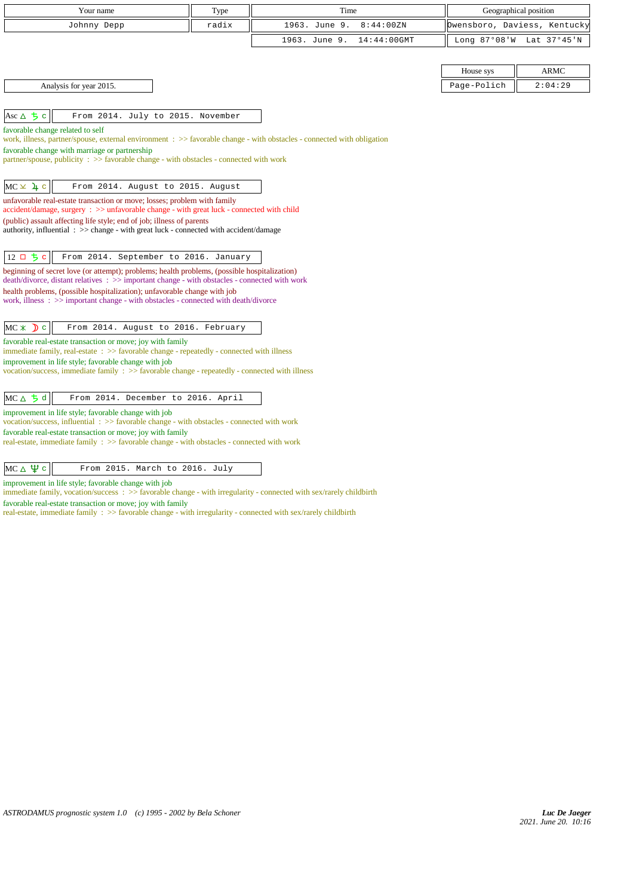| Your name | Type | Time | Geographical position |
|---|---|---|---|
| Johnny Depp | radix | 1963. June 9. 8:44:00ZN | Owensboro, Daviess, Kentucky |
| | | 1963. June 9. 14:44:00GMT | Long 87°08'W Lat 37°45'N |

| House sys | ARMC |
|---|---|
| Page-Polich | 2:04:29 |

Analysis for year 2015.

**Asc △ ♄ c** — From 2014. July to 2015. November

favorable change related to self
work, illness, partner/spouse, external environment : >> favorable change - with obstacles - connected with obligation
favorable change with marriage or partnership
partner/spouse, publicity : >> favorable change - with obstacles - connected with work

**MC ⊻ ♃ c** — From 2014. August to 2015. August

unfavorable real-estate transaction or move; losses; problem with family
accident/damage, surgery : >> unfavorable change - with great luck - connected with child
(public) assault affecting life style; end of job; illness of parents
authority, influential : >> change - with great luck - connected with accident/damage

**12 □ ♄ c** — From 2014. September to 2016. January

beginning of secret love (or attempt); problems; health problems, (possible hospitalization)
death/divorce, distant relatives : >> important change - with obstacles - connected with work
health problems, (possible hospitalization); unfavorable change with job
work, illness : >> important change - with obstacles - connected with death/divorce

**MC ⚹ ☽ c** — From 2014. August to 2016. February

favorable real-estate transaction or move; joy with family
immediate family, real-estate : >> favorable change - repeatedly - connected with illness
improvement in life style; favorable change with job
vocation/success, immediate family : >> favorable change - repeatedly - connected with illness

**MC △ ♄ d** — From 2014. December to 2016. April

improvement in life style; favorable change with job
vocation/success, influential : >> favorable change - with obstacles - connected with work
favorable real-estate transaction or move; joy with family
real-estate, immediate family : >> favorable change - with obstacles - connected with work

**MC △ ♆ c** — From 2015. March to 2016. July

improvement in life style; favorable change with job
immediate family, vocation/success : >> favorable change - with irregularity - connected with sex/rarely childbirth
favorable real-estate transaction or move; joy with family
real-estate, immediate family : >> favorable change - with irregularity - connected with sex/rarely childbirth

*ASTRODAMUS prognostic system 1.0 (c) 1995 - 2002 by Bela Schoner*

*Luc De Jaeger*
*2021. June 20. 10:16*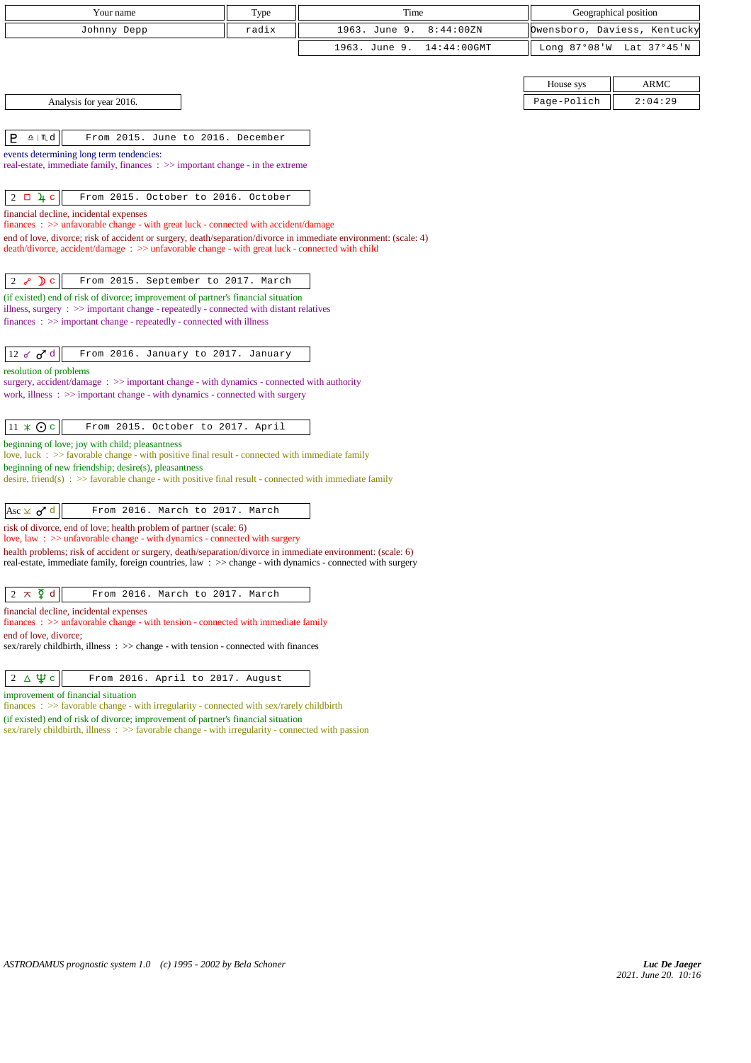| Your name | Type | Time | Geographical position |
|---|---|---|---|
| Johnny Depp | radix | 1963. June 9. 8:44:00ZN | Owensboro, Daviess, Kentucky |
| | | 1963. June 9. 14:44:00GMT | Long 87°08'W Lat 37°45'N |

| House sys | ARMC |
|---|---|
| Page-Polich | 2:04:29 |

Analysis for year 2016.

**♇ ♎ | ♏ d** — From 2015. June to 2016. December

events determining long term tendencies:
real-estate, immediate family, finances : >> important change - in the extreme

**2 □ ♃ c** — From 2015. October to 2016. October

financial decline, incidental expenses
finances : >> unfavorable change - with great luck - connected with accident/damage
end of love, divorce; risk of accident or surgery, death/separation/divorce in immediate environment: (scale: 4)
death/divorce, accident/damage : >> unfavorable change - with great luck - connected with child

**2 ☍ ☽ c** — From 2015. September to 2017. March

(if existed) end of risk of divorce; improvement of partner's financial situation
illness, surgery : >> important change - repeatedly - connected with distant relatives
finances : >> important change - repeatedly - connected with illness

**12 ☌ ♂ d** — From 2016. January to 2017. January

resolution of problems
surgery, accident/damage : >> important change - with dynamics - connected with authority
work, illness : >> important change - with dynamics - connected with surgery

**11 ⚹ ☉ c** — From 2015. October to 2017. April

beginning of love; joy with child; pleasantness
love, luck : >> favorable change - with positive final result - connected with immediate family
beginning of new friendship; desire(s), pleasantness
desire, friend(s) : >> favorable change - with positive final result - connected with immediate family

**Asc ⚺ ♂ d** — From 2016. March to 2017. March

risk of divorce, end of love; health problem of partner (scale: 6)
love, law : >> unfavorable change - with dynamics - connected with surgery
health problems; risk of accident or surgery, death/separation/divorce in immediate environment: (scale: 6)
real-estate, immediate family, foreign countries, law : >> change - with dynamics - connected with surgery

**2 ⚻ ☿ d** — From 2016. March to 2017. March

financial decline, incidental expenses
finances : >> unfavorable change - with tension - connected with immediate family
end of love, divorce;
sex/rarely childbirth, illness : >> change - with tension - connected with finances

**2 △ ♆ c** — From 2016. April to 2017. August

improvement of financial situation
finances : >> favorable change - with irregularity - connected with sex/rarely childbirth
(if existed) end of risk of divorce; improvement of partner's financial situation
sex/rarely childbirth, illness : >> favorable change - with irregularity - connected with passion

*ASTRODAMUS prognostic system 1.0 (c) 1995 - 2002 by Bela Schoner*

*Luc De Jaeger*
*2021. June 20. 10:16*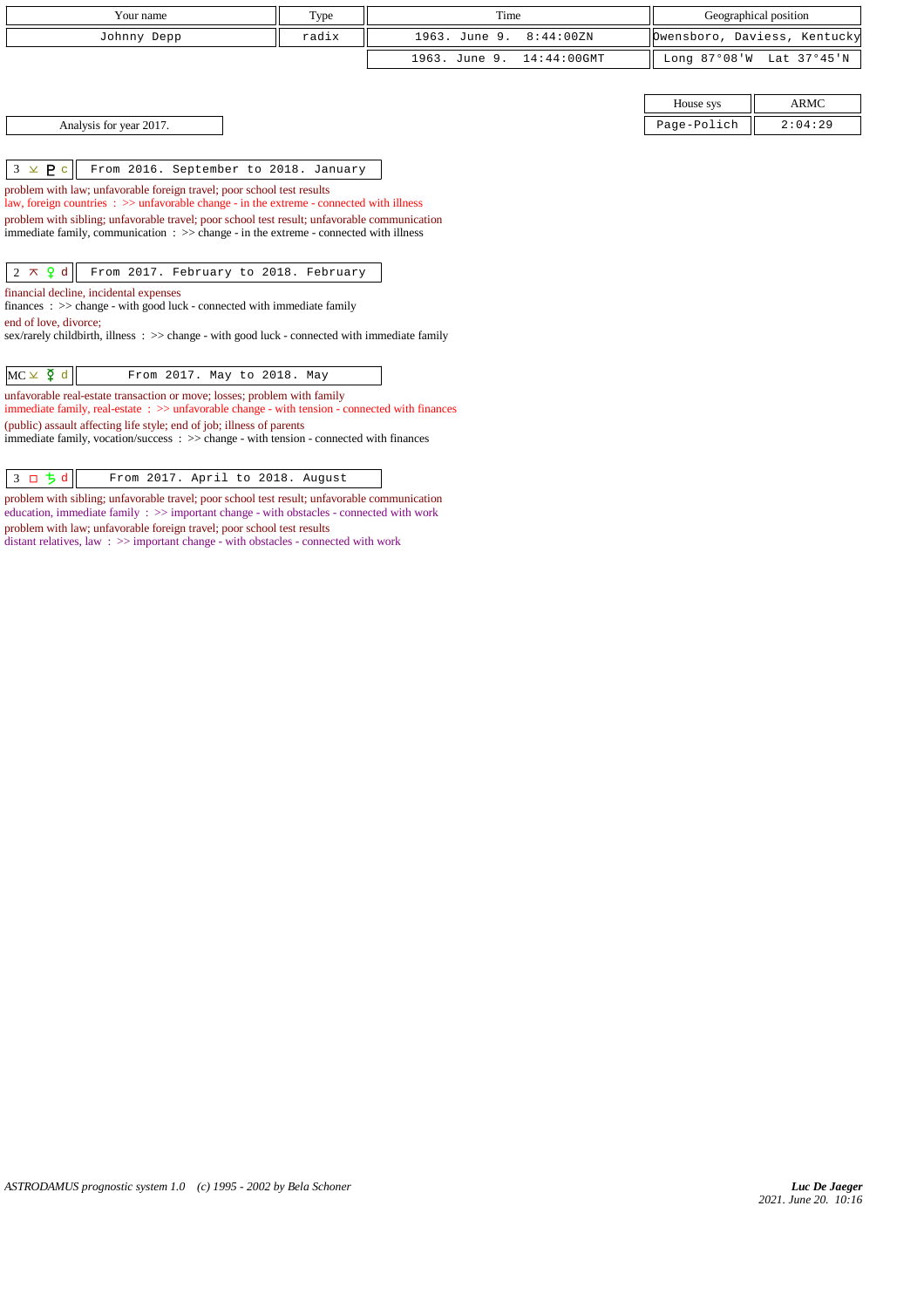| Your name | Type | Time | Geographical position |
|---|---|---|---|
| Johnny Depp | radix | 1963. June 9. 8:44:00ZN | Owensboro, Daviess, Kentucky |
| | | 1963. June 9. 14:44:00GMT | Long 87°08'W Lat 37°45'N |

| House sys | ARMC |
|---|---|
| Page-Polich | 2:04:29 |

Analysis for year 2017.

**3 ⚺ ♇ c** — From 2016. September to 2018. January

problem with law; unfavorable foreign travel; poor school test results
law, foreign countries : >> unfavorable change - in the extreme - connected with illness
problem with sibling; unfavorable travel; poor school test result; unfavorable communication
immediate family, communication : >> change - in the extreme - connected with illness

**2 ⚻ ♀ d** — From 2017. February to 2018. February

financial decline, incidental expenses
finances : >> change - with good luck - connected with immediate family
end of love, divorce;
sex/rarely childbirth, illness : >> change - with good luck - connected with immediate family

**MC ⚺ ☿ d** — From 2017. May to 2018. May

unfavorable real-estate transaction or move; losses; problem with family
immediate family, real-estate : >> unfavorable change - with tension - connected with finances
(public) assault affecting life style; end of job; illness of parents
immediate family, vocation/success : >> change - with tension - connected with finances

**3 □ ♄ d** — From 2017. April to 2018. August

problem with sibling; unfavorable travel; poor school test result; unfavorable communication
education, immediate family : >> important change - with obstacles - connected with work
problem with law; unfavorable foreign travel; poor school test results
distant relatives, law : >> important change - with obstacles - connected with work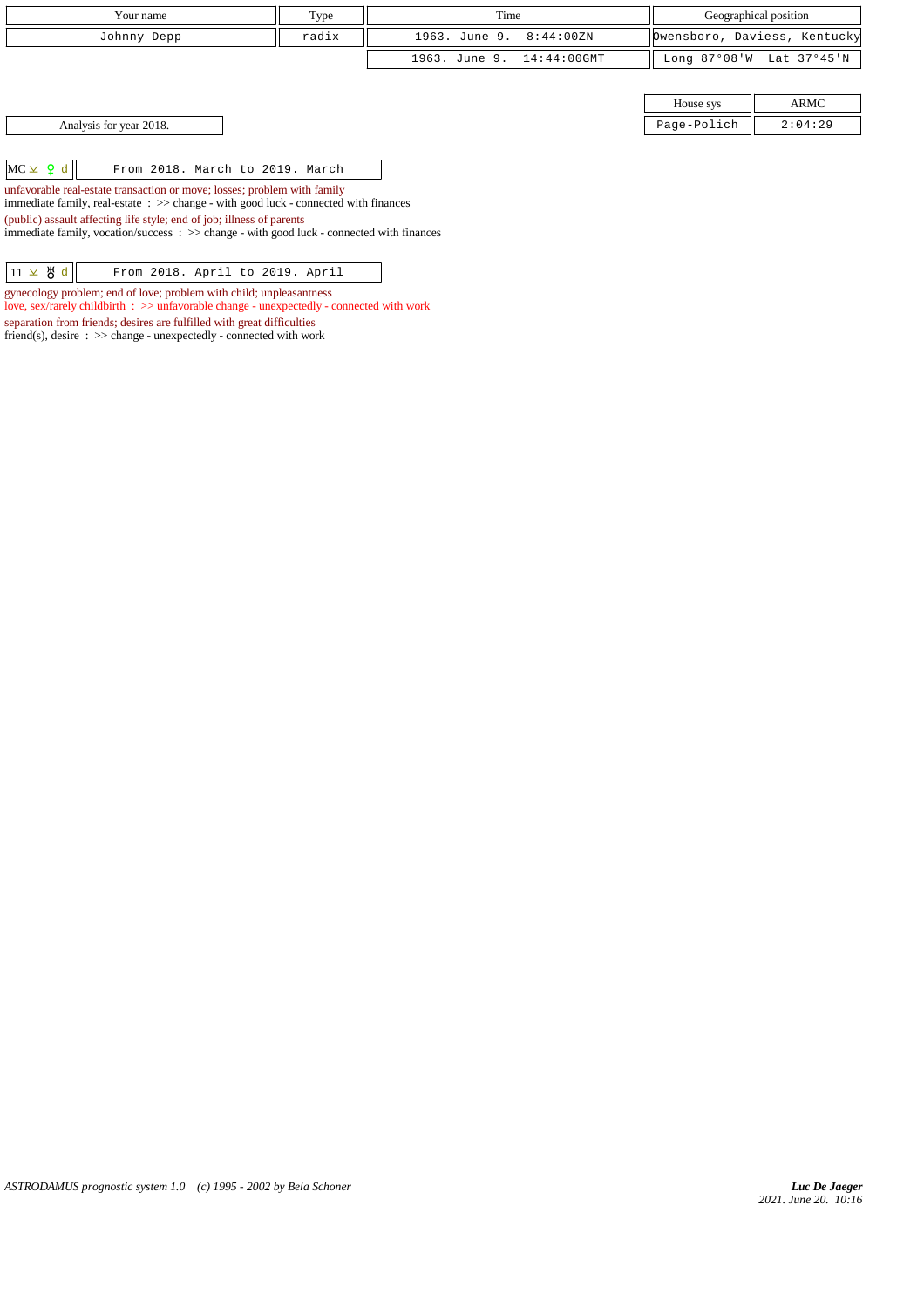| Your name | Type | Time | Geographical position |
|---|---|---|---|
| Johnny Depp | radix | 1963. June 9. 8:44:00ZN | Owensboro, Daviess, Kentucky |
| | | 1963. June 9. 14:44:00GMT | Long 87°08'W Lat 37°45'N |

| House sys | ARMC |
|---|---|
| Page-Polich | 2:04:29 |

Analysis for year 2018.

| MC ⊻ ♀ d | From 2018. March to 2019. March |
|---|---|

unfavorable real-estate transaction or move; losses; problem with family
immediate family, real-estate : >> change - with good luck - connected with finances

(public) assault affecting life style; end of job; illness of parents
immediate family, vocation/success : >> change - with good luck - connected with finances

| 11 ⊻ ♅ d | From 2018. April to 2019. April |
|---|---|

gynecology problem; end of love; problem with child; unpleasantness
love, sex/rarely childbirth : >> unfavorable change - unexpectedly - connected with work

separation from friends; desires are fulfilled with great difficulties
friend(s), desire : >> change - unexpectedly - connected with work

*ASTRODAMUS prognostic system 1.0 (c) 1995 - 2002 by Bela Schoner*

*Luc De Jaeger*
*2021. June 20. 10:16*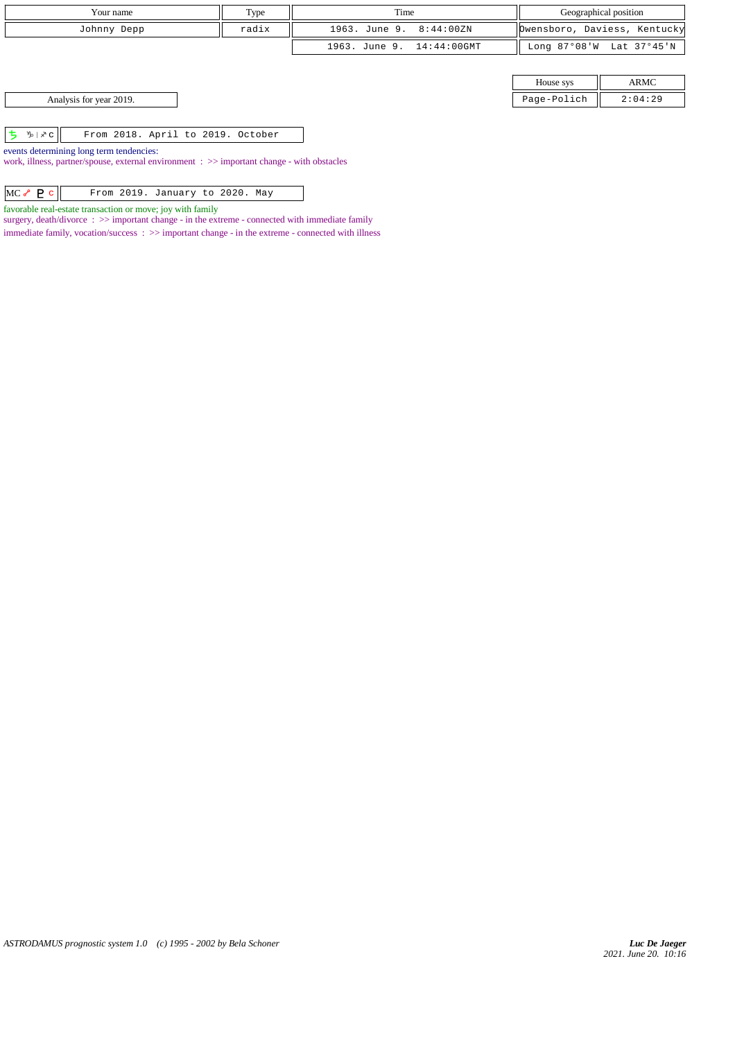| Your name | Type | Time | Geographical position |
|---|---|---|---|
| Johnny Depp | radix | 1963. June 9. 8:44:00ZN | Owensboro, Daviess, Kentucky |
| | | 1963. June 9. 14:44:00GMT | Long 87°08'W Lat 37°45'N |

| House sys | ARMC |
|---|---|
| Page-Polich | 2:04:29 |

Analysis for year 2019.

| ♄ ♑ \| ♐ c | From 2018. April to 2019. October |
|---|---|

events determining long term tendencies:
work, illness, partner/spouse, external environment : >> important change - with obstacles

| MC ☍ ♇ c | From 2019. January to 2020. May |
|---|---|

favorable real-estate transaction or move; joy with family
surgery, death/divorce : >> important change - in the extreme - connected with immediate family
immediate family, vocation/success : >> important change - in the extreme - connected with illness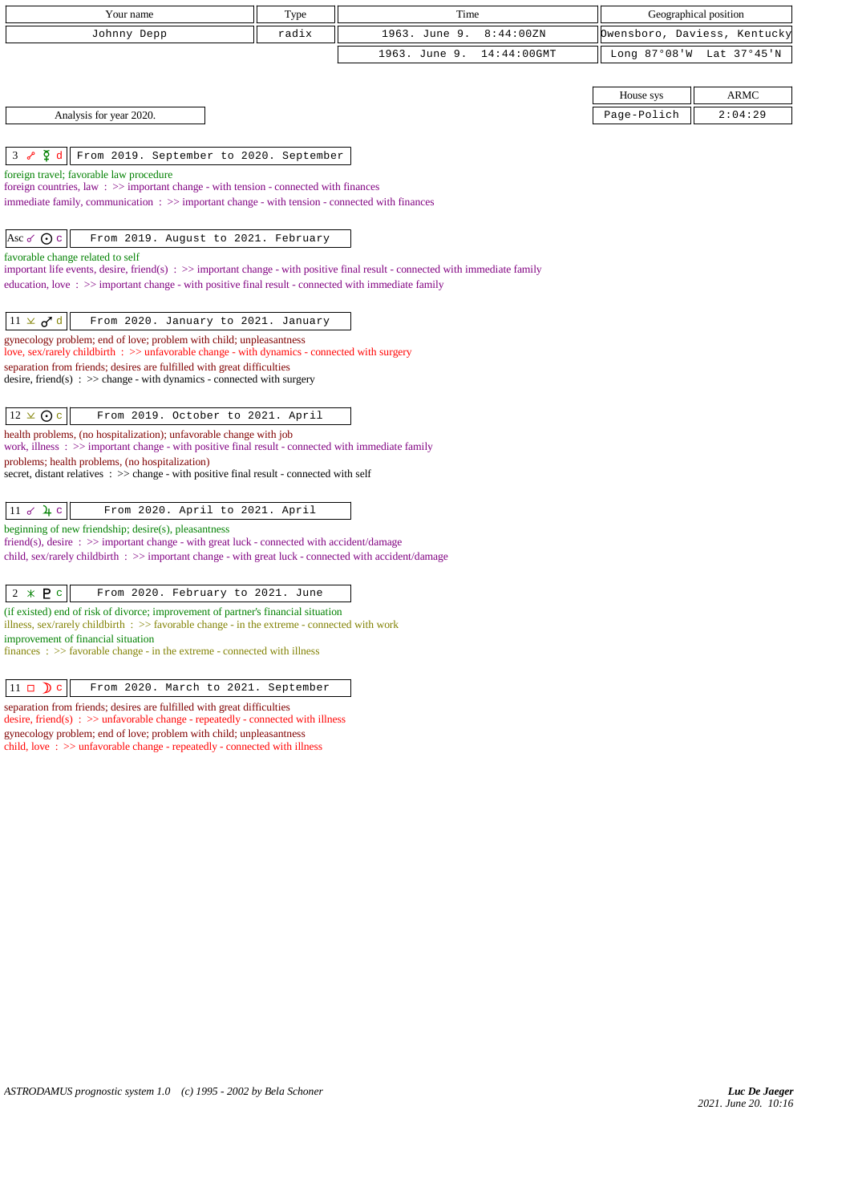| Your name | Type | Time | Geographical position |
|---|---|---|---|
| Johnny Depp | radix | 1963. June 9. 8:44:00ZN | Owensboro, Daviess, Kentucky |
| | | 1963. June 9. 14:44:00GMT | Long 87°08'W Lat 37°45'N |

| House sys | ARMC |
|---|---|
| Page-Polich | 2:04:29 |

Analysis for year 2020.

| 3 ☍ ☿ d | From 2019. September to 2020. September |
|---|---|

foreign travel; favorable law procedure
foreign countries, law : >> important change - with tension - connected with finances
immediate family, communication : >> important change - with tension - connected with finances

| Asc ☌ ☉ c | From 2019. August to 2021. February |
|---|---|

favorable change related to self
important life events, desire, friend(s) : >> important change - with positive final result - connected with immediate family
education, love : >> important change - with positive final result - connected with immediate family

| 11 ⊻ ♂ d | From 2020. January to 2021. January |
|---|---|

gynecology problem; end of love; problem with child; unpleasantness
love, sex/rarely childbirth : >> unfavorable change - with dynamics - connected with surgery
separation from friends; desires are fulfilled with great difficulties
desire, friend(s) : >> change - with dynamics - connected with surgery

| 12 ⊻ ☉ c | From 2019. October to 2021. April |
|---|---|

health problems, (no hospitalization); unfavorable change with job
work, illness : >> important change - with positive final result - connected with immediate family
problems; health problems, (no hospitalization)
secret, distant relatives : >> change - with positive final result - connected with self

| 11 ☌ ♃ c | From 2020. April to 2021. April |
|---|---|

beginning of new friendship; desire(s), pleasantness
friend(s), desire : >> important change - with great luck - connected with accident/damage
child, sex/rarely childbirth : >> important change - with great luck - connected with accident/damage

| 2 ⚹ ♇ c | From 2020. February to 2021. June |
|---|---|

(if existed) end of risk of divorce; improvement of partner's financial situation
illness, sex/rarely childbirth : >> favorable change - in the extreme - connected with work
improvement of financial situation
finances : >> favorable change - in the extreme - connected with illness

| 11 □ ☽ c | From 2020. March to 2021. September |
|---|---|

separation from friends; desires are fulfilled with great difficulties
desire, friend(s) : >> unfavorable change - repeatedly - connected with illness
gynecology problem; end of love; problem with child; unpleasantness
child, love : >> unfavorable change - repeatedly - connected with illness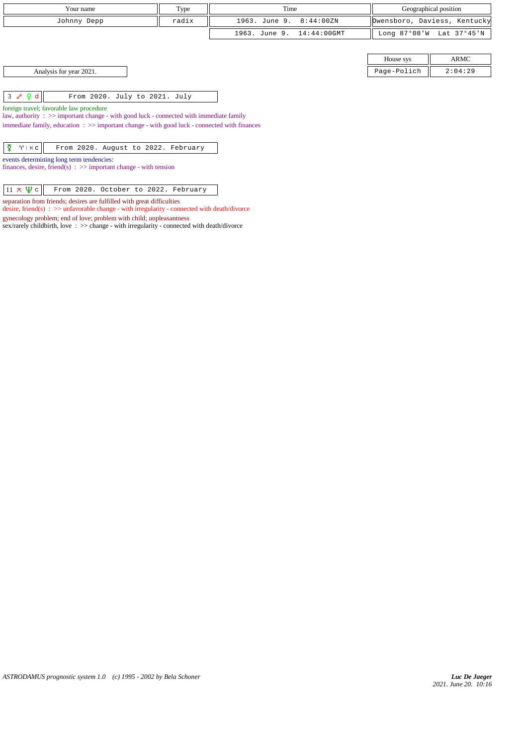| Your name | Type | Time | Geographical position |
|---|---|---|---|
| Johnny Depp | radix | 1963. June 9. 8:44:00ZN | Owensboro, Daviess, Kentucky |
| | | 1963. June 9. 14:44:00GMT | Long 87°08'W Lat 37°45'N |

| House sys | ARMC |
|---|---|
| Page-Polich | 2:04:29 |

Analysis for year 2021.

| 3 ☍ ♀ d | From 2020. July to 2021. July |
|---|---|

foreign travel; favorable law procedure
law, authority : >> important change - with good luck - connected with immediate family
immediate family, education : >> important change - with good luck - connected with finances

| ☿ ♈ \| ♓ c | From 2020. August to 2022. February |
|---|---|

events determining long term tendencies:
finances, desire, friend(s) : >> important change - with tension

| 11 ⚻ ♆ c | From 2020. October to 2022. February |
|---|---|

separation from friends; desires are fulfilled with great difficulties
desire, friend(s) : >> unfavorable change - with irregularity - connected with death/divorce
gynecology problem; end of love; problem with child; unpleasantness
sex/rarely childbirth, love : >> change - with irregularity - connected with death/divorce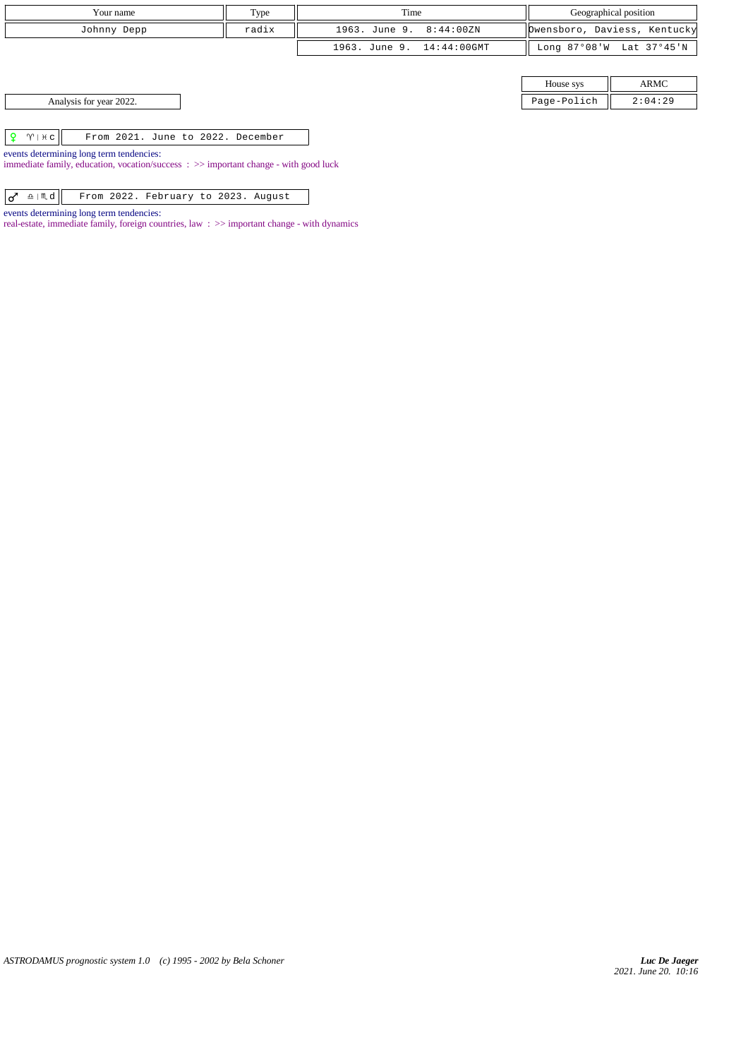| Your name | Type | Time | Geographical position |
| --- | --- | --- | --- |
| Johnny Depp | radix | 1963. June 9. 8:44:00ZN | Owensboro, Daviess, Kentucky |
| | | 1963. June 9. 14:44:00GMT | Long 87°08'W Lat 37°45'N |

| House sys | ARMC |
| --- | --- |
| Page-Polich | 2:04:29 |

Analysis for year 2022.

| ♀ ♈ \| ♓ c | From 2021. June to 2022. December |
| --- | --- |

events determining long term tendencies:
immediate family, education, vocation/success : >> important change - with good luck

| ♂ ♎ \| ♏ d | From 2022. February to 2023. August |
| --- | --- |

events determining long term tendencies:
real-estate, immediate family, foreign countries, law : >> important change - with dynamics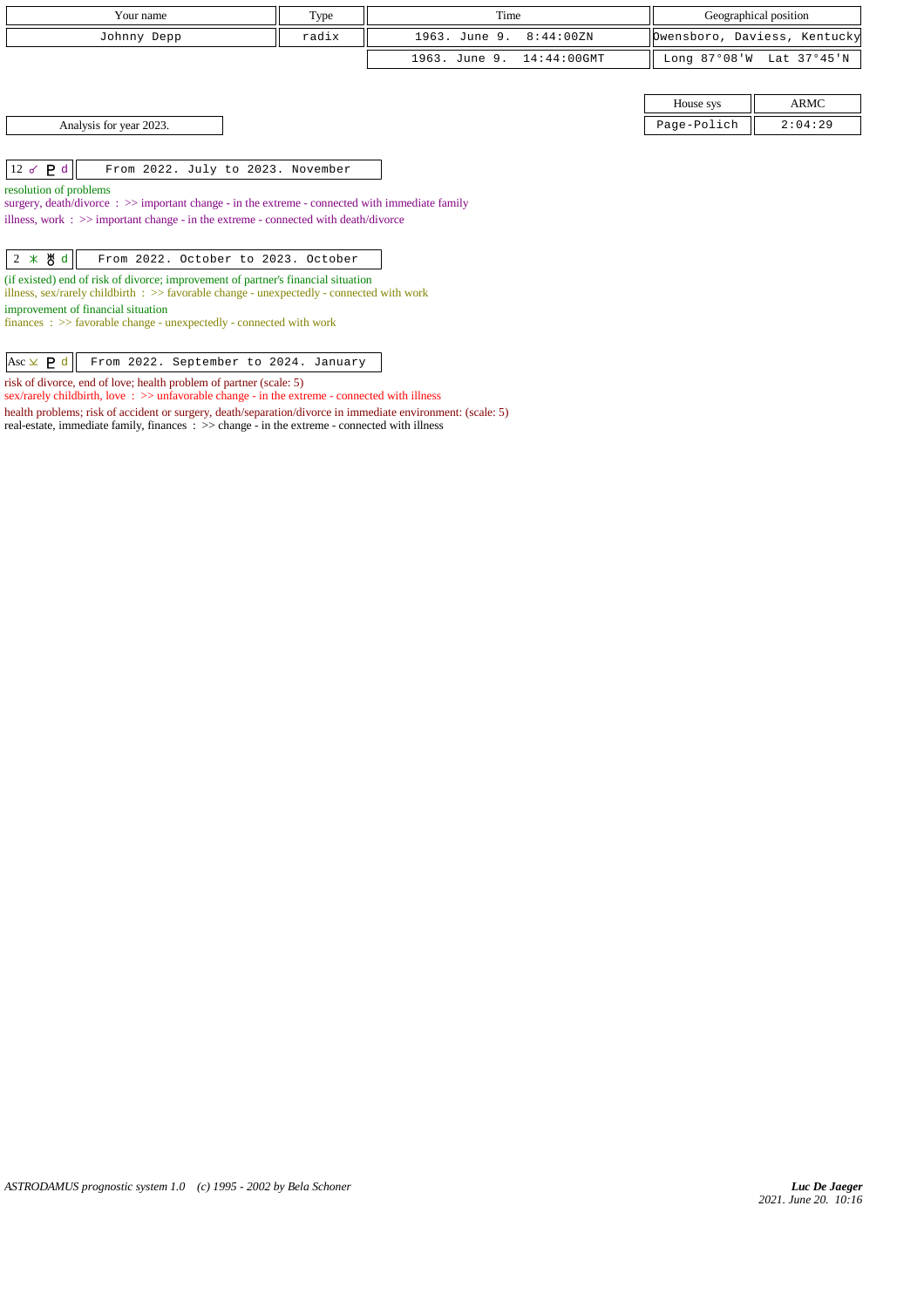| Your name | Type | Time | Geographical position |
|---|---|---|---|
| Johnny Depp | radix | 1963. June 9. 8:44:00ZN | Owensboro, Daviess, Kentucky |
| | | 1963. June 9. 14:44:00GMT | Long 87°08'W Lat 37°45'N |

| House sys | ARMC |
|---|---|
| Page-Polich | 2:04:29 |

Analysis for year 2023.

| 12 ☌ ♇ d | From 2022. July to 2023. November |
|---|---|

resolution of problems

surgery, death/divorce : >> important change - in the extreme - connected with immediate family

illness, work : >> important change - in the extreme - connected with death/divorce

| 2 ⚹ ♅ d | From 2022. October to 2023. October |
|---|---|

(if existed) end of risk of divorce; improvement of partner's financial situation

illness, sex/rarely childbirth : >> favorable change - unexpectedly - connected with work

improvement of financial situation

finances : >> favorable change - unexpectedly - connected with work

| Asc ⊻ ♇ d | From 2022. September to 2024. January |
|---|---|

risk of divorce, end of love; health problem of partner (scale: 5)

sex/rarely childbirth, love : >> unfavorable change - in the extreme - connected with illness

health problems; risk of accident or surgery, death/separation/divorce in immediate environment: (scale: 5)

real-estate, immediate family, finances : >> change - in the extreme - connected with illness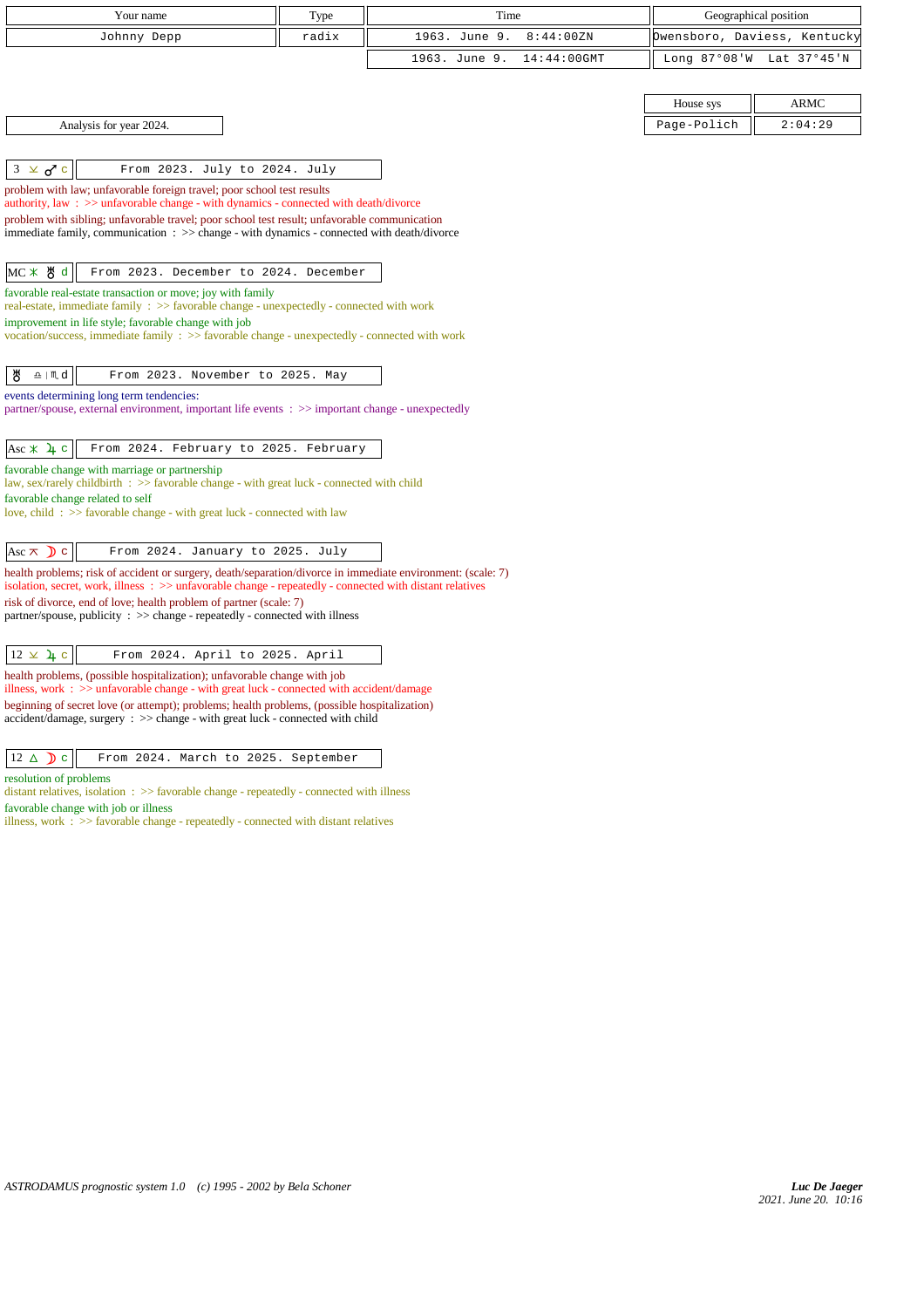| Your name | Type | Time | Geographical position |
|---|---|---|---|
| Johnny Depp | radix | 1963. June 9. 8:44:00ZN | Owensboro, Daviess, Kentucky |
| | | 1963. June 9. 14:44:00GMT | Long 87°08'W Lat 37°45'N |

| House sys | ARMC |
|---|---|
| Page-Polich | 2:04:29 |

Analysis for year 2024.

**3 ⚺ ♂ c** — From 2023. July to 2024. July

problem with law; unfavorable foreign travel; poor school test results
authority, law : >> unfavorable change - with dynamics - connected with death/divorce
problem with sibling; unfavorable travel; poor school test result; unfavorable communication
immediate family, communication : >> change - with dynamics - connected with death/divorce

**MC ⚹ ♅ d** — From 2023. December to 2024. December

favorable real-estate transaction or move; joy with family
real-estate, immediate family : >> favorable change - unexpectedly - connected with work
improvement in life style; favorable change with job
vocation/success, immediate family : >> favorable change - unexpectedly - connected with work

**♅ ♎ | ♏ d** — From 2023. November to 2025. May

events determining long term tendencies:
partner/spouse, external environment, important life events : >> important change - unexpectedly

**Asc ⚹ ♃ c** — From 2024. February to 2025. February

favorable change with marriage or partnership
law, sex/rarely childbirth : >> favorable change - with great luck - connected with child
favorable change related to self
love, child : >> favorable change - with great luck - connected with law

**Asc ⚻ ☽ c** — From 2024. January to 2025. July

health problems; risk of accident or surgery, death/separation/divorce in immediate environment: (scale: 7)
isolation, secret, work, illness : >> unfavorable change - repeatedly - connected with distant relatives
risk of divorce, end of love; health problem of partner (scale: 7)
partner/spouse, publicity : >> change - repeatedly - connected with illness

**12 ⚺ ♃ c** — From 2024. April to 2025. April

health problems, (possible hospitalization); unfavorable change with job
illness, work : >> unfavorable change - with great luck - connected with accident/damage
beginning of secret love (or attempt); problems; health problems, (possible hospitalization)
accident/damage, surgery : >> change - with great luck - connected with child

**12 △ ☽ c** — From 2024. March to 2025. September

resolution of problems
distant relatives, isolation : >> favorable change - repeatedly - connected with illness
favorable change with job or illness
illness, work : >> favorable change - repeatedly - connected with distant relatives

*ASTRODAMUS prognostic system 1.0 (c) 1995 - 2002 by Bela Schoner*

*Luc De Jaeger*
*2021. June 20. 10:16*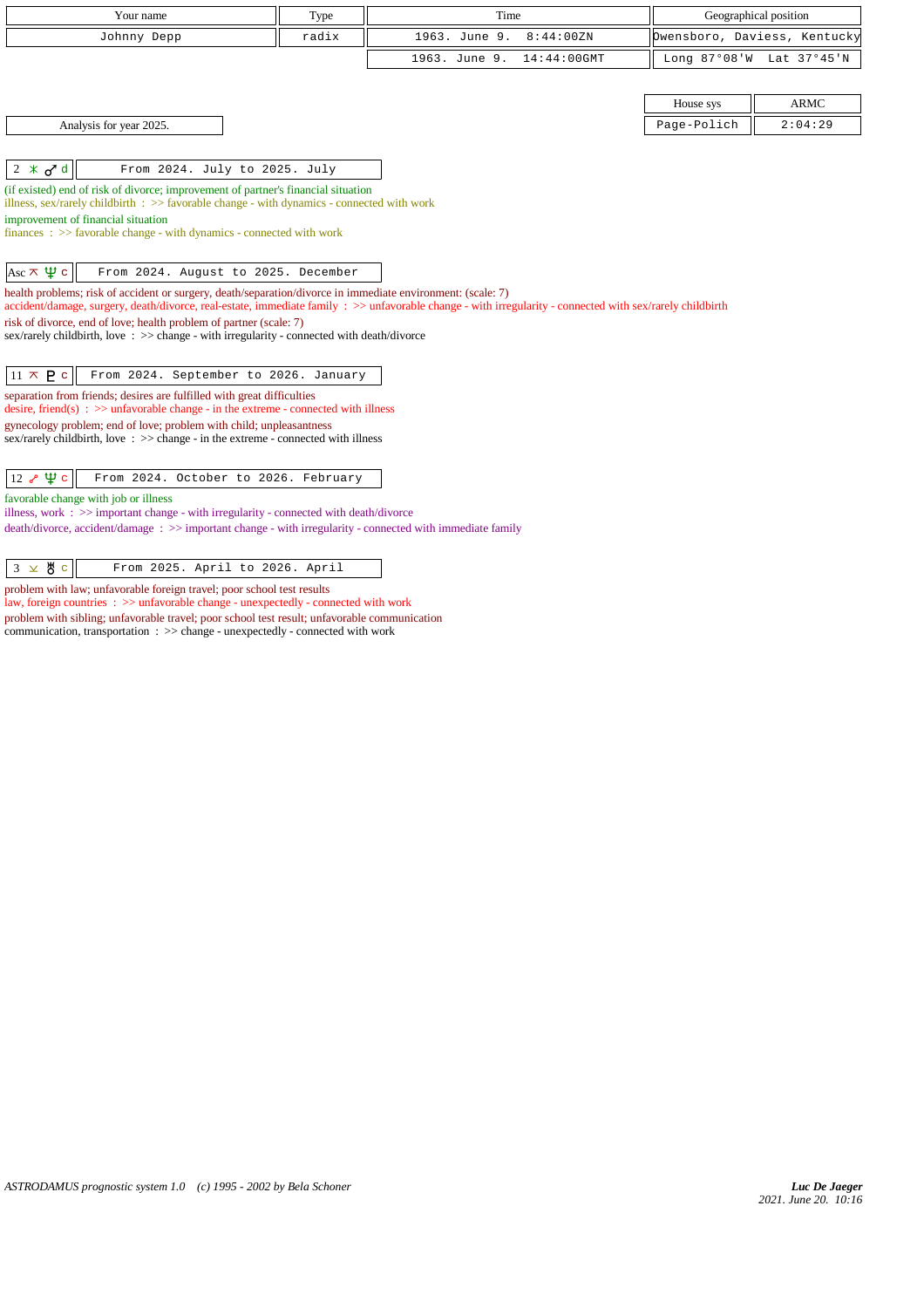| Your name | Type | Time | Geographical position |
|---|---|---|---|
| Johnny Depp | radix | 1963. June 9. 8:44:00ZN | Owensboro, Daviess, Kentucky |
| | | 1963. June 9. 14:44:00GMT | Long 87°08'W Lat 37°45'N |

| House sys | ARMC |
|---|---|
| Page-Polich | 2:04:29 |

Analysis for year 2025.

**2 ⚹ ♂ d** — From 2024. July to 2025. July

(if existed) end of risk of divorce; improvement of partner's financial situation
illness, sex/rarely childbirth : >> favorable change - with dynamics - connected with work

improvement of financial situation
finances : >> favorable change - with dynamics - connected with work

**Asc ⚻ ♆ c** — From 2024. August to 2025. December

health problems; risk of accident or surgery, death/separation/divorce in immediate environment: (scale: 7)
accident/damage, surgery, death/divorce, real-estate, immediate family : >> unfavorable change - with irregularity - connected with sex/rarely childbirth

risk of divorce, end of love; health problem of partner (scale: 7)
sex/rarely childbirth, love : >> change - with irregularity - connected with death/divorce

**11 ⚻ ♇ c** — From 2024. September to 2026. January

separation from friends; desires are fulfilled with great difficulties
desire, friend(s) : >> unfavorable change - in the extreme - connected with illness

gynecology problem; end of love; problem with child; unpleasantness
sex/rarely childbirth, love : >> change - in the extreme - connected with illness

**12 ☍ ♆ c** — From 2024. October to 2026. February

favorable change with job or illness
illness, work : >> important change - with irregularity - connected with death/divorce
death/divorce, accident/damage : >> important change - with irregularity - connected with immediate family

**3 ⚺ ♅ c** — From 2025. April to 2026. April

problem with law; unfavorable foreign travel; poor school test results
law, foreign countries : >> unfavorable change - unexpectedly - connected with work

problem with sibling; unfavorable travel; poor school test result; unfavorable communication
communication, transportation : >> change - unexpectedly - connected with work

*ASTRODAMUS prognostic system 1.0 (c) 1995 - 2002 by Bela Schoner*

***Luc De Jaeger***
*2021. June 20. 10:16*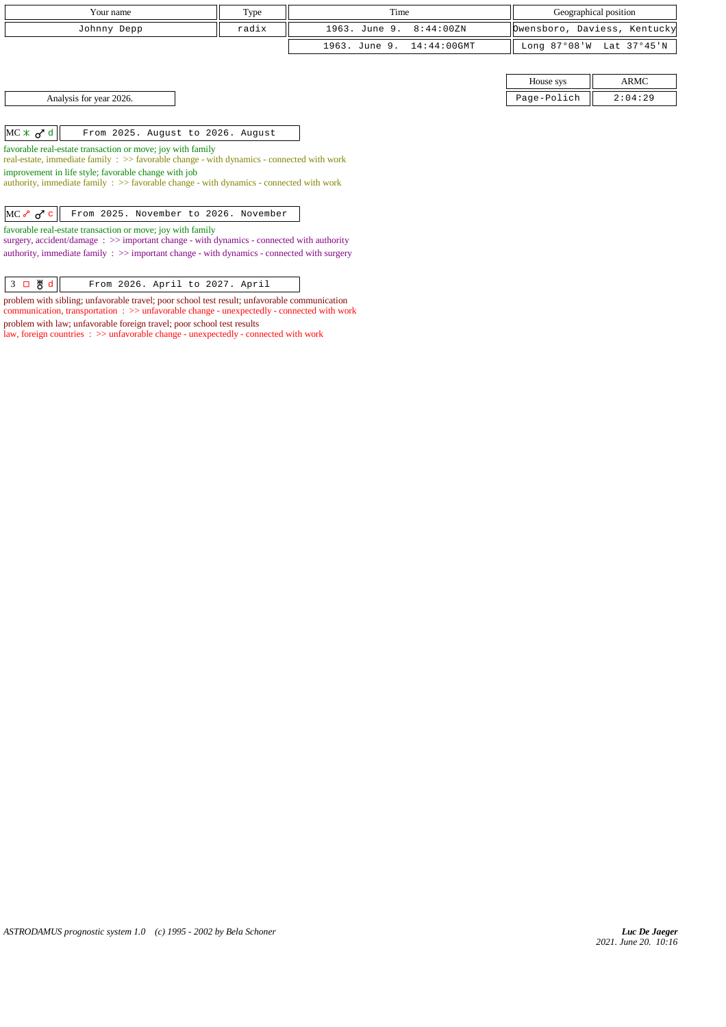| Your name | Type | Time | Geographical position |
|---|---|---|---|
| Johnny Depp | radix | 1963. June 9. 8:44:00ZN | Owensboro, Daviess, Kentucky |
| | | 1963. June 9. 14:44:00GMT | Long 87°08'W Lat 37°45'N |

| House sys | ARMC |
|---|---|
| Page-Polich | 2:04:29 |

Analysis for year 2026.

**MC ⚹ ♂ d** — From 2025. August to 2026. August

favorable real-estate transaction or move; joy with family
real-estate, immediate family : >> favorable change - with dynamics - connected with work
improvement in life style; favorable change with job
authority, immediate family : >> favorable change - with dynamics - connected with work

**MC ☍ ♂ c** — From 2025. November to 2026. November

favorable real-estate transaction or move; joy with family
surgery, accident/damage : >> important change - with dynamics - connected with authority
authority, immediate family : >> important change - with dynamics - connected with surgery

**3 □ ♅ d** — From 2026. April to 2027. April

problem with sibling; unfavorable travel; poor school test result; unfavorable communication
communication, transportation : >> unfavorable change - unexpectedly - connected with work
problem with law; unfavorable foreign travel; poor school test results
law, foreign countries : >> unfavorable change - unexpectedly - connected with work

*ASTRODAMUS prognostic system 1.0 (c) 1995 - 2002 by Bela Schoner*

*Luc De Jaeger*
*2021. June 20. 10:16*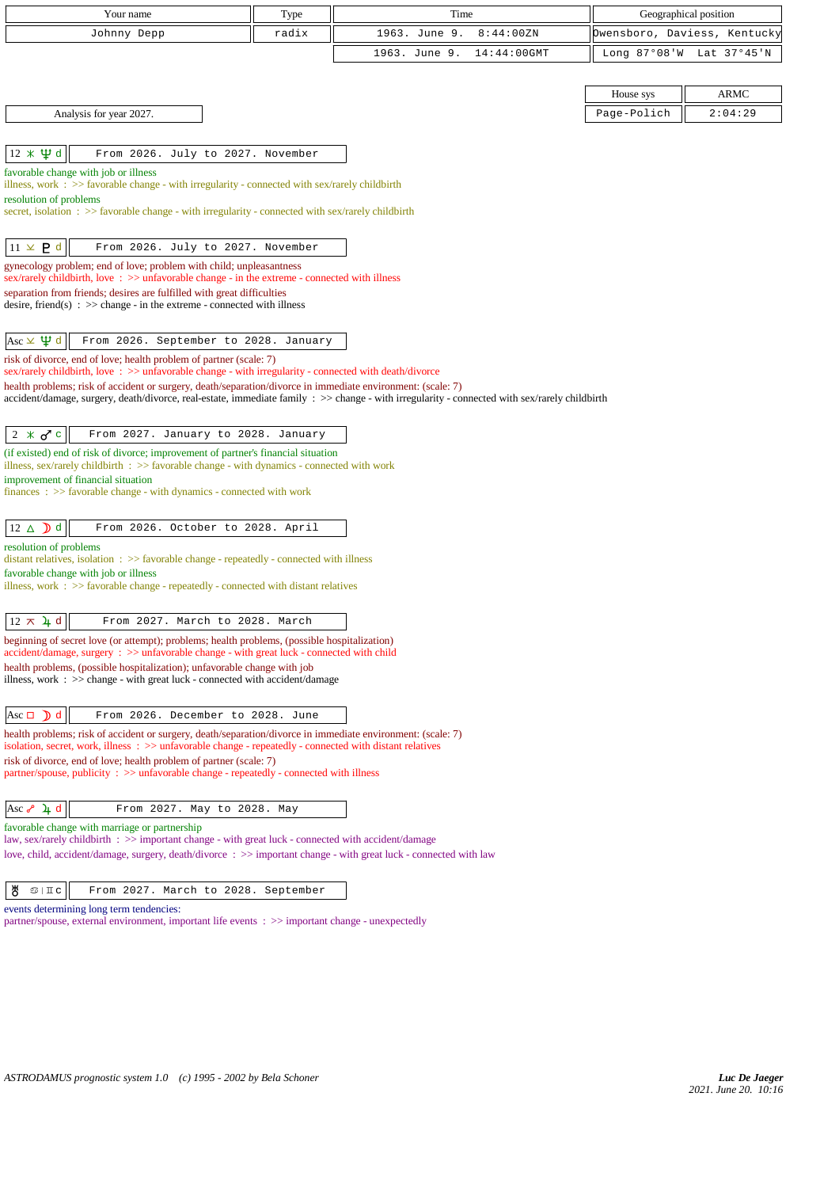| Your name | Type | Time | Geographical position |
|---|---|---|---|
| Johnny Depp | radix | 1963. June 9. 8:44:00ZN | Owensboro, Daviess, Kentucky |
| | | 1963. June 9. 14:44:00GMT | Long 87°08'W Lat 37°45'N |

| House sys | ARMC |
|---|---|
| Page-Polich | 2:04:29 |

Analysis for year 2027.

**12 ⚹ ♆ d** — From 2026. July to 2027. November

favorable change with job or illness
illness, work : >> favorable change - with irregularity - connected with sex/rarely childbirth
resolution of problems
secret, isolation : >> favorable change - with irregularity - connected with sex/rarely childbirth

**11 ⚺ ♇ d** — From 2026. July to 2027. November

gynecology problem; end of love; problem with child; unpleasantness
sex/rarely childbirth, love : >> unfavorable change - in the extreme - connected with illness
separation from friends; desires are fulfilled with great difficulties
desire, friend(s) : >> change - in the extreme - connected with illness

**Asc ⚺ ♆ d** — From 2026. September to 2028. January

risk of divorce, end of love; health problem of partner (scale: 7)
sex/rarely childbirth, love : >> unfavorable change - with irregularity - connected with death/divorce
health problems; risk of accident or surgery, death/separation/divorce in immediate environment: (scale: 7)
accident/damage, surgery, death/divorce, real-estate, immediate family : >> change - with irregularity - connected with sex/rarely childbirth

**2 ⚹ ♂ c** — From 2027. January to 2028. January

(if existed) end of risk of divorce; improvement of partner's financial situation
illness, sex/rarely childbirth : >> favorable change - with dynamics - connected with work
improvement of financial situation
finances : >> favorable change - with dynamics - connected with work

**12 △ ☽ d** — From 2026. October to 2028. April

resolution of problems
distant relatives, isolation : >> favorable change - repeatedly - connected with illness
favorable change with job or illness
illness, work : >> favorable change - repeatedly - connected with distant relatives

**12 ⚻ ♃ d** — From 2027. March to 2028. March

beginning of secret love (or attempt); problems; health problems, (possible hospitalization)
accident/damage, surgery : >> unfavorable change - with great luck - connected with child
health problems, (possible hospitalization); unfavorable change with job
illness, work : >> change - with great luck - connected with accident/damage

**Asc □ ☽ d** — From 2026. December to 2028. June

health problems; risk of accident or surgery, death/separation/divorce in immediate environment: (scale: 7)
isolation, secret, work, illness : >> unfavorable change - repeatedly - connected with distant relatives
risk of divorce, end of love; health problem of partner (scale: 7)
partner/spouse, publicity : >> unfavorable change - repeatedly - connected with illness

**Asc ☍ ♃ d** — From 2027. May to 2028. May

favorable change with marriage or partnership
law, sex/rarely childbirth : >> important change - with great luck - connected with accident/damage
love, child, accident/damage, surgery, death/divorce : >> important change - with great luck - connected with law

**♅ ♋ | ♊ c** — From 2027. March to 2028. September

events determining long term tendencies:
partner/spouse, external environment, important life events : >> important change - unexpectedly

ASTRODAMUS prognostic system 1.0 (c) 1995 - 2002 by Bela Schoner

*Luc De Jaeger*
*2021. June 20. 10:16*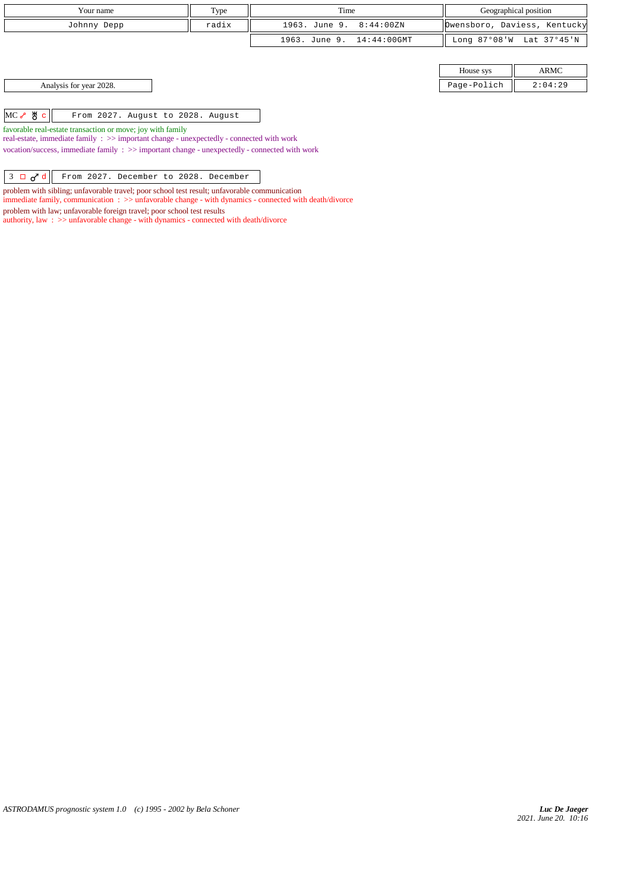| Your name | Type | Time | Geographical position |
| --- | --- | --- | --- |
| Johnny Depp | radix | 1963. June 9. 8:44:00ZN | Owensboro, Daviess, Kentucky |
| | | 1963. June 9. 14:44:00GMT | Long 87°08'W Lat 37°45'N |

| House sys | ARMC |
| --- | --- |
| Page-Polich | 2:04:29 |

Analysis for year 2028.

| MC ☍ ♅ c | From 2027. August to 2028. August |
| --- | --- |

favorable real-estate transaction or move; joy with family
real-estate, immediate family : >> important change - unexpectedly - connected with work
vocation/success, immediate family : >> important change - unexpectedly - connected with work

| 3 □ ♂ d | From 2027. December to 2028. December |
| --- | --- |

problem with sibling; unfavorable travel; poor school test result; unfavorable communication
immediate family, communication : >> unfavorable change - with dynamics - connected with death/divorce
problem with law; unfavorable foreign travel; poor school test results
authority, law : >> unfavorable change - with dynamics - connected with death/divorce

*ASTRODAMUS prognostic system 1.0 (c) 1995 - 2002 by Bela Schoner*

*Luc De Jaeger*
*2021. June 20. 10:16*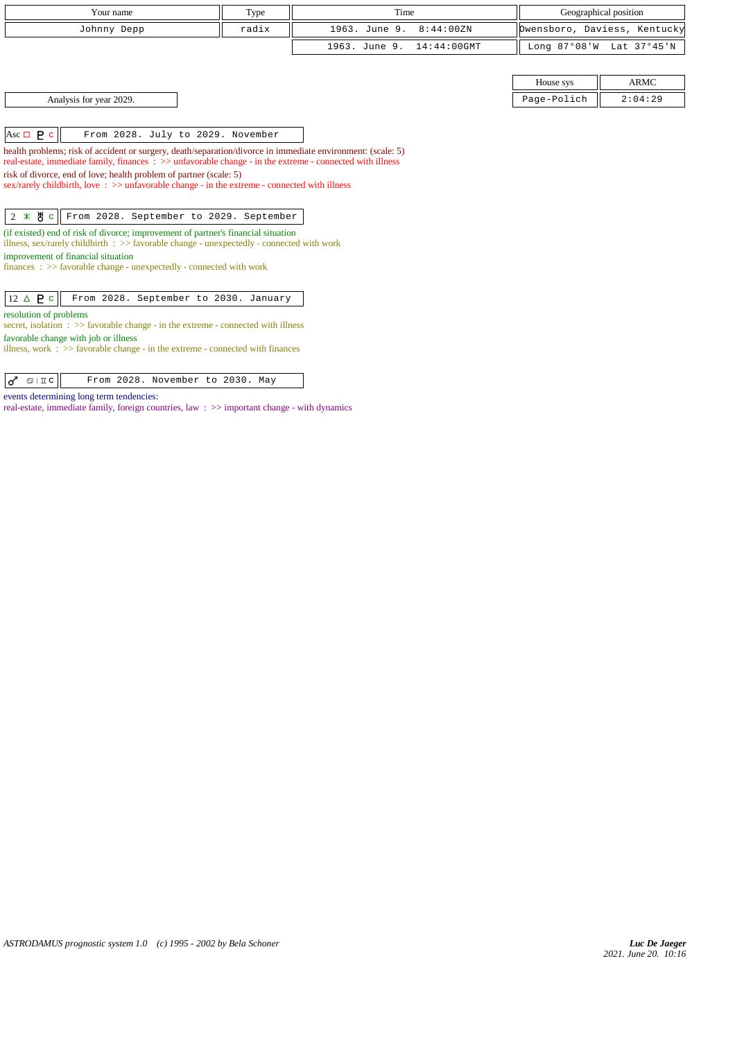| Your name | Type | Time | Geographical position |
|---|---|---|---|
| Johnny Depp | radix | 1963. June 9. 8:44:00ZN | Owensboro, Daviess, Kentucky |
| | | 1963. June 9. 14:44:00GMT | Long 87°08'W Lat 37°45'N |

| House sys | ARMC |
|---|---|
| Page-Polich | 2:04:29 |

Analysis for year 2029.

**Asc □ ♇ c** — From 2028. July to 2029. November

health problems; risk of accident or surgery, death/separation/divorce in immediate environment: (scale: 5)
real-estate, immediate family, finances : >> unfavorable change - in the extreme - connected with illness
risk of divorce, end of love; health problem of partner (scale: 5)
sex/rarely childbirth, love : >> unfavorable change - in the extreme - connected with illness

**2 ⚹ ♅ c** — From 2028. September to 2029. September

(if existed) end of risk of divorce; improvement of partner's financial situation
illness, sex/rarely childbirth : >> favorable change - unexpectedly - connected with work
improvement of financial situation
finances : >> favorable change - unexpectedly - connected with work

**12 △ ♇ c** — From 2028. September to 2030. January

resolution of problems
secret, isolation : >> favorable change - in the extreme - connected with illness
favorable change with job or illness
illness, work : >> favorable change - in the extreme - connected with finances

**♂ ♋ | ♊ c** — From 2028. November to 2030. May

events determining long term tendencies:
real-estate, immediate family, foreign countries, law : >> important change - with dynamics

ASTRODAMUS prognostic system 1.0 (c) 1995 - 2002 by Bela Schoner

*Luc De Jaeger*
*2021. June 20. 10:16*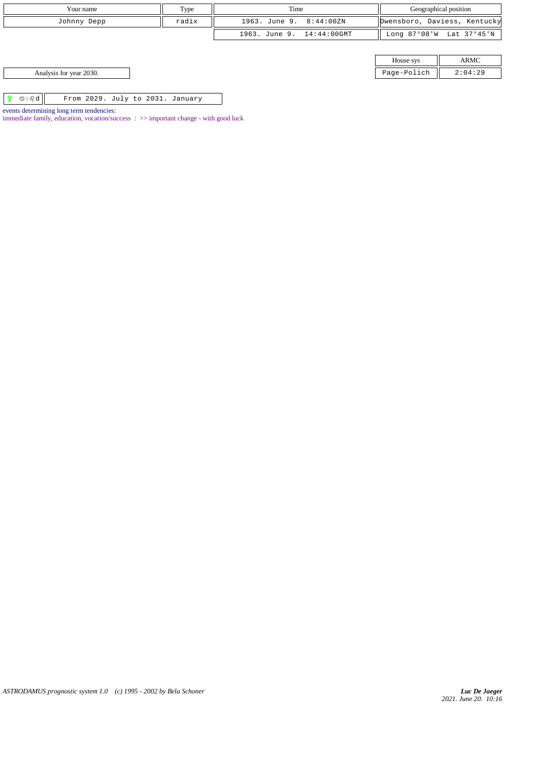| Your name | Type | Time | Geographical position |
|---|---|---|---|
| Johnny Depp | radix | 1963. June 9. 8:44:00ZN | Owensboro, Daviess, Kentucky |
| | | 1963. June 9. 14:44:00GMT | Long 87°08'W Lat 37°45'N |

| House sys | ARMC |
|---|---|
| Page-Polich | 2:04:29 |

Analysis for year 2030.

| ♀ ♋ ♌ d | From 2029. July to 2031. January |
|---|---|

events determining long term tendencies:

immediate family, education, vocation/success : >> important change - with good luck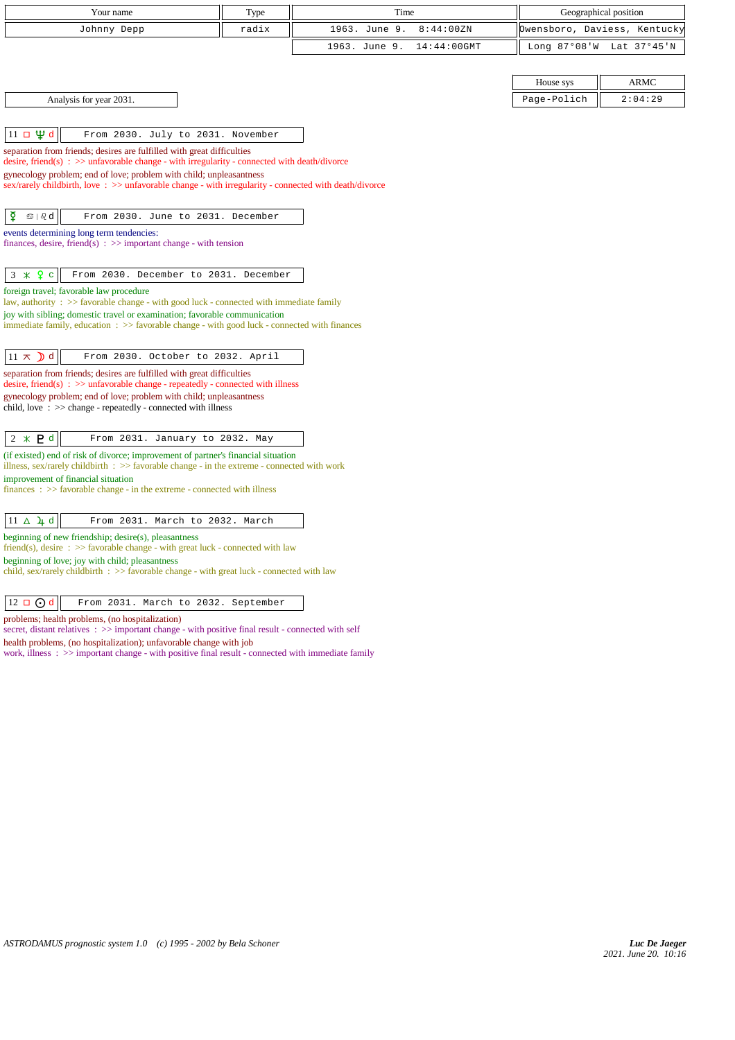| Your name | Type | Time | Geographical position |
|---|---|---|---|
| Johnny Depp | radix | 1963. June 9. 8:44:00ZN | Owensboro, Daviess, Kentucky |
| | | 1963. June 9. 14:44:00GMT | Long 87°08'W Lat 37°45'N |

| House sys | ARMC |
|---|---|
| Page-Polich | 2:04:29 |

Analysis for year 2031.

**11 □ ♆ d** — From 2030. July to 2031. November

separation from friends; desires are fulfilled with great difficulties
desire, friend(s) : >> unfavorable change - with irregularity - connected with death/divorce
gynecology problem; end of love; problem with child; unpleasantness
sex/rarely childbirth, love : >> unfavorable change - with irregularity - connected with death/divorce

**☿ ♋ | ♌ d** — From 2030. June to 2031. December

events determining long term tendencies:
finances, desire, friend(s) : >> important change - with tension

**3 ⚹ ♀ c** — From 2030. December to 2031. December

foreign travel; favorable law procedure
law, authority : >> favorable change - with good luck - connected with immediate family
joy with sibling; domestic travel or examination; favorable communication
immediate family, education : >> favorable change - with good luck - connected with finances

**11 ⚻ ☽ d** — From 2030. October to 2032. April

separation from friends; desires are fulfilled with great difficulties
desire, friend(s) : >> unfavorable change - repeatedly - connected with illness
gynecology problem; end of love; problem with child; unpleasantness
child, love : >> change - repeatedly - connected with illness

**2 ⚹ ♇ d** — From 2031. January to 2032. May

(if existed) end of risk of divorce; improvement of partner's financial situation
illness, sex/rarely childbirth : >> favorable change - in the extreme - connected with work
improvement of financial situation
finances : >> favorable change - in the extreme - connected with illness

**11 △ ♃ d** — From 2031. March to 2032. March

beginning of new friendship; desire(s), pleasantness
friend(s), desire : >> favorable change - with great luck - connected with law
beginning of love; joy with child; pleasantness
child, sex/rarely childbirth : >> favorable change - with great luck - connected with law

**12 □ ☉ d** — From 2031. March to 2032. September

problems; health problems, (no hospitalization)
secret, distant relatives : >> important change - with positive final result - connected with self
health problems, (no hospitalization); unfavorable change with job
work, illness : >> important change - with positive final result - connected with immediate family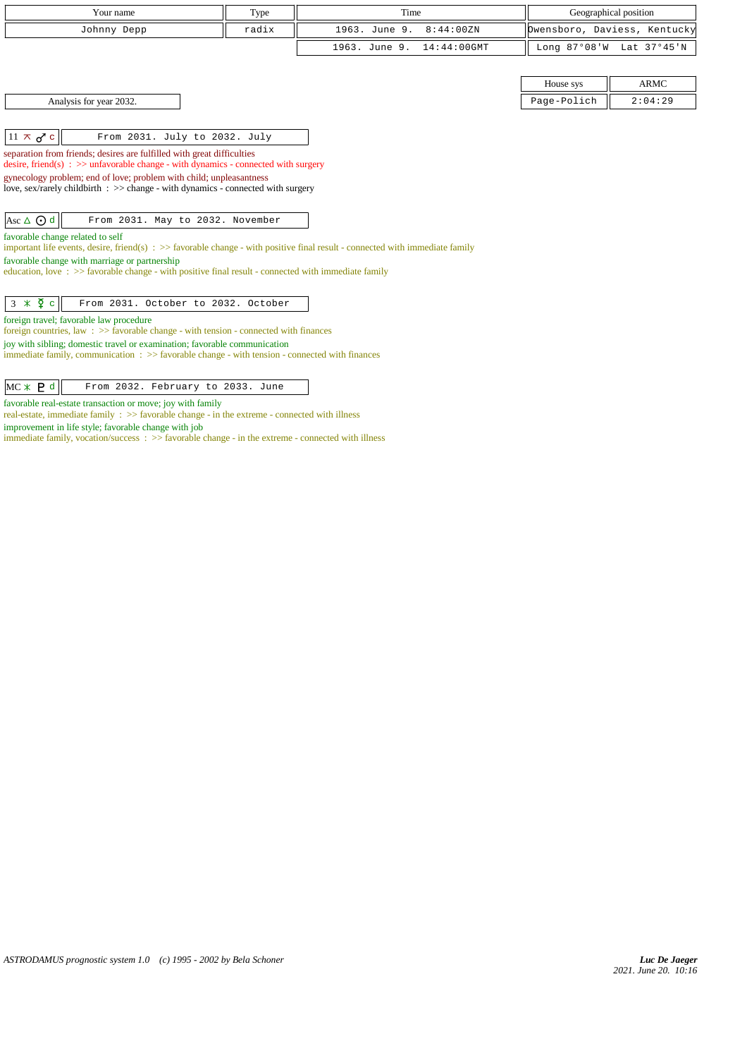| Your name | Type | Time | Geographical position |
|---|---|---|---|
| Johnny Depp | radix | 1963. June 9. 8:44:00ZN | Owensboro, Daviess, Kentucky |
| | | 1963. June 9. 14:44:00GMT | Long 87°08'W Lat 37°45'N |

| House sys | ARMC |
|---|---|
| Page-Polich | 2:04:29 |

Analysis for year 2032.

| 11 ⚻ ♂ c | From 2031. July to 2032. July |
|---|---|

separation from friends; desires are fulfilled with great difficulties
desire, friend(s) : >> unfavorable change - with dynamics - connected with surgery
gynecology problem; end of love; problem with child; unpleasantness
love, sex/rarely childbirth : >> change - with dynamics - connected with surgery

| Asc △ ☉ d | From 2031. May to 2032. November |
|---|---|

favorable change related to self
important life events, desire, friend(s) : >> favorable change - with positive final result - connected with immediate family
favorable change with marriage or partnership
education, love : >> favorable change - with positive final result - connected with immediate family

| 3 ⚹ ☿ c | From 2031. October to 2032. October |
|---|---|

foreign travel; favorable law procedure
foreign countries, law : >> favorable change - with tension - connected with finances
joy with sibling; domestic travel or examination; favorable communication
immediate family, communication : >> favorable change - with tension - connected with finances

| MC ⚹ ♇ d | From 2032. February to 2033. June |
|---|---|

favorable real-estate transaction or move; joy with family
real-estate, immediate family : >> favorable change - in the extreme - connected with illness
improvement in life style; favorable change with job
immediate family, vocation/success : >> favorable change - in the extreme - connected with illness

ASTRODAMUS prognostic system 1.0 (c) 1995 - 2002 by Bela Schoner

*Luc De Jaeger*
*2021. June 20. 10:16*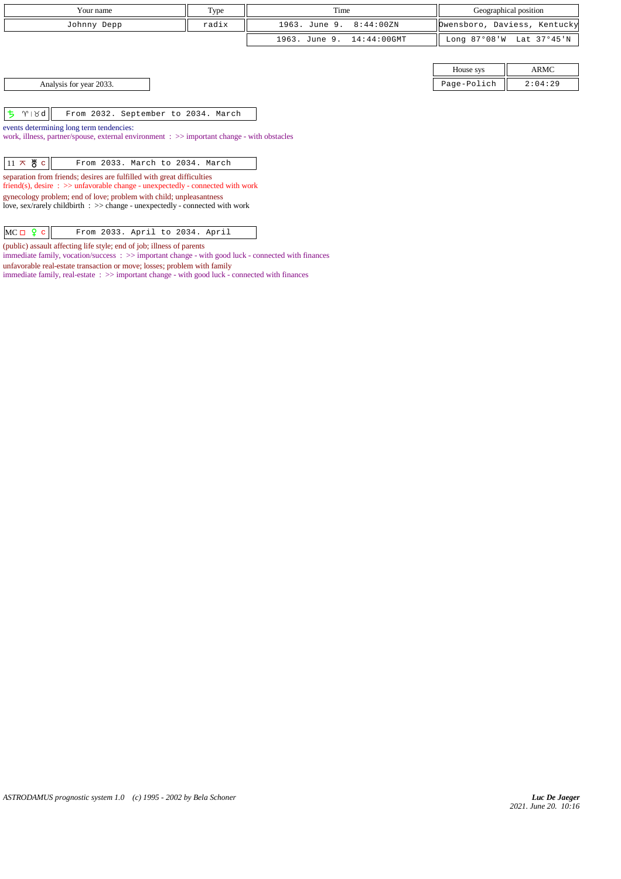| Your name | Type | Time | Geographical position |
|---|---|---|---|
| Johnny Depp | radix | 1963. June 9. 8:44:00ZN | Owensboro, Daviess, Kentucky |
| | | 1963. June 9. 14:44:00GMT | Long 87°08'W Lat 37°45'N |

| House sys | ARMC |
|---|---|
| Page-Polich | 2:04:29 |

Analysis for year 2033.

| ♄ ♈ \| ♉ d | From 2032. September to 2034. March |
|---|---|

events determining long term tendencies:
work, illness, partner/spouse, external environment : >> important change - with obstacles

| 11 ⚻ ♅ c | From 2033. March to 2034. March |
|---|---|

separation from friends; desires are fulfilled with great difficulties
friend(s), desire : >> unfavorable change - unexpectedly - connected with work
gynecology problem; end of love; problem with child; unpleasantness
love, sex/rarely childbirth : >> change - unexpectedly - connected with work

| MC □ ♀ c | From 2033. April to 2034. April |
|---|---|

(public) assault affecting life style; end of job; illness of parents
immediate family, vocation/success : >> important change - with good luck - connected with finances
unfavorable real-estate transaction or move; losses; problem with family
immediate family, real-estate : >> important change - with good luck - connected with finances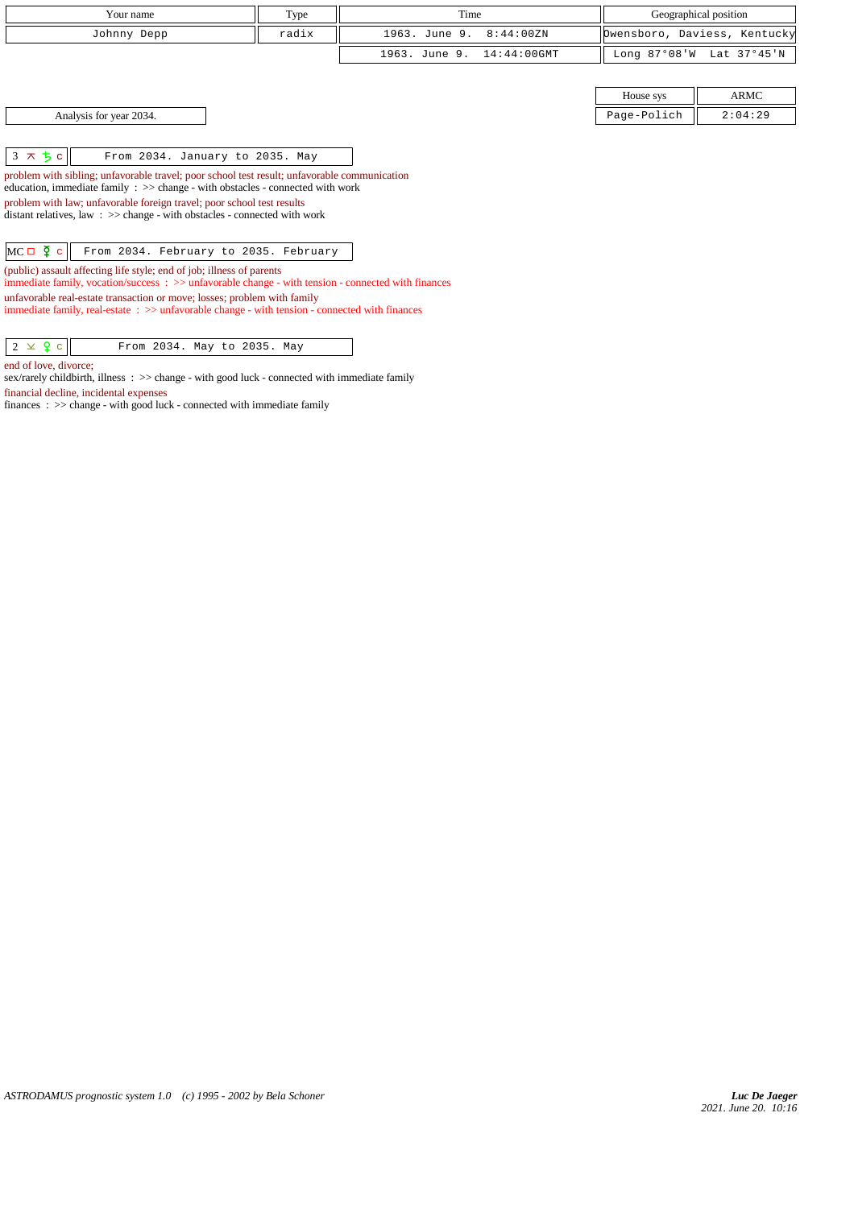| Your name | Type | Time | Geographical position |
| --- | --- | --- | --- |
| Johnny Depp | radix | 1963. June 9. 8:44:00ZN | Owensboro, Daviess, Kentucky |
| | | 1963. June 9. 14:44:00GMT | Long 87°08'W Lat 37°45'N |

| House sys | ARMC |
| --- | --- |
| Page-Polich | 2:04:29 |

Analysis for year 2034.

| 3 ⊼ ♄ c | From 2034. January to 2035. May |
| --- | --- |

problem with sibling; unfavorable travel; poor school test result; unfavorable communication
education, immediate family : >> change - with obstacles - connected with work
problem with law; unfavorable foreign travel; poor school test results
distant relatives, law : >> change - with obstacles - connected with work

| MC □ ☿ c | From 2034. February to 2035. February |
| --- | --- |

(public) assault affecting life style; end of job; illness of parents
immediate family, vocation/success : >> unfavorable change - with tension - connected with finances
unfavorable real-estate transaction or move; losses; problem with family
immediate family, real-estate : >> unfavorable change - with tension - connected with finances

| 2 ⊻ ♀ c | From 2034. May to 2035. May |
| --- | --- |

end of love, divorce;
sex/rarely childbirth, illness : >> change - with good luck - connected with immediate family
financial decline, incidental expenses
finances : >> change - with good luck - connected with immediate family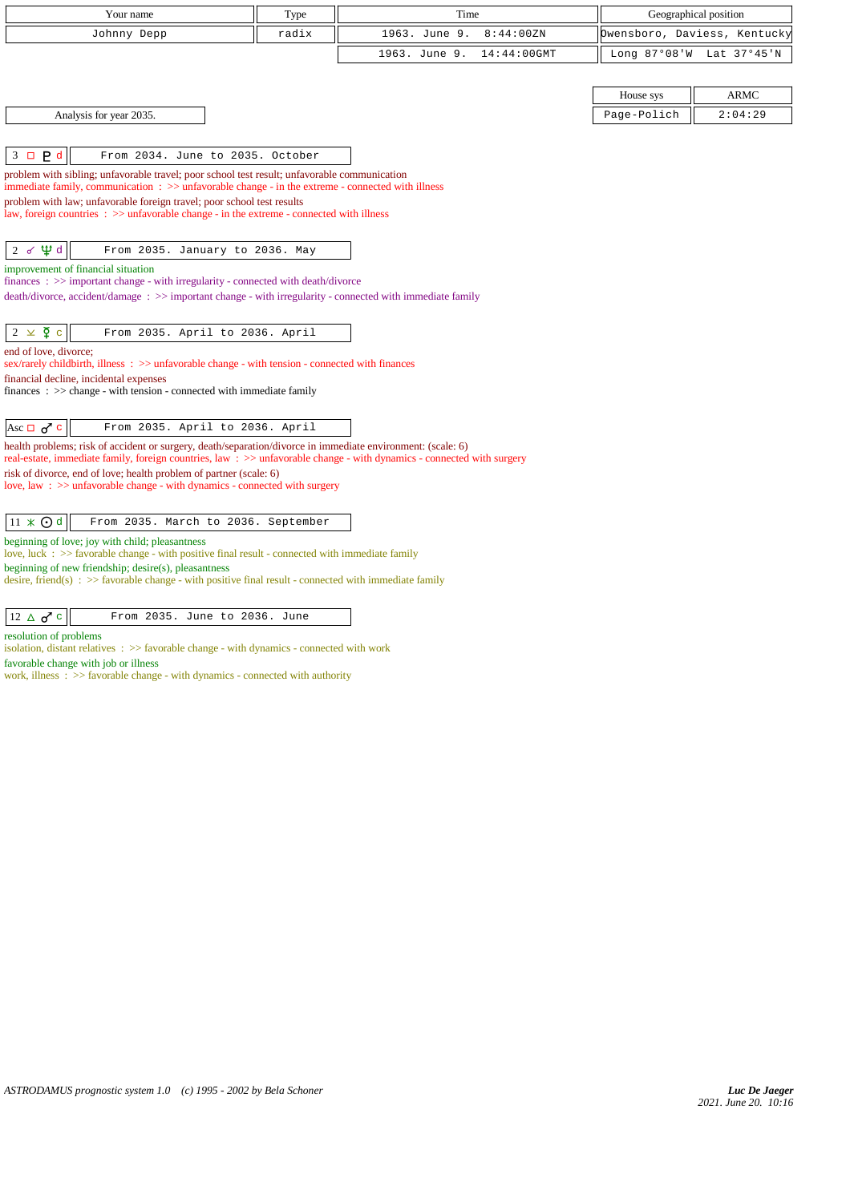| Your name | Type | Time | Geographical position |
|---|---|---|---|
| Johnny Depp | radix | 1963. June 9. 8:44:00ZN | Owensboro, Daviess, Kentucky |
| | | 1963. June 9. 14:44:00GMT | Long 87°08'W Lat 37°45'N |

| House sys | ARMC |
|---|---|
| Page-Polich | 2:04:29 |

Analysis for year 2035.

**3 □ ♇ d** — From 2034. June to 2035. October

problem with sibling; unfavorable travel; poor school test result; unfavorable communication
immediate family, communication : >> unfavorable change - in the extreme - connected with illness
problem with law; unfavorable foreign travel; poor school test results
law, foreign countries : >> unfavorable change - in the extreme - connected with illness

**2 ☍ ♆ d** — From 2035. January to 2036. May

improvement of financial situation
finances : >> important change - with irregularity - connected with death/divorce
death/divorce, accident/damage : >> important change - with irregularity - connected with immediate family

**2 ⚻ ☿ c** — From 2035. April to 2036. April

end of love, divorce;
sex/rarely childbirth, illness : >> unfavorable change - with tension - connected with finances
financial decline, incidental expenses
finances : >> change - with tension - connected with immediate family

**Asc □ ♂ c** — From 2035. April to 2036. April

health problems; risk of accident or surgery, death/separation/divorce in immediate environment: (scale: 6)
real-estate, immediate family, foreign countries, law : >> unfavorable change - with dynamics - connected with surgery
risk of divorce, end of love; health problem of partner (scale: 6)
love, law : >> unfavorable change - with dynamics - connected with surgery

**11 ⚹ ☉ d** — From 2035. March to 2036. September

beginning of love; joy with child; pleasantness
love, luck : >> favorable change - with positive final result - connected with immediate family
beginning of new friendship; desire(s), pleasantness
desire, friend(s) : >> favorable change - with positive final result - connected with immediate family

**12 △ ♂ c** — From 2035. June to 2036. June

resolution of problems
isolation, distant relatives : >> favorable change - with dynamics - connected with work
favorable change with job or illness
work, illness : >> favorable change - with dynamics - connected with authority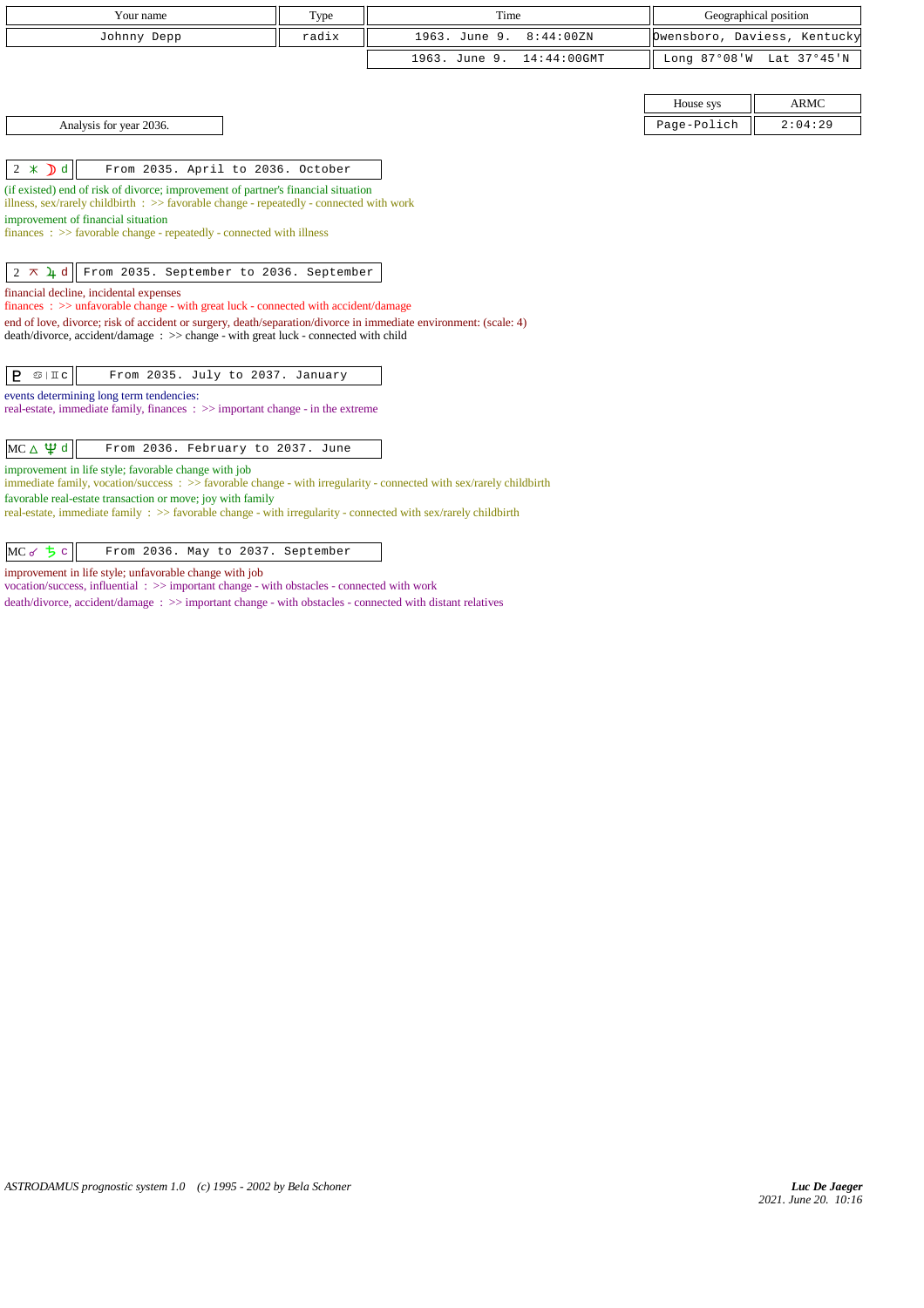| Your name | Type | Time | Geographical position |
|---|---|---|---|
| Johnny Depp | radix | 1963. June 9. 8:44:00ZN | Owensboro, Daviess, Kentucky |
| | | 1963. June 9. 14:44:00GMT | Long 87°08'W Lat 37°45'N |

| House sys | ARMC |
|---|---|
| Page-Polich | 2:04:29 |

Analysis for year 2036.

**2 ⚹ ☽ d** — From 2035. April to 2036. October

(if existed) end of risk of divorce; improvement of partner's financial situation
illness, sex/rarely childbirth : >> favorable change - repeatedly - connected with work
improvement of financial situation
finances : >> favorable change - repeatedly - connected with illness

**2 ⚻ ♃ d** — From 2035. September to 2036. September

financial decline, incidental expenses
finances : >> unfavorable change - with great luck - connected with accident/damage
end of love, divorce; risk of accident or surgery, death/separation/divorce in immediate environment: (scale: 4)
death/divorce, accident/damage : >> change - with great luck - connected with child

**♇ ♋|♊ c** — From 2035. July to 2037. January

events determining long term tendencies:
real-estate, immediate family, finances : >> important change - in the extreme

**MC △ ♆ d** — From 2036. February to 2037. June

improvement in life style; favorable change with job
immediate family, vocation/success : >> favorable change - with irregularity - connected with sex/rarely childbirth
favorable real-estate transaction or move; joy with family
real-estate, immediate family : >> favorable change - with irregularity - connected with sex/rarely childbirth

**MC ☍ ♄ c** — From 2036. May to 2037. September

improvement in life style; unfavorable change with job
vocation/success, influential : >> important change - with obstacles - connected with work
death/divorce, accident/damage : >> important change - with obstacles - connected with distant relatives

ASTRODAMUS prognostic system 1.0 (c) 1995 - 2002 by Bela Schoner

*Luc De Jaeger*
*2021. June 20. 10:16*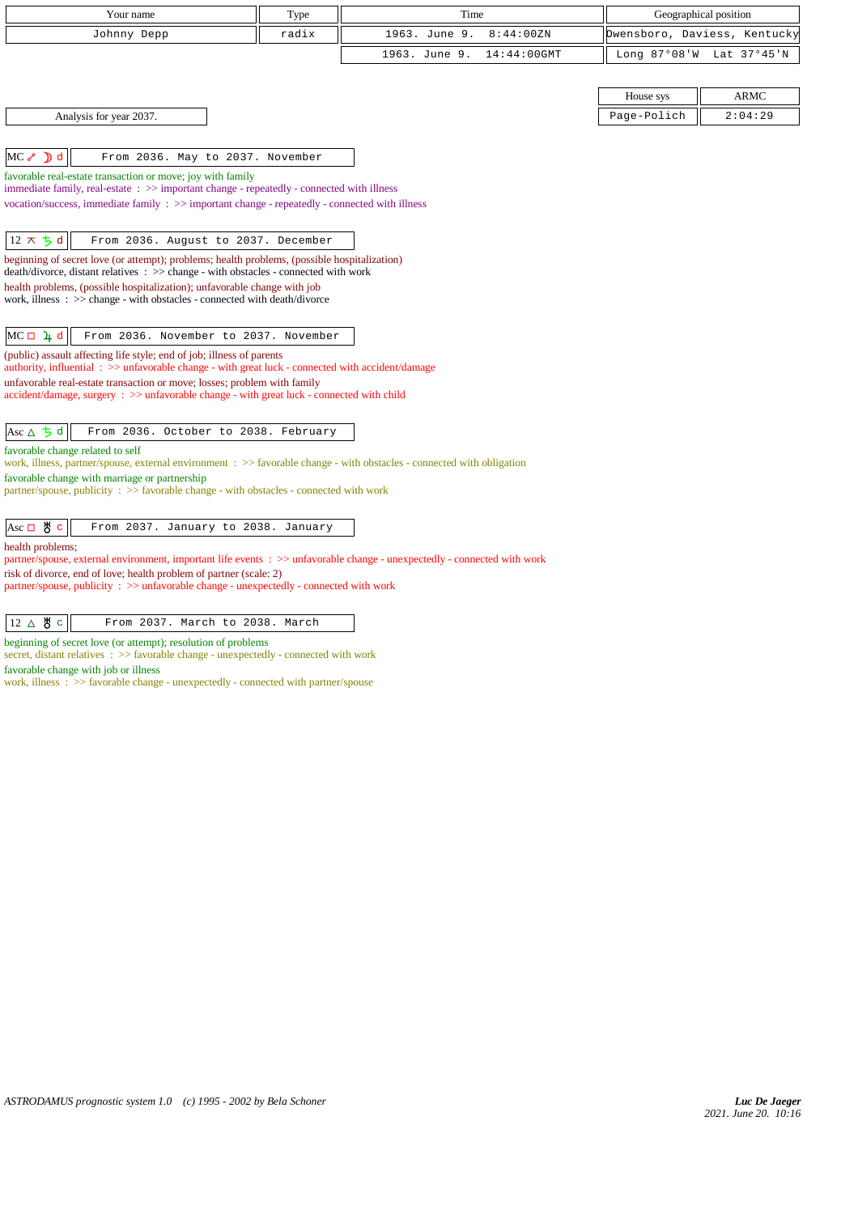| Your name | Type | Time | Geographical position |
|---|---|---|---|
| Johnny Depp | radix | 1963. June 9. 8:44:00ZN | Owensboro, Daviess, Kentucky |
| | | 1963. June 9. 14:44:00GMT | Long 87°08'W Lat 37°45'N |

| House sys | ARMC |
|---|---|
| Page-Polich | 2:04:29 |

Analysis for year 2037.

**MC ☍ ☽ d** — From 2036. May to 2037. November

favorable real-estate transaction or move; joy with family
immediate family, real-estate : >> important change - repeatedly - connected with illness
vocation/success, immediate family : >> important change - repeatedly - connected with illness

**12 ⚻ ♄ d** — From 2036. August to 2037. December

beginning of secret love (or attempt); problems; health problems, (possible hospitalization)
death/divorce, distant relatives : >> change - with obstacles - connected with work
health problems, (possible hospitalization); unfavorable change with job
work, illness : >> change - with obstacles - connected with death/divorce

**MC □ ♃ d** — From 2036. November to 2037. November

(public) assault affecting life style; end of job; illness of parents
authority, influential : >> unfavorable change - with great luck - connected with accident/damage
unfavorable real-estate transaction or move; losses; problem with family
accident/damage, surgery : >> unfavorable change - with great luck - connected with child

**Asc △ ♄ d** — From 2036. October to 2038. February

favorable change related to self
work, illness, partner/spouse, external environment : >> favorable change - with obstacles - connected with obligation
favorable change with marriage or partnership
partner/spouse, publicity : >> favorable change - with obstacles - connected with work

**Asc □ ♅ c** — From 2037. January to 2038. January

health problems;
partner/spouse, external environment, important life events : >> unfavorable change - unexpectedly - connected with work
risk of divorce, end of love; health problem of partner (scale: 2)
partner/spouse, publicity : >> unfavorable change - unexpectedly - connected with work

**12 △ ♅ c** — From 2037. March to 2038. March

beginning of secret love (or attempt); resolution of problems
secret, distant relatives : >> favorable change - unexpectedly - connected with work
favorable change with job or illness
work, illness : >> favorable change - unexpectedly - connected with partner/spouse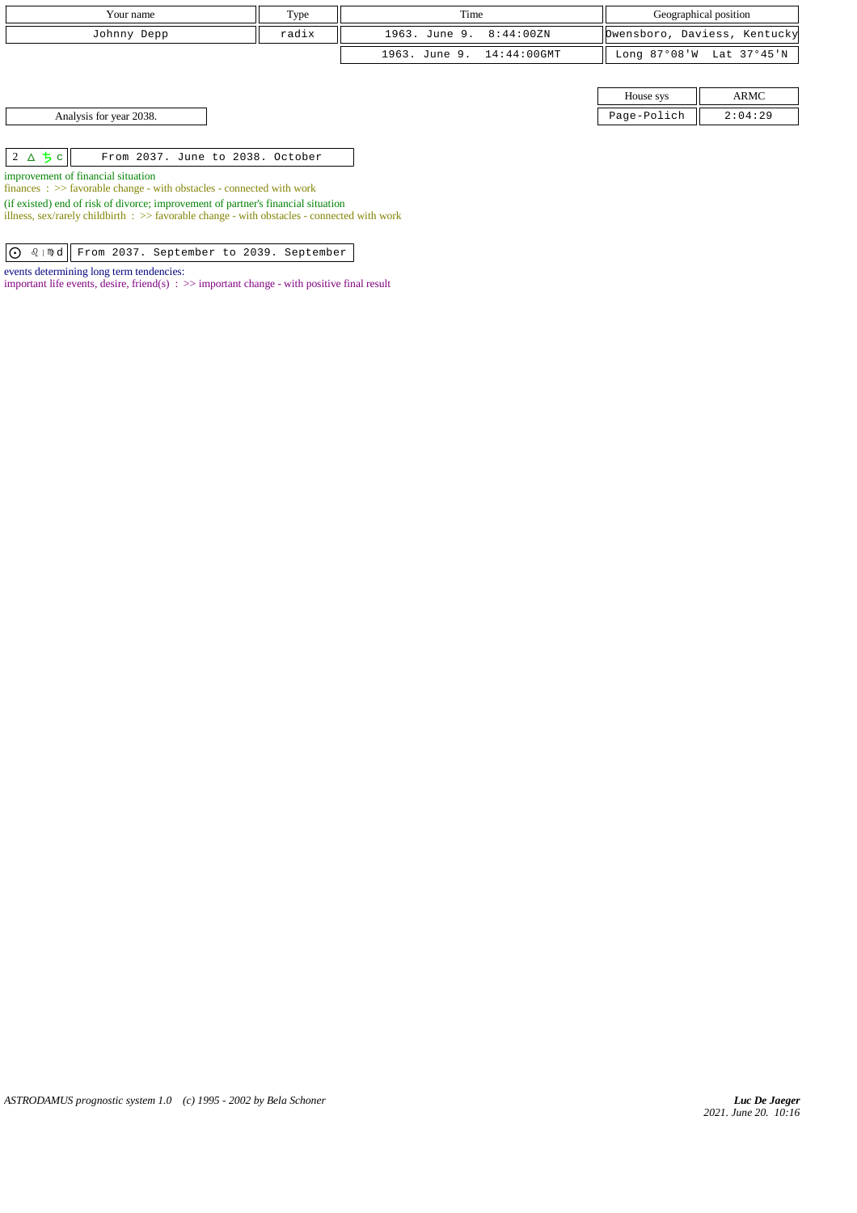| Your name | Type | Time | Geographical position |
|---|---|---|---|
| Johnny Depp | radix | 1963. June 9. 8:44:00ZN | Owensboro, Daviess, Kentucky |
| | | 1963. June 9. 14:44:00GMT | Long 87°08'W Lat 37°45'N |

| House sys | ARMC |
|---|---|
| Page-Polich | 2:04:29 |

Analysis for year 2038.

**2 △ ♄ c** — From 2037. June to 2038. October

improvement of financial situation
finances : >> favorable change - with obstacles - connected with work

(if existed) end of risk of divorce; improvement of partner's financial situation
illness, sex/rarely childbirth : >> favorable change - with obstacles - connected with work

**☉ ♌ | ♍ d** — From 2037. September to 2039. September

events determining long term tendencies:
important life events, desire, friend(s) : >> important change - with positive final result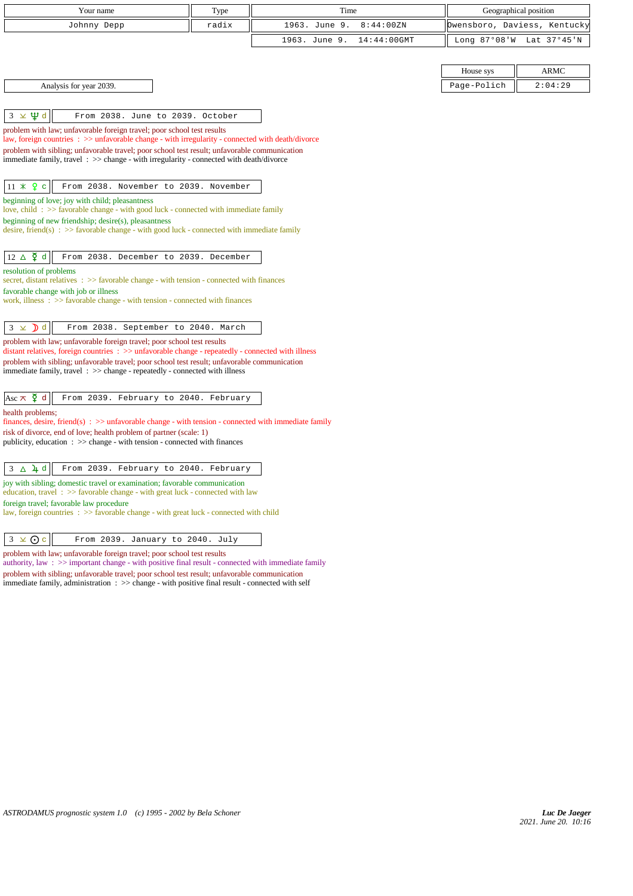| Your name | Type | Time | Geographical position |
|---|---|---|---|
| Johnny Depp | radix | 1963. June 9. 8:44:00ZN | Owensboro, Daviess, Kentucky |
| | | 1963. June 9. 14:44:00GMT | Long 87°08'W Lat 37°45'N |

| House sys | ARMC |
|---|---|
| Page-Polich | 2:04:29 |

Analysis for year 2039.

**3 ⚺ ♆ d** — From 2038. June to 2039. October

problem with law; unfavorable foreign travel; poor school test results
law, foreign countries : >> unfavorable change - with irregularity - connected with death/divorce
problem with sibling; unfavorable travel; poor school test result; unfavorable communication
immediate family, travel : >> change - with irregularity - connected with death/divorce

**11 ⚹ ♀ c** — From 2038. November to 2039. November

beginning of love; joy with child; pleasantness
love, child : >> favorable change - with good luck - connected with immediate family
beginning of new friendship; desire(s), pleasantness
desire, friend(s) : >> favorable change - with good luck - connected with immediate family

**12 △ ☿ d** — From 2038. December to 2039. December

resolution of problems
secret, distant relatives : >> favorable change - with tension - connected with finances
favorable change with job or illness
work, illness : >> favorable change - with tension - connected with finances

**3 ⚺ ☽ d** — From 2038. September to 2040. March

problem with law; unfavorable foreign travel; poor school test results
distant relatives, foreign countries : >> unfavorable change - repeatedly - connected with illness
problem with sibling; unfavorable travel; poor school test result; unfavorable communication
immediate family, travel : >> change - repeatedly - connected with illness

**Asc ⚻ ☿ d** — From 2039. February to 2040. February

health problems;
finances, desire, friend(s) : >> unfavorable change - with tension - connected with immediate family
risk of divorce, end of love; health problem of partner (scale: 1)
publicity, education : >> change - with tension - connected with finances

**3 △ ♃ d** — From 2039. February to 2040. February

joy with sibling; domestic travel or examination; favorable communication
education, travel : >> favorable change - with great luck - connected with law
foreign travel; favorable law procedure
law, foreign countries : >> favorable change - with great luck - connected with child

**3 ⚺ ☉ c** — From 2039. January to 2040. July

problem with law; unfavorable foreign travel; poor school test results
authority, law : >> important change - with positive final result - connected with immediate family
problem with sibling; unfavorable travel; poor school test result; unfavorable communication
immediate family, administration : >> change - with positive final result - connected with self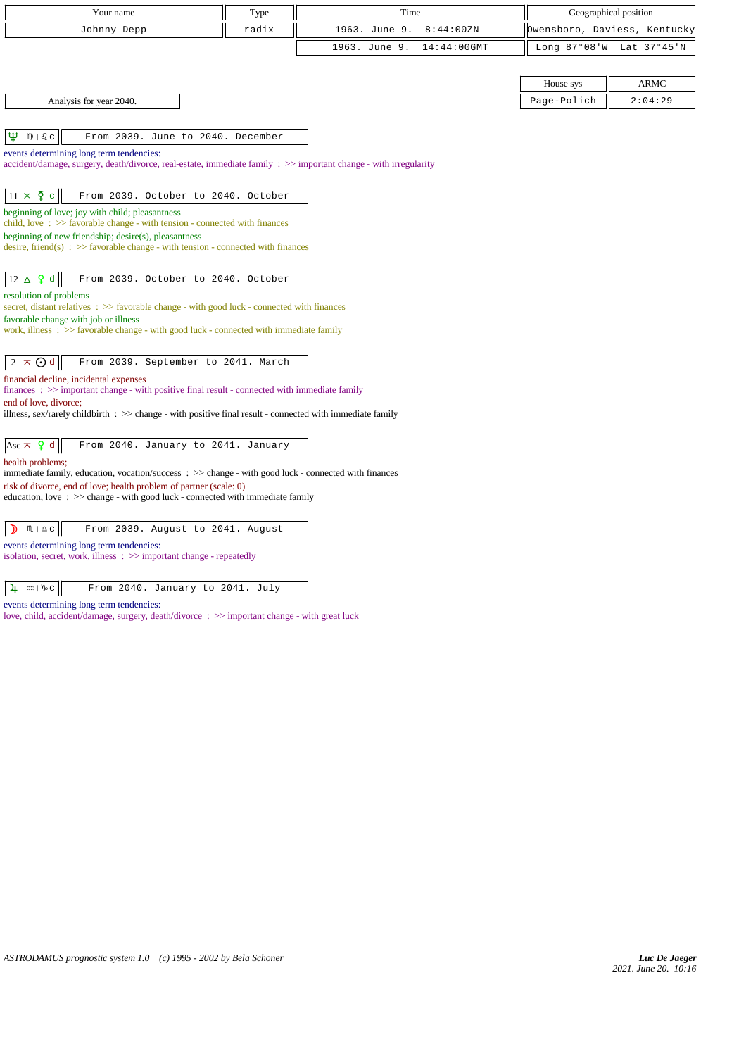| Your name | Type | Time | Geographical position | |
|---|---|---|---|---|
| Johnny Depp | radix | 1963. June 9. 8:44:00ZN | Owensboro, Daviess, Kentucky | |
| | | 1963. June 9. 14:44:00GMT | Long 87°08'W | Lat 37°45'N |

| House sys | ARMC |
|---|---|
| Page-Polich | 2:04:29 |

Analysis for year 2040.

**♆ ♍ | ♌ c** — From 2039. June to 2040. December

events determining long term tendencies:
accident/damage, surgery, death/divorce, real-estate, immediate family : >> important change - with irregularity

**11 ⚹ ☿ c** — From 2039. October to 2040. October

beginning of love; joy with child; pleasantness
child, love : >> favorable change - with tension - connected with finances
beginning of new friendship; desire(s), pleasantness
desire, friend(s) : >> favorable change - with tension - connected with finances

**12 △ ♀ d** — From 2039. October to 2040. October

resolution of problems
secret, distant relatives : >> favorable change - with good luck - connected with finances
favorable change with job or illness
work, illness : >> favorable change - with good luck - connected with immediate family

**2 ⚻ ☉ d** — From 2039. September to 2041. March

financial decline, incidental expenses
finances : >> important change - with positive final result - connected with immediate family
end of love, divorce;
illness, sex/rarely childbirth : >> change - with positive final result - connected with immediate family

**Asc ⚻ ♀ d** — From 2040. January to 2041. January

health problems;
immediate family, education, vocation/success : >> change - with good luck - connected with finances
risk of divorce, end of love; health problem of partner (scale: 0)
education, love : >> change - with good luck - connected with immediate family

**☽ ♏ | ♎ c** — From 2039. August to 2041. August

events determining long term tendencies:
isolation, secret, work, illness : >> important change - repeatedly

**♃ ♒ | ♑ c** — From 2040. January to 2041. July

events determining long term tendencies:
love, child, accident/damage, surgery, death/divorce : >> important change - with great luck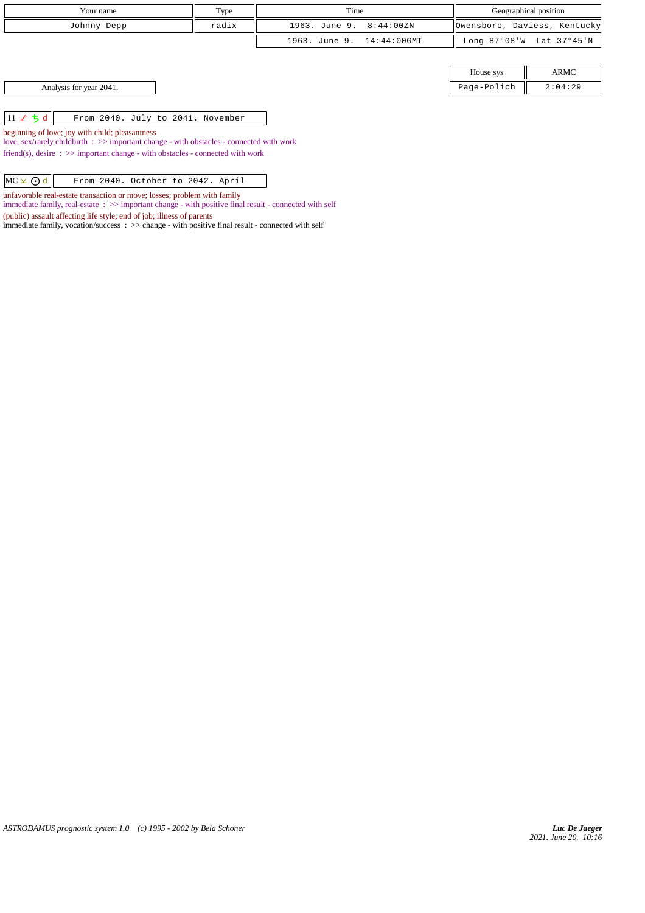| Your name | Type | Time | Geographical position |
|---|---|---|---|
| Johnny Depp | radix | 1963. June 9. 8:44:00ZN | Owensboro, Daviess, Kentucky |
| | | 1963. June 9. 14:44:00GMT | Long 87°08'W Lat 37°45'N |

| House sys | ARMC |
|---|---|
| Page-Polich | 2:04:29 |

Analysis for year 2041.

| 11 ☍ ♄ d | From 2040. July to 2041. November |
|---|---|

beginning of love; joy with child; pleasantness
love, sex/rarely childbirth : >> important change - with obstacles - connected with work
friend(s), desire : >> important change - with obstacles - connected with work

| MC ⊻ ⊙ d | From 2040. October to 2042. April |
|---|---|

unfavorable real-estate transaction or move; losses; problem with family
immediate family, real-estate : >> important change - with positive final result - connected with self
(public) assault affecting life style; end of job; illness of parents
immediate family, vocation/success : >> change - with positive final result - connected with self

*ASTRODAMUS prognostic system 1.0 (c) 1995 - 2002 by Bela Schoner*

*Luc De Jaeger*
*2021. June 20. 10:16*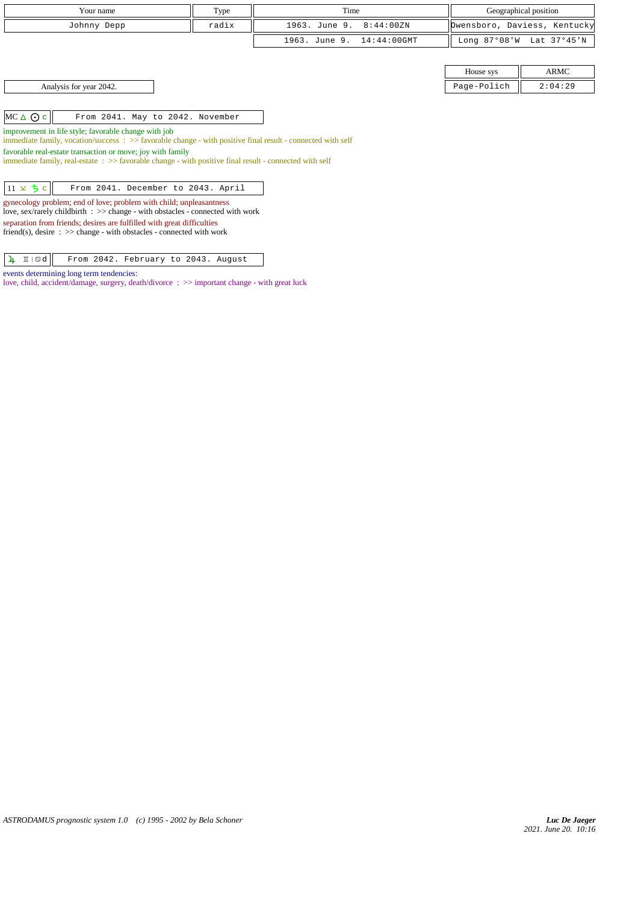| Your name | Type | Time | Geographical position |
| --- | --- | --- | --- |
| Johnny Depp | radix | 1963. June 9. 8:44:00ZN | Owensboro, Daviess, Kentucky |
| | | 1963. June 9. 14:44:00GMT | Long 87°08'W Lat 37°45'N |

| House sys | ARMC |
| --- | --- |
| Page-Polich | 2:04:29 |

Analysis for year 2042.

| MC △ ☉ c | From 2041. May to 2042. November |
| --- | --- |

improvement in life style; favorable change with job
immediate family, vocation/success : >> favorable change - with positive final result - connected with self

favorable real-estate transaction or move; joy with family
immediate family, real-estate : >> favorable change - with positive final result - connected with self

| 11 ⊻ ♄ c | From 2041. December to 2043. April |
| --- | --- |

gynecology problem; end of love; problem with child; unpleasantness
love, sex/rarely childbirth : >> change - with obstacles - connected with work

separation from friends; desires are fulfilled with great difficulties
friend(s), desire : >> change - with obstacles - connected with work

| ♃ ♊ \| ♋ d | From 2042. February to 2043. August |
| --- | --- |

events determining long term tendencies:
love, child, accident/damage, surgery, death/divorce : >> important change - with great luck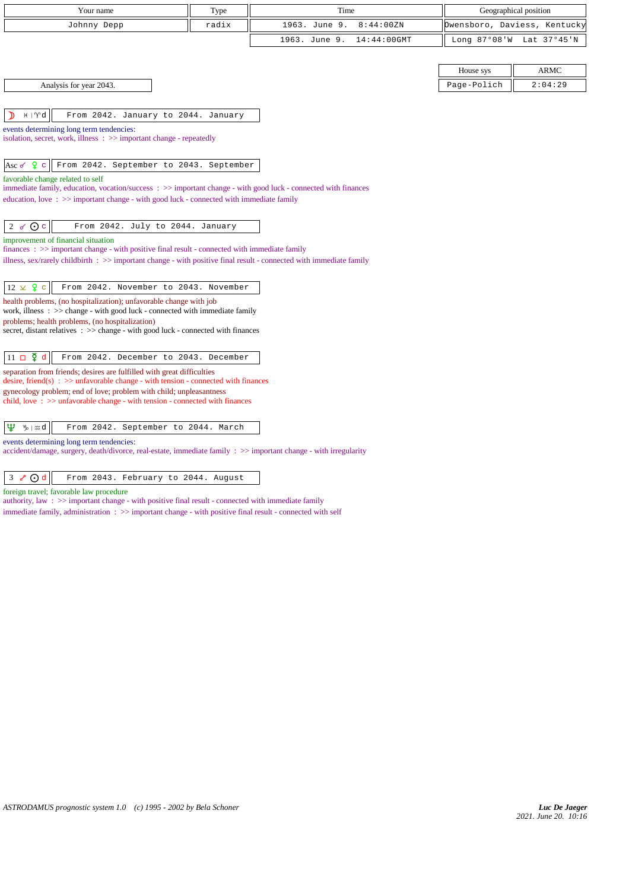| Your name | Type | Time | Geographical position |
|---|---|---|---|
| Johnny Depp | radix | 1963. June 9. 8:44:00ZN | Owensboro, Daviess, Kentucky |
| | | 1963. June 9. 14:44:00GMT | Long 87°08'W Lat 37°45'N |

| House sys | ARMC |
|---|---|
| Page-Polich | 2:04:29 |

Analysis for year 2043.

**☽ ♓ | ♈ d** — From 2042. January to 2044. January

events determining long term tendencies:
isolation, secret, work, illness : >> important change - repeatedly

**Asc ☌ ♀ c** — From 2042. September to 2043. September

favorable change related to self
immediate family, education, vocation/success : >> important change - with good luck - connected with finances
education, love : >> important change - with good luck - connected with immediate family

**2 ☌ ☉ c** — From 2042. July to 2044. January

improvement of financial situation
finances : >> important change - with positive final result - connected with immediate family
illness, sex/rarely childbirth : >> important change - with positive final result - connected with immediate family

**12 ⚺ ♀ c** — From 2042. November to 2043. November

health problems, (no hospitalization); unfavorable change with job
work, illness : >> change - with good luck - connected with immediate family
problems; health problems, (no hospitalization)
secret, distant relatives : >> change - with good luck - connected with finances

**11 □ ☿ d** — From 2042. December to 2043. December

separation from friends; desires are fulfilled with great difficulties
desire, friend(s) : >> unfavorable change - with tension - connected with finances
gynecology problem; end of love; problem with child; unpleasantness
child, love : >> unfavorable change - with tension - connected with finances

**♆ ♑ | ♒ d** — From 2042. September to 2044. March

events determining long term tendencies:
accident/damage, surgery, death/divorce, real-estate, immediate family : >> important change - with irregularity

**3 ☍ ☉ d** — From 2043. February to 2044. August

foreign travel; favorable law procedure
authority, law : >> important change - with positive final result - connected with immediate family
immediate family, administration : >> important change - with positive final result - connected with self

*ASTRODAMUS prognostic system 1.0 (c) 1995 - 2002 by Bela Schoner*

*Luc De Jaeger*
*2021. June 20. 10:16*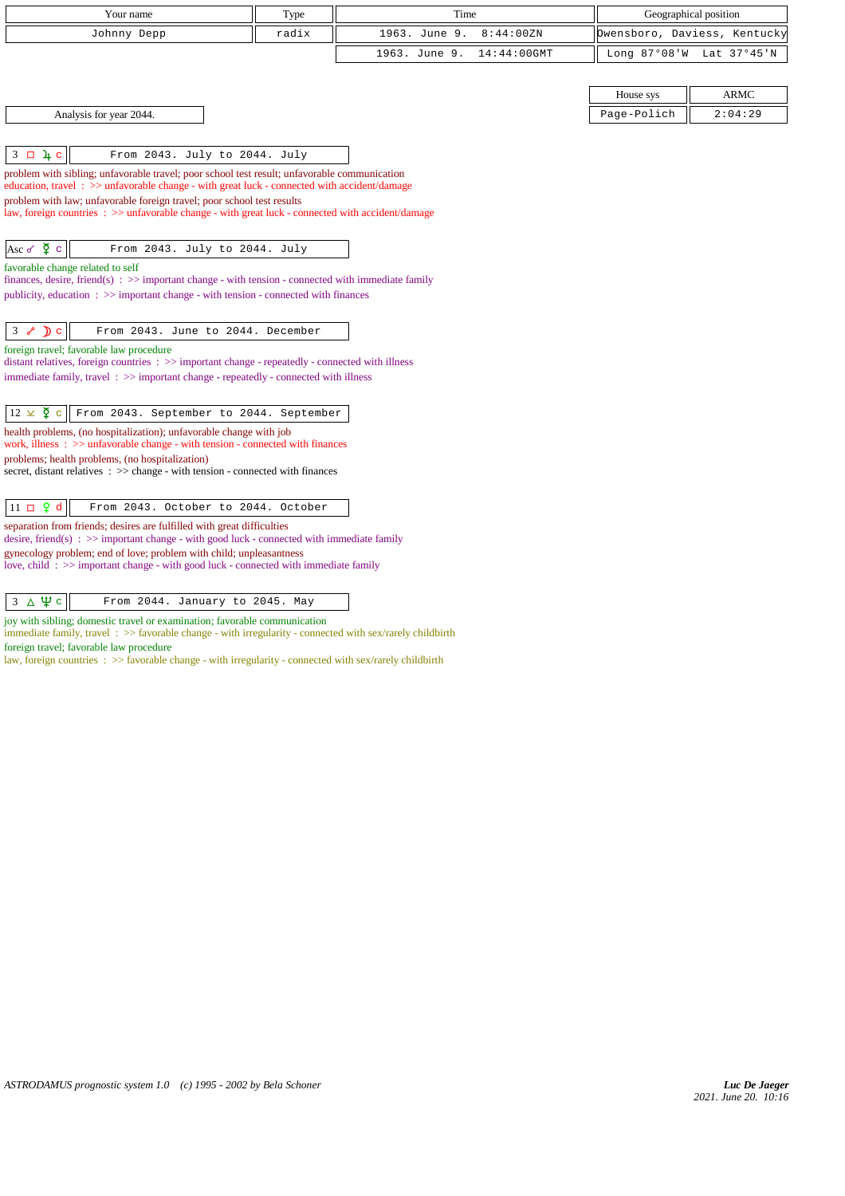| Your name | Type | Time | Geographical position |
| --- | --- | --- | --- |
| Johnny Depp | radix | 1963. June 9. 8:44:00ZN | Owensboro, Daviess, Kentucky |
| | | 1963. June 9. 14:44:00GMT | Long 87°08'W Lat 37°45'N |

| House sys | ARMC |
| --- | --- |
| Page-Polich | 2:04:29 |

Analysis for year 2044.

**3 □ ♃ c** — From 2043. July to 2044. July

problem with sibling; unfavorable travel; poor school test result; unfavorable communication
education, travel : >> unfavorable change - with great luck - connected with accident/damage
problem with law; unfavorable foreign travel; poor school test results
law, foreign countries : >> unfavorable change - with great luck - connected with accident/damage

**Asc ☌ ☿ c** — From 2043. July to 2044. July

favorable change related to self
finances, desire, friend(s) : >> important change - with tension - connected with immediate family
publicity, education : >> important change - with tension - connected with finances

**3 ☍ ☽ c** — From 2043. June to 2044. December

foreign travel; favorable law procedure
distant relatives, foreign countries : >> important change - repeatedly - connected with illness
immediate family, travel : >> important change - repeatedly - connected with illness

**12 ⊻ ☿ c** — From 2043. September to 2044. September

health problems, (no hospitalization); unfavorable change with job
work, illness : >> unfavorable change - with tension - connected with finances
problems; health problems, (no hospitalization)
secret, distant relatives : >> change - with tension - connected with finances

**11 □ ♀ d** — From 2043. October to 2044. October

separation from friends; desires are fulfilled with great difficulties
desire, friend(s) : >> important change - with good luck - connected with immediate family
gynecology problem; end of love; problem with child; unpleasantness
love, child : >> important change - with good luck - connected with immediate family

**3 △ ♆ c** — From 2044. January to 2045. May

joy with sibling; domestic travel or examination; favorable communication
immediate family, travel : >> favorable change - with irregularity - connected with sex/rarely childbirth
foreign travel; favorable law procedure
law, foreign countries : >> favorable change - with irregularity - connected with sex/rarely childbirth

*ASTRODAMUS prognostic system 1.0 (c) 1995 - 2002 by Bela Schoner*

***Luc De Jaeger***
*2021. June 20. 10:16*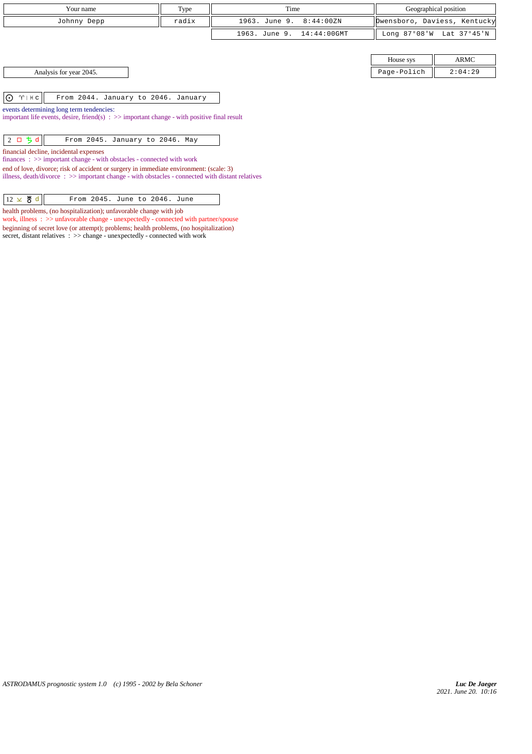| Your name | Type | Time | Geographical position |
|---|---|---|---|
| Johnny Depp | radix | 1963. June 9. 8:44:00ZN | Owensboro, Daviess, Kentucky |
| | | 1963. June 9. 14:44:00GMT | Long 87°08'W Lat 37°45'N |

| House sys | ARMC |
|---|---|
| Page-Polich | 2:04:29 |

Analysis for year 2045.

| ☉ ♈ \| ♓ c | From 2044. January to 2046. January |
|---|---|

events determining long term tendencies:
important life events, desire, friend(s) : >> important change - with positive final result

| 2 □ ♄ d | From 2045. January to 2046. May |
|---|---|

financial decline, incidental expenses
finances : >> important change - with obstacles - connected with work

end of love, divorce; risk of accident or surgery in immediate environment: (scale: 3)
illness, death/divorce : >> important change - with obstacles - connected with distant relatives

| 12 ⊻ ♅ d | From 2045. June to 2046. June |
|---|---|

health problems, (no hospitalization); unfavorable change with job
work, illness : >> unfavorable change - unexpectedly - connected with partner/spouse

beginning of secret love (or attempt); problems; health problems, (no hospitalization)
secret, distant relatives : >> change - unexpectedly - connected with work

*ASTRODAMUS prognostic system 1.0 (c) 1995 - 2002 by Bela Schoner*

*Luc De Jaeger*
*2021. June 20. 10:16*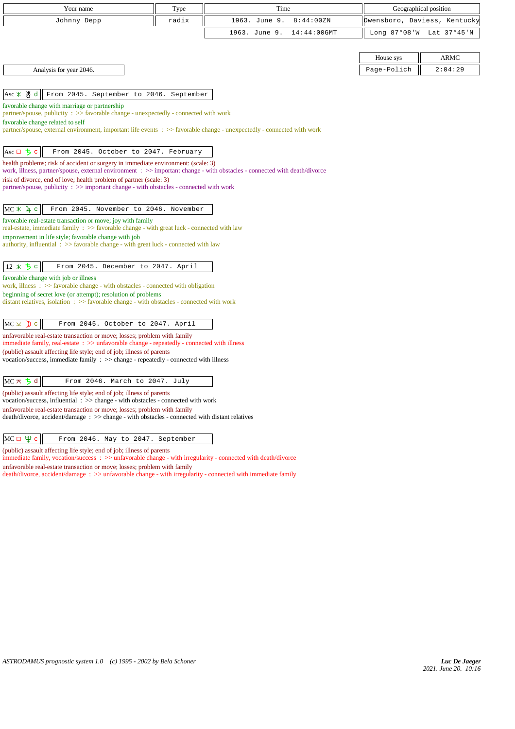| Your name | Type | Time | Geographical position |
|---|---|---|---|
| Johnny Depp | radix | 1963. June 9. 8:44:00ZN | Owensboro, Daviess, Kentucky |
| | | 1963. June 9. 14:44:00GMT | Long 87°08'W Lat 37°45'N |

| House sys | ARMC |
|---|---|
| Page-Polich | 2:04:29 |

Analysis for year 2046.

**Asc ⚹ ♅ d** — From 2045. September to 2046. September

favorable change with marriage or partnership
partner/spouse, publicity : >> favorable change - unexpectedly - connected with work
favorable change related to self
partner/spouse, external environment, important life events : >> favorable change - unexpectedly - connected with work

**Asc □ ♄ c** — From 2045. October to 2047. February

health problems; risk of accident or surgery in immediate environment: (scale: 3)
work, illness, partner/spouse, external environment : >> important change - with obstacles - connected with death/divorce
risk of divorce, end of love; health problem of partner (scale: 3)
partner/spouse, publicity : >> important change - with obstacles - connected with work

**MC ⚹ ♃ c** — From 2045. November to 2046. November

favorable real-estate transaction or move; joy with family
real-estate, immediate family : >> favorable change - with great luck - connected with law
improvement in life style; favorable change with job
authority, influential : >> favorable change - with great luck - connected with law

**12 ⚹ ♄ c** — From 2045. December to 2047. April

favorable change with job or illness
work, illness : >> favorable change - with obstacles - connected with obligation
beginning of secret love (or attempt); resolution of problems
distant relatives, isolation : >> favorable change - with obstacles - connected with work

**MC ⚺ ☽ c** — From 2045. October to 2047. April

unfavorable real-estate transaction or move; losses; problem with family
immediate family, real-estate : >> unfavorable change - repeatedly - connected with illness
(public) assault affecting life style; end of job; illness of parents
vocation/success, immediate family : >> change - repeatedly - connected with illness

**MC ⚻ ♄ d** — From 2046. March to 2047. July

(public) assault affecting life style; end of job; illness of parents
vocation/success, influential : >> change - with obstacles - connected with work
unfavorable real-estate transaction or move; losses; problem with family
death/divorce, accident/damage : >> change - with obstacles - connected with distant relatives

**MC □ ♆ c** — From 2046. May to 2047. September

(public) assault affecting life style; end of job; illness of parents
immediate family, vocation/success : >> unfavorable change - with irregularity - connected with death/divorce
unfavorable real-estate transaction or move; losses; problem with family
death/divorce, accident/damage : >> unfavorable change - with irregularity - connected with immediate family

*ASTRODAMUS prognostic system 1.0 (c) 1995 - 2002 by Bela Schoner*

*Luc De Jaeger*
*2021. June 20. 10:16*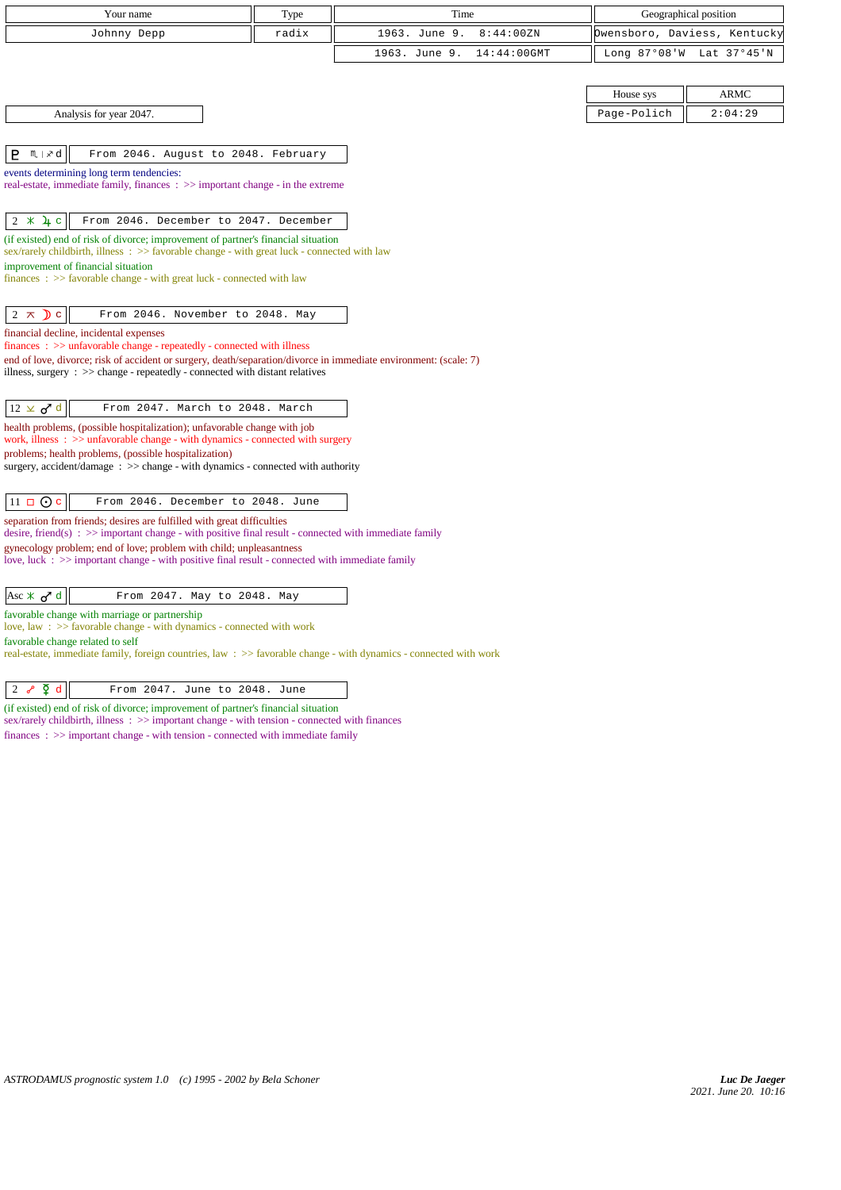| Your name | Type | Time | Geographical position |
|---|---|---|---|
| Johnny Depp | radix | 1963. June 9. 8:44:00ZN | Owensboro, Daviess, Kentucky |
| | | 1963. June 9. 14:44:00GMT | Long 87°08'W Lat 37°45'N |

| House sys | ARMC |
|---|---|
| Page-Polich | 2:04:29 |

Analysis for year 2047.

**♇ ♏ | ♐ d** — From 2046. August to 2048. February

events determining long term tendencies:
real-estate, immediate family, finances : >> important change - in the extreme

**2 ⚹ ♃ c** — From 2046. December to 2047. December

(if existed) end of risk of divorce; improvement of partner's financial situation
sex/rarely childbirth, illness : >> favorable change - with great luck - connected with law
improvement of financial situation
finances : >> favorable change - with great luck - connected with law

**2 ⚻ ☽ c** — From 2046. November to 2048. May

financial decline, incidental expenses
finances : >> unfavorable change - repeatedly - connected with illness
end of love, divorce; risk of accident or surgery, death/separation/divorce in immediate environment: (scale: 7)
illness, surgery : >> change - repeatedly - connected with distant relatives

**12 ⚺ ♂ d** — From 2047. March to 2048. March

health problems, (possible hospitalization); unfavorable change with job
work, illness : >> unfavorable change - with dynamics - connected with surgery
problems; health problems, (possible hospitalization)
surgery, accident/damage : >> change - with dynamics - connected with authority

**11 □ ☉ c** — From 2046. December to 2048. June

separation from friends; desires are fulfilled with great difficulties
desire, friend(s) : >> important change - with positive final result - connected with immediate family
gynecology problem; end of love; problem with child; unpleasantness
love, luck : >> important change - with positive final result - connected with immediate family

**Asc ⚹ ♂ d** — From 2047. May to 2048. May

favorable change with marriage or partnership
love, law : >> favorable change - with dynamics - connected with work
favorable change related to self
real-estate, immediate family, foreign countries, law : >> favorable change - with dynamics - connected with work

**2 ☍ ☿ d** — From 2047. June to 2048. June

(if existed) end of risk of divorce; improvement of partner's financial situation
sex/rarely childbirth, illness : >> important change - with tension - connected with finances
finances : >> important change - with tension - connected with immediate family

ASTRODAMUS prognostic system 1.0 (c) 1995 - 2002 by Bela Schoner

*Luc De Jaeger*
*2021. June 20. 10:16*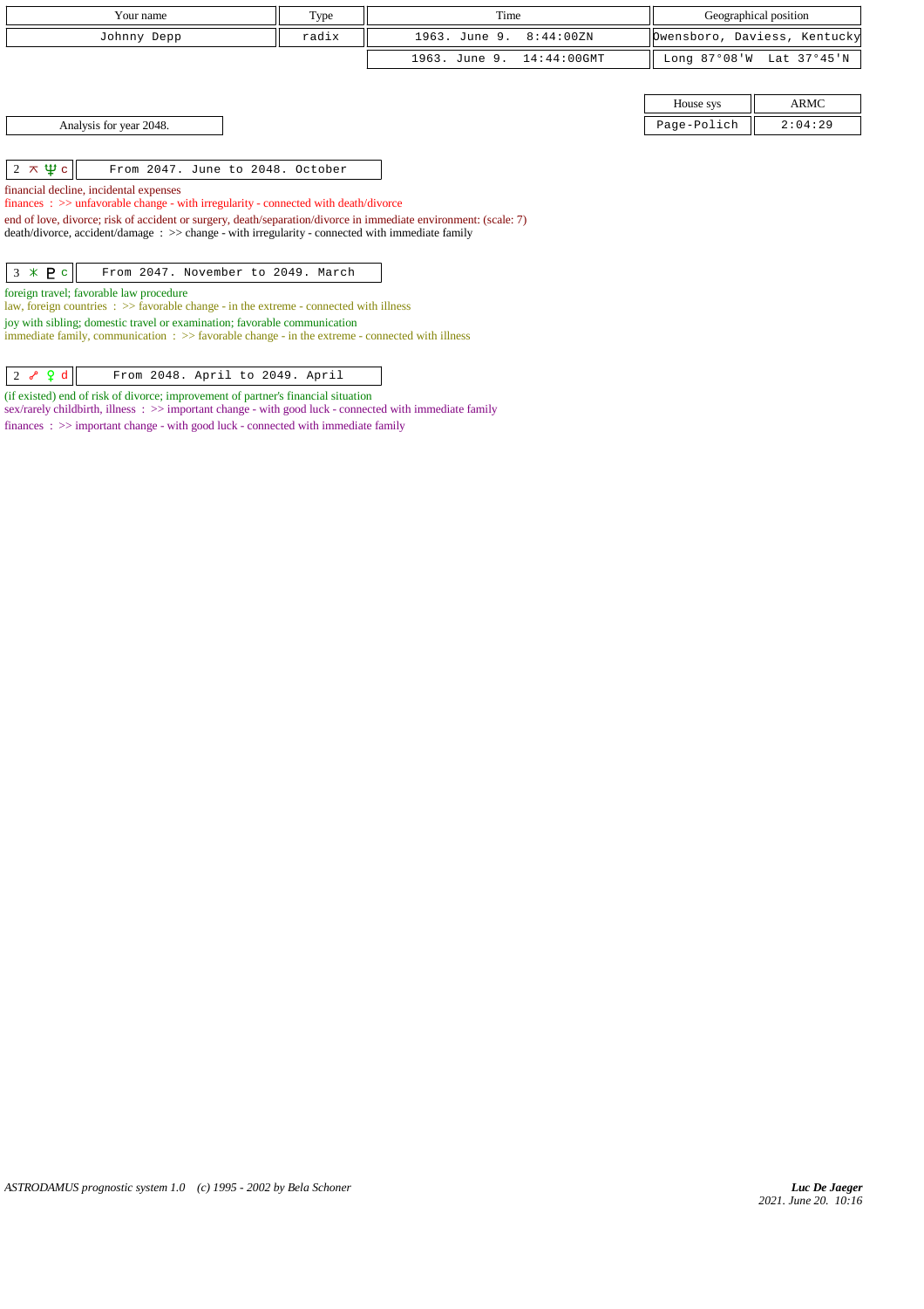| Your name | Type | Time | Geographical position |
|---|---|---|---|
| Johnny Depp | radix | 1963. June 9. 8:44:00ZN | Owensboro, Daviess, Kentucky |
| | | 1963. June 9. 14:44:00GMT | Long 87°08'W Lat 37°45'N |

| House sys | ARMC |
|---|---|
| Page-Polich | 2:04:29 |

Analysis for year 2048.

| 2 ⊼ ♆ c | From 2047. June to 2048. October |
|---|---|

financial decline, incidental expenses
finances : >> unfavorable change - with irregularity - connected with death/divorce
end of love, divorce; risk of accident or surgery, death/separation/divorce in immediate environment: (scale: 7)
death/divorce, accident/damage : >> change - with irregularity - connected with immediate family

| 3 ⚹ ♇ c | From 2047. November to 2049. March |
|---|---|

foreign travel; favorable law procedure
law, foreign countries : >> favorable change - in the extreme - connected with illness
joy with sibling; domestic travel or examination; favorable communication
immediate family, communication : >> favorable change - in the extreme - connected with illness

| 2 ☍ ♀ d | From 2048. April to 2049. April |
|---|---|

(if existed) end of risk of divorce; improvement of partner's financial situation
sex/rarely childbirth, illness : >> important change - with good luck - connected with immediate family
finances : >> important change - with good luck - connected with immediate family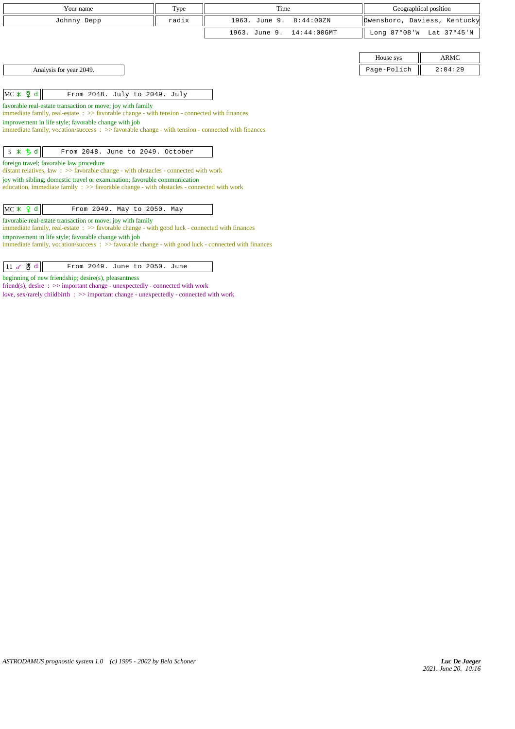| Your name | Type | Time | Geographical position |
| --- | --- | --- | --- |
| Johnny Depp | radix | 1963. June 9. 8:44:00ZN | Owensboro, Daviess, Kentucky |
| | | 1963. June 9. 14:44:00GMT | Long 87°08'W Lat 37°45'N |

| House sys | ARMC |
| --- | --- |
| Page-Polich | 2:04:29 |

Analysis for year 2049.

| MC ⚹ ☿ d | From 2048. July to 2049. July |
| --- | --- |

favorable real-estate transaction or move; joy with family
immediate family, real-estate : >> favorable change - with tension - connected with finances
improvement in life style; favorable change with job
immediate family, vocation/success : >> favorable change - with tension - connected with finances

| 3 ⚹ ♄ d | From 2048. June to 2049. October |
| --- | --- |

foreign travel; favorable law procedure
distant relatives, law : >> favorable change - with obstacles - connected with work
joy with sibling; domestic travel or examination; favorable communication
education, immediate family : >> favorable change - with obstacles - connected with work

| MC ⚹ ♀ d | From 2049. May to 2050. May |
| --- | --- |

favorable real-estate transaction or move; joy with family
immediate family, real-estate : >> favorable change - with good luck - connected with finances
improvement in life style; favorable change with job
immediate family, vocation/success : >> favorable change - with good luck - connected with finances

| 11 ☌ ♅ d | From 2049. June to 2050. June |
| --- | --- |

beginning of new friendship; desire(s), pleasantness
friend(s), desire : >> important change - unexpectedly - connected with work
love, sex/rarely childbirth : >> important change - unexpectedly - connected with work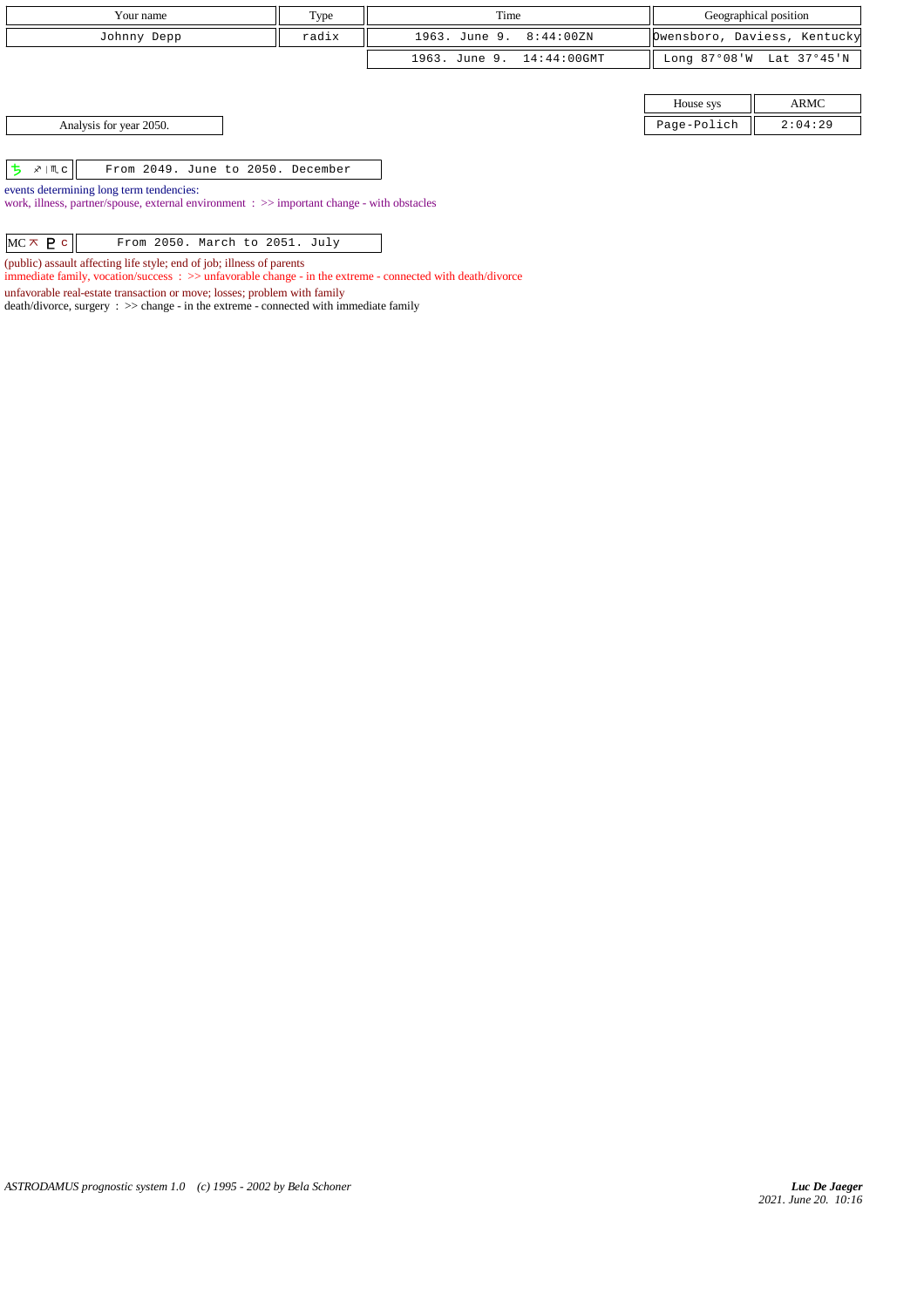| Your name | Type | Time | Geographical position |
|---|---|---|---|
| Johnny Depp | radix | 1963. June 9. 8:44:00ZN | Owensboro, Daviess, Kentucky |
| | | 1963. June 9. 14:44:00GMT | Long 87°08'W Lat 37°45'N |

| House sys | ARMC |
|---|---|
| Page-Polich | 2:04:29 |

Analysis for year 2050.

| ♄ ♐ \| ♏ c | From 2049. June to 2050. December |
|---|---|

events determining long term tendencies:
work, illness, partner/spouse, external environment : >> important change - with obstacles

| MC ⚻ ♇ c | From 2050. March to 2051. July |
|---|---|

(public) assault affecting life style; end of job; illness of parents
immediate family, vocation/success : >> unfavorable change - in the extreme - connected with death/divorce
unfavorable real-estate transaction or move; losses; problem with family
death/divorce, surgery : >> change - in the extreme - connected with immediate family

ASTRODAMUS prognostic system 1.0 (c) 1995 - 2002 by Bela Schoner

*Luc De Jaeger*
*2021. June 20. 10:16*